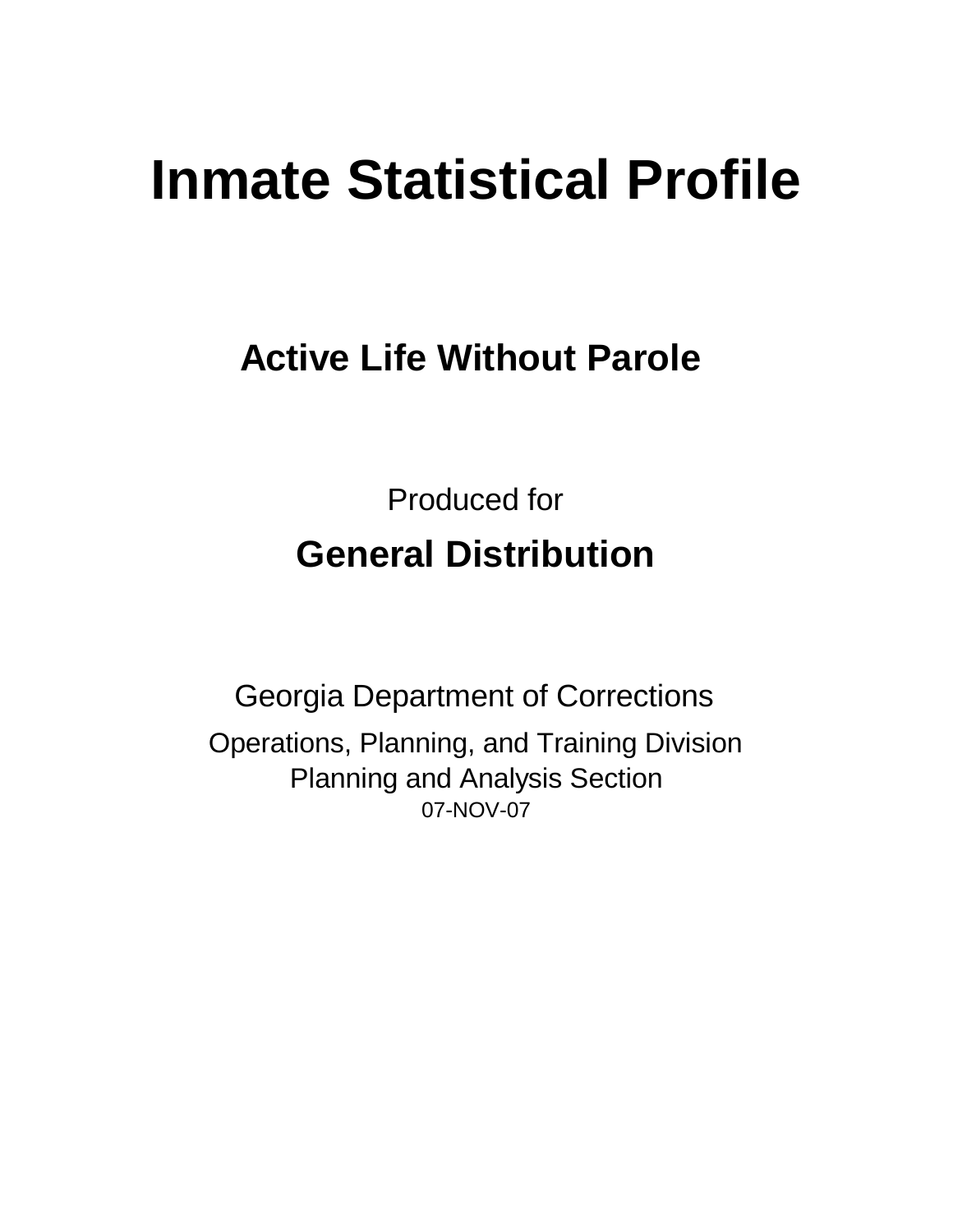# Inmate Statistical Profile

## Active Life Without Parole

Produced for

## General Distribution

Georgia Department of Corrections

Operations, Planning, and Training Division
Planning and Analysis Section
07-NOV-07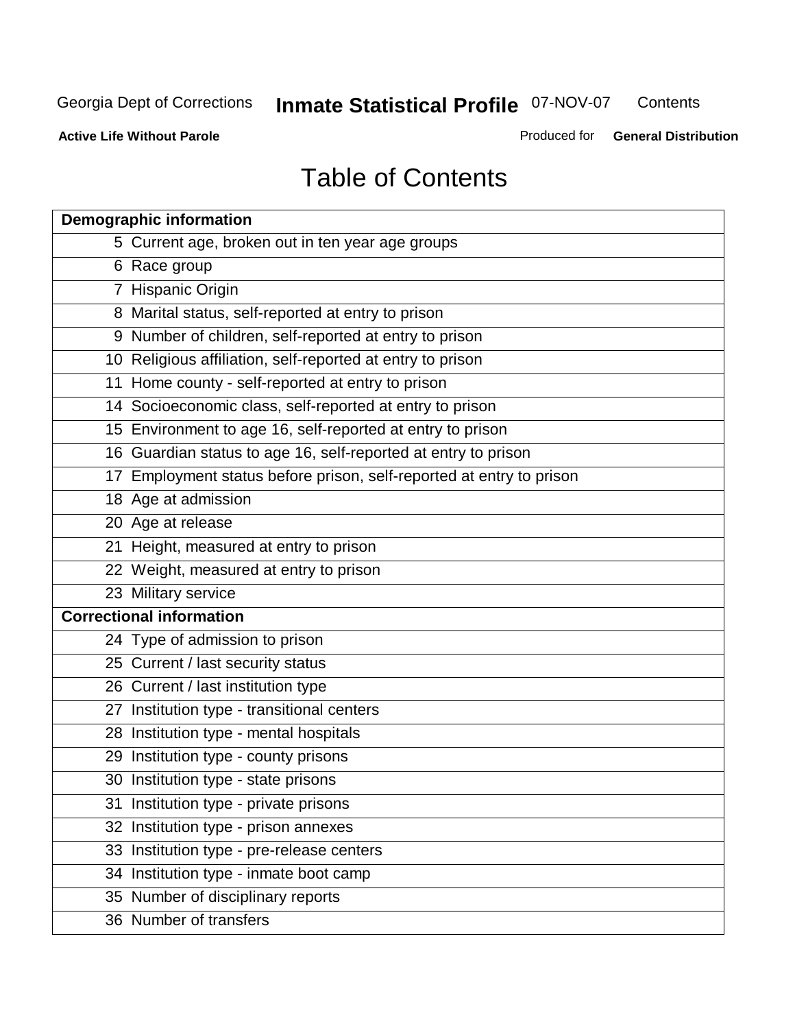Georgia Dept of Corrections **Inmate Statistical Profile** 07-NOV-07 Contents

**Active Life Without Parole** Produced for **General Distribution**

# Table of Contents

| **Demographic information** | |
|---|---|
| 5 | Current age, broken out in ten year age groups |
| 6 | Race group |
| 7 | Hispanic Origin |
| 8 | Marital status, self-reported at entry to prison |
| 9 | Number of children, self-reported at entry to prison |
| 10 | Religious affiliation, self-reported at entry to prison |
| 11 | Home county - self-reported at entry to prison |
| 14 | Socioeconomic class, self-reported at entry to prison |
| 15 | Environment to age 16, self-reported at entry to prison |
| 16 | Guardian status to age 16, self-reported at entry to prison |
| 17 | Employment status before prison, self-reported at entry to prison |
| 18 | Age at admission |
| 20 | Age at release |
| 21 | Height, measured at entry to prison |
| 22 | Weight, measured at entry to prison |
| 23 | Military service |
| **Correctional information** | |
| 24 | Type of admission to prison |
| 25 | Current / last security status |
| 26 | Current / last institution type |
| 27 | Institution type - transitional centers |
| 28 | Institution type - mental hospitals |
| 29 | Institution type - county prisons |
| 30 | Institution type - state prisons |
| 31 | Institution type - private prisons |
| 32 | Institution type - prison annexes |
| 33 | Institution type - pre-release centers |
| 34 | Institution type - inmate boot camp |
| 35 | Number of disciplinary reports |
| 36 | Number of transfers |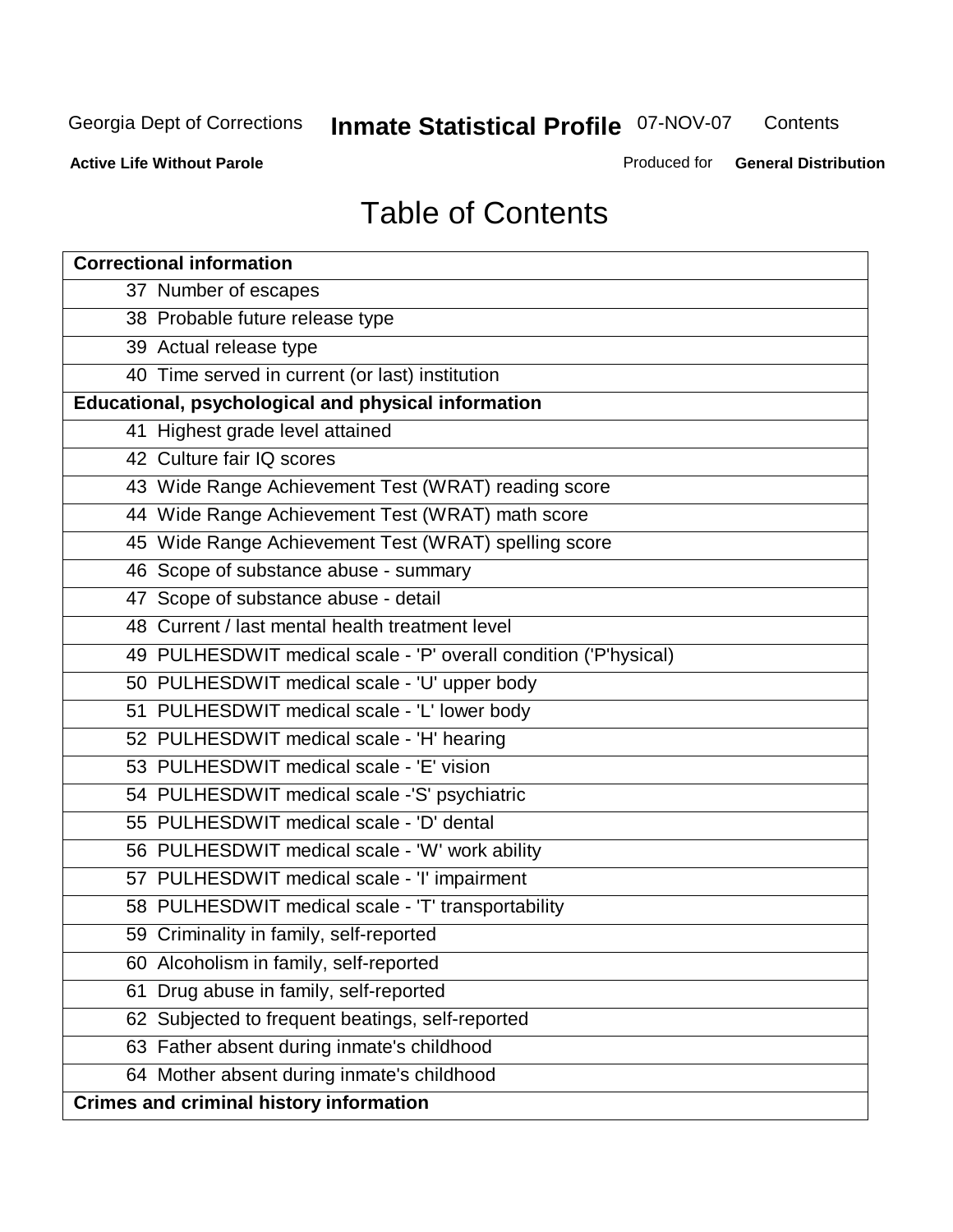# Table of Contents

| Correctional information |
|---|
| 37 Number of escapes |
| 38 Probable future release type |
| 39 Actual release type |
| 40 Time served in current (or last) institution |
| **Educational, psychological and physical information** |
| 41 Highest grade level attained |
| 42 Culture fair IQ scores |
| 43 Wide Range Achievement Test (WRAT) reading score |
| 44 Wide Range Achievement Test (WRAT) math score |
| 45 Wide Range Achievement Test (WRAT) spelling score |
| 46 Scope of substance abuse - summary |
| 47 Scope of substance abuse - detail |
| 48 Current / last mental health treatment level |
| 49 PULHESDWIT medical scale - 'P' overall condition ('P'hysical) |
| 50 PULHESDWIT medical scale - 'U' upper body |
| 51 PULHESDWIT medical scale - 'L' lower body |
| 52 PULHESDWIT medical scale - 'H' hearing |
| 53 PULHESDWIT medical scale - 'E' vision |
| 54 PULHESDWIT medical scale -'S' psychiatric |
| 55 PULHESDWIT medical scale - 'D' dental |
| 56 PULHESDWIT medical scale - 'W' work ability |
| 57 PULHESDWIT medical scale - 'I' impairment |
| 58 PULHESDWIT medical scale - 'T' transportability |
| 59 Criminality in family, self-reported |
| 60 Alcoholism in family, self-reported |
| 61 Drug abuse in family, self-reported |
| 62 Subjected to frequent beatings, self-reported |
| 63 Father absent during inmate's childhood |
| 64 Mother absent during inmate's childhood |
| **Crimes and criminal history information** |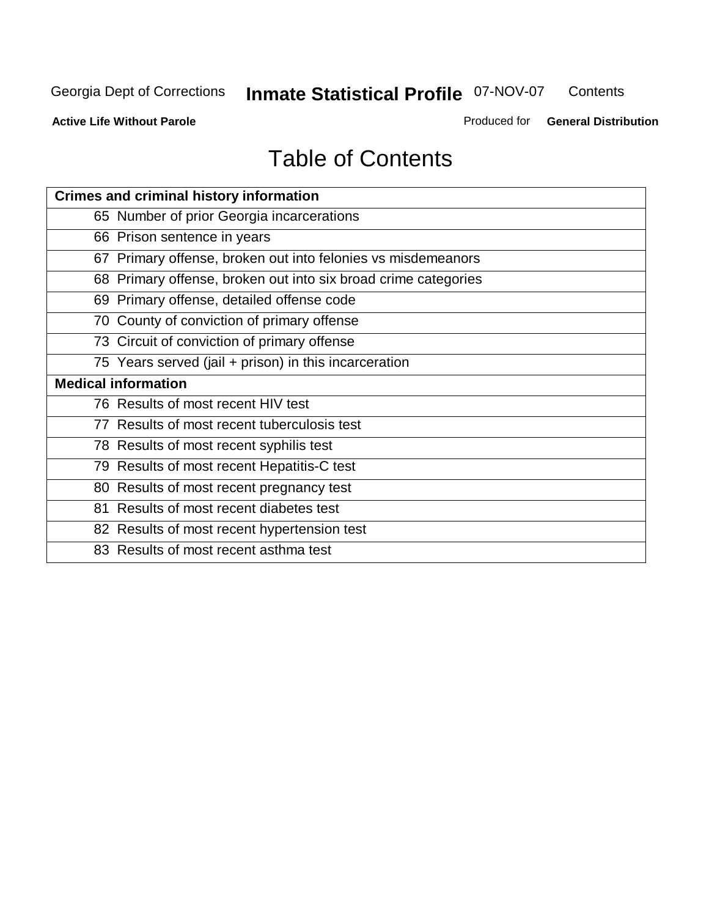# Table of Contents

| Crimes and criminal history information |
|---|
| 65 Number of prior Georgia incarcerations |
| 66 Prison sentence in years |
| 67 Primary offense, broken out into felonies vs misdemeanors |
| 68 Primary offense, broken out into six broad crime categories |
| 69 Primary offense, detailed offense code |
| 70 County of conviction of primary offense |
| 73 Circuit of conviction of primary offense |
| 75 Years served (jail + prison) in this incarceration |
| **Medical information** |
| 76 Results of most recent HIV test |
| 77 Results of most recent tuberculosis test |
| 78 Results of most recent syphilis test |
| 79 Results of most recent Hepatitis-C test |
| 80 Results of most recent pregnancy test |
| 81 Results of most recent diabetes test |
| 82 Results of most recent hypertension test |
| 83 Results of most recent asthma test |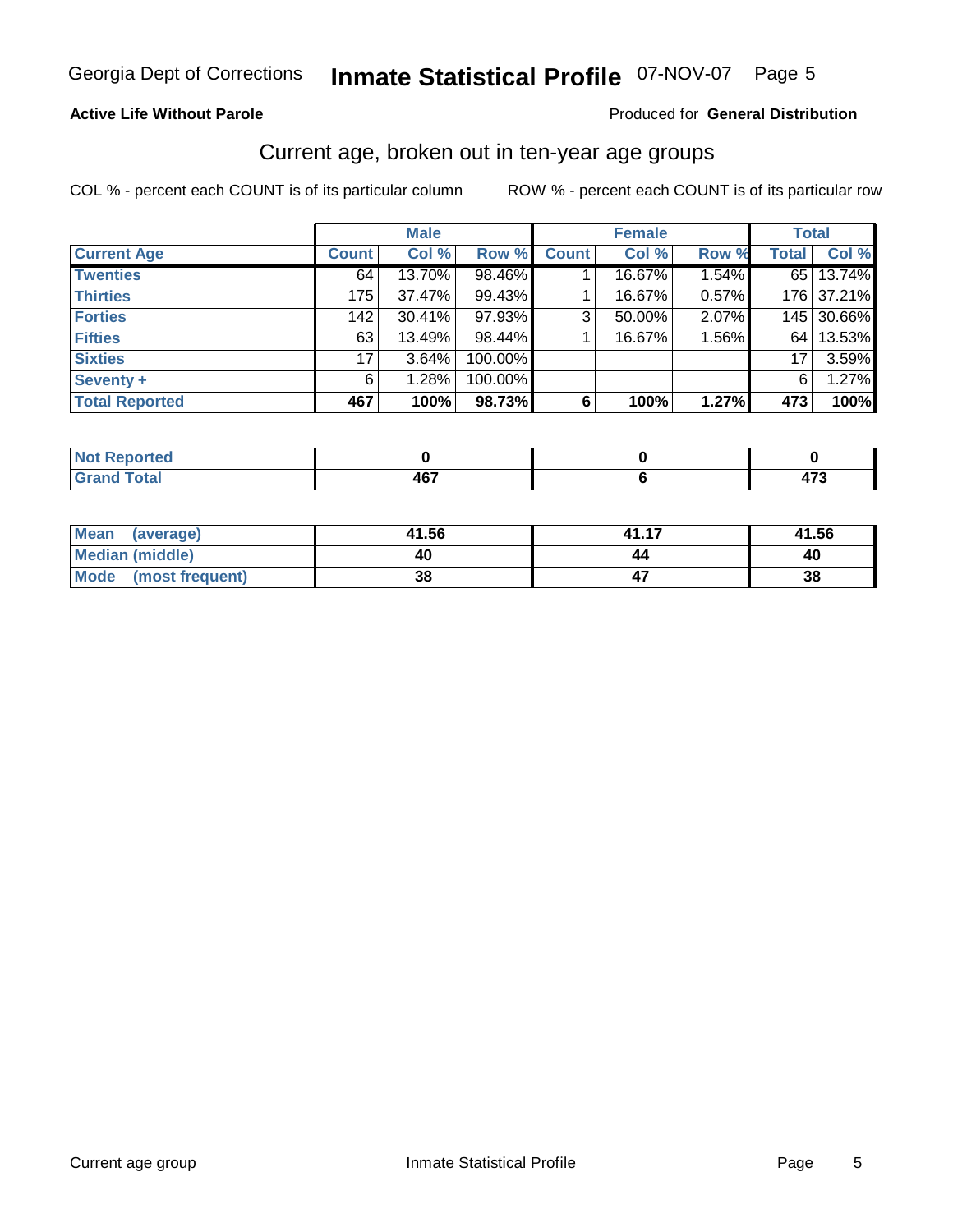Georgia Dept of Corrections **Inmate Statistical Profile** 07-NOV-07 Page 5

**Active Life Without Parole**

Produced for **General Distribution**

## Current age, broken out in ten-year age groups

COL % - percent each COUNT is of its particular column    ROW % - percent each COUNT is of its particular row

| | Male | | | Female | | | Total | |
|---|---|---|---|---|---|---|---|---|
| **Current Age** | **Count** | **Col %** | **Row %** | **Count** | **Col %** | **Row %** | **Total** | **Col %** |
| **Twenties** | 64 | 13.70% | 98.46% | 1 | 16.67% | 1.54% | 65 | 13.74% |
| **Thirties** | 175 | 37.47% | 99.43% | 1 | 16.67% | 0.57% | 176 | 37.21% |
| **Forties** | 142 | 30.41% | 97.93% | 3 | 50.00% | 2.07% | 145 | 30.66% |
| **Fifties** | 63 | 13.49% | 98.44% | 1 | 16.67% | 1.56% | 64 | 13.53% |
| **Sixties** | 17 | 3.64% | 100.00% | | | | 17 | 3.59% |
| **Seventy +** | 6 | 1.28% | 100.00% | | | | 6 | 1.27% |
| **Total Reported** | **467** | **100%** | **98.73%** | **6** | **100%** | **1.27%** | **473** | **100%** |

| | Male | Female | Total |
|---|---|---|---|
| **Not Reported** | **0** | **0** | **0** |
| **Grand Total** | **467** | **6** | **473** |

| | Male | Female | Total |
|---|---|---|---|
| **Mean (average)** | **41.56** | **41.17** | **41.56** |
| **Median (middle)** | **40** | **44** | **40** |
| **Mode (most frequent)** | **38** | **47** | **38** |

Current age group    Inmate Statistical Profile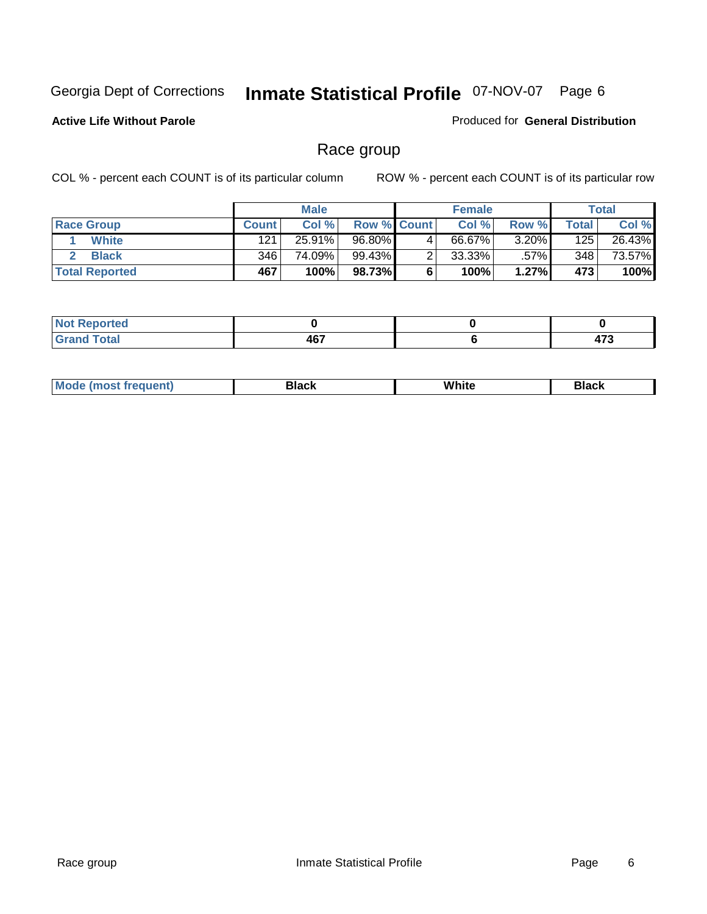Georgia Dept of Corrections **Inmate Statistical Profile** 07-NOV-07

**Active Life Without Parole**

Produced for **General Distribution**

## Race group

COL % - percent each COUNT is of its particular column

ROW % - percent each COUNT is of its particular row

| | Male | | | Female | | | Total | |
|---|---|---|---|---|---|---|---|---|
| **Race Group** | **Count** | **Col %** | **Row %** | **Count** | **Col %** | **Row %** | **Total** | **Col %** |
| 1 **White** | 121 | 25.91% | 96.80% | 4 | 66.67% | 3.20% | 125 | 26.43% |
| 2 **Black** | 346 | 74.09% | 99.43% | 2 | 33.33% | .57% | 348 | 73.57% |
| **Total Reported** | **467** | **100%** | **98.73%** | **6** | **100%** | **1.27%** | **473** | **100%** |

| | Male | Female | Total |
|---|---|---|---|
| **Not Reported** | **0** | **0** | **0** |
| **Grand Total** | **467** | **6** | **473** |

| | Male | Female | Total |
|---|---|---|---|
| **Mode (most frequent)** | **Black** | **White** | **Black** |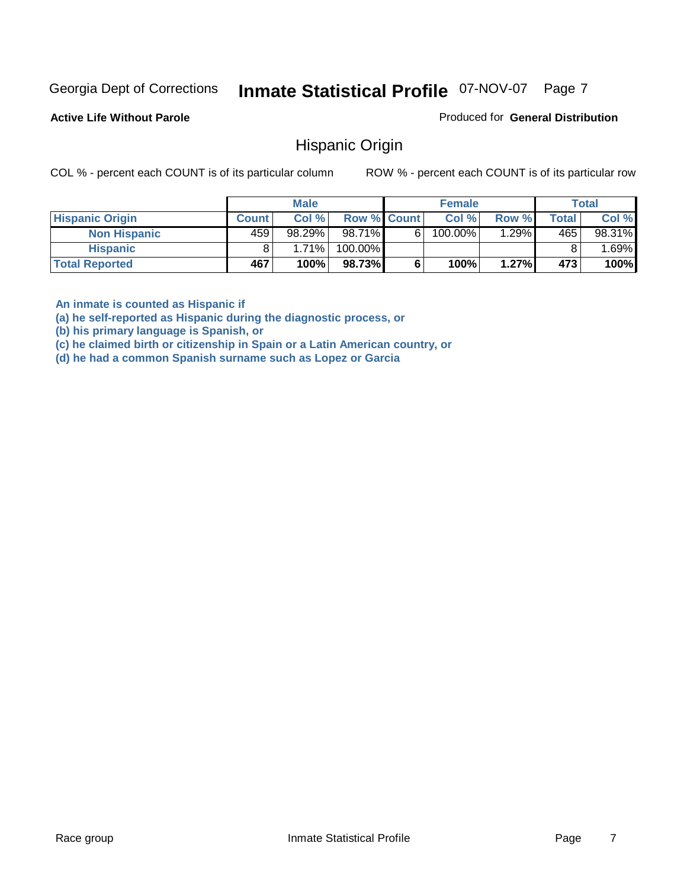Georgia Dept of Corrections **Inmate Statistical Profile** 07-NOV-07

**Active Life Without Parole**

Produced for **General Distribution**

## Hispanic Origin

COL % - percent each COUNT is of its particular column    ROW % - percent each COUNT is of its particular row

| | Male | | | Female | | | Total | |
|---|---|---|---|---|---|---|---|---|
| **Hispanic Origin** | **Count** | **Col %** | **Row %** | **Count** | **Col %** | **Row %** | **Total** | **Col %** |
| **Non Hispanic** | 459 | 98.29% | 98.71% | 6 | 100.00% | 1.29% | 465 | 98.31% |
| **Hispanic** | 8 | 1.71% | 100.00% | | | | 8 | 1.69% |
| **Total Reported** | **467** | **100%** | **98.73%** | **6** | **100%** | **1.27%** | **473** | **100%** |

**An inmate is counted as Hispanic if**
**(a) he self-reported as Hispanic during the diagnostic process, or**
**(b) his primary language is Spanish, or**
**(c) he claimed birth or citizenship in Spain or a Latin American country, or**
**(d) he had a common Spanish surname such as Lopez or Garcia**

Race group    Inmate Statistical Profile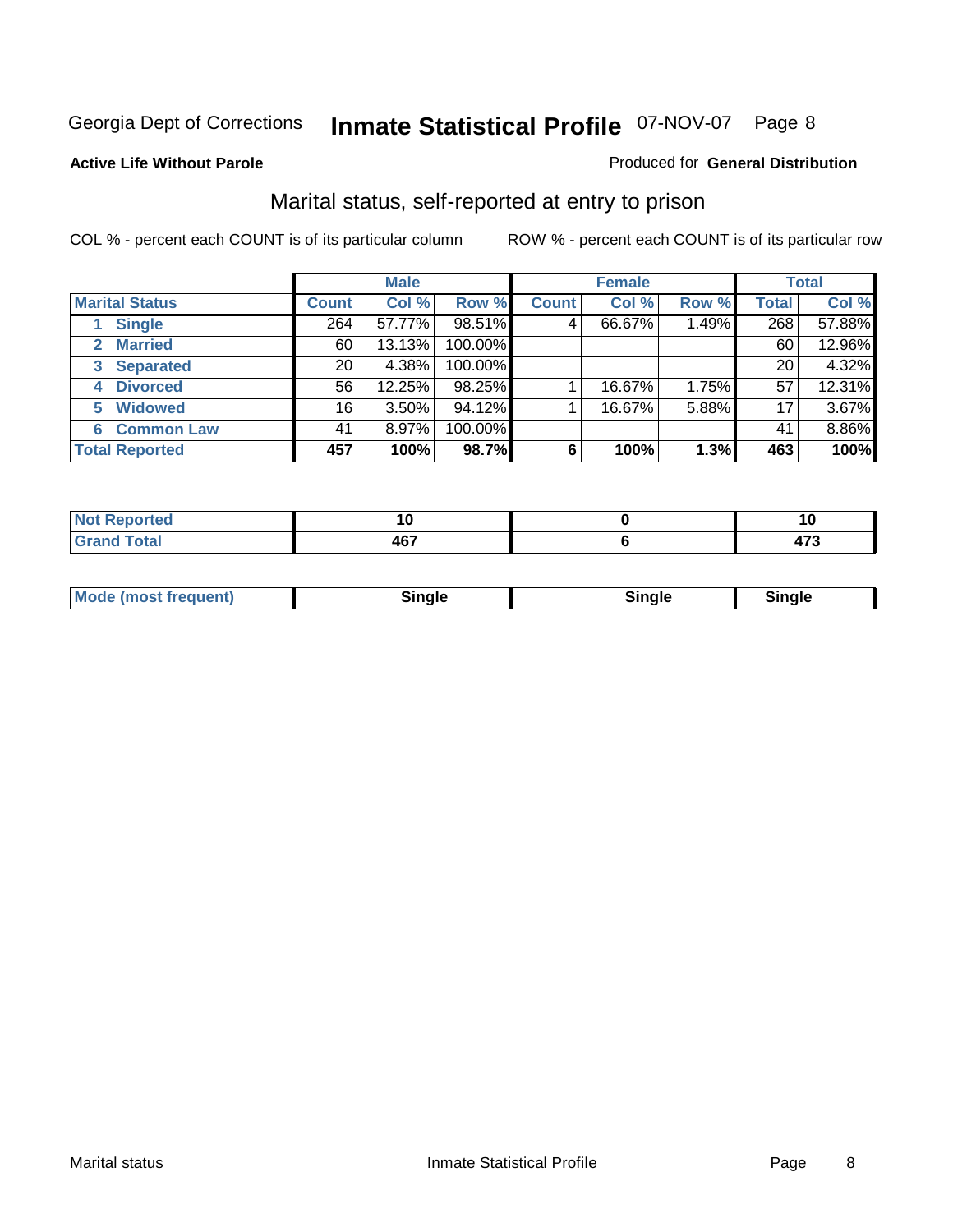Georgia Dept of Corrections **Inmate Statistical Profile** 07-NOV-07

**Active Life Without Parole**

Produced for **General Distribution**

## Marital status, self-reported at entry to prison

COL % - percent each COUNT is of its particular column

ROW % - percent each COUNT is of its particular row

| | Male | | | Female | | | Total | |
|---|---|---|---|---|---|---|---|---|
| **Marital Status** | **Count** | **Col %** | **Row %** | **Count** | **Col %** | **Row %** | **Total** | **Col %** |
| 1 Single | 264 | 57.77% | 98.51% | 4 | 66.67% | 1.49% | 268 | 57.88% |
| 2 Married | 60 | 13.13% | 100.00% | | | | 60 | 12.96% |
| 3 Separated | 20 | 4.38% | 100.00% | | | | 20 | 4.32% |
| 4 Divorced | 56 | 12.25% | 98.25% | 1 | 16.67% | 1.75% | 57 | 12.31% |
| 5 Widowed | 16 | 3.50% | 94.12% | 1 | 16.67% | 5.88% | 17 | 3.67% |
| 6 Common Law | 41 | 8.97% | 100.00% | | | | 41 | 8.86% |
| **Total Reported** | **457** | **100%** | **98.7%** | **6** | **100%** | **1.3%** | **463** | **100%** |

| | Male | Female | Total |
|---|---|---|---|
| Not Reported | 10 | 0 | 10 |
| Grand Total | 467 | 6 | 473 |

| | Male | Female | Total |
|---|---|---|---|
| Mode (most frequent) | Single | Single | Single |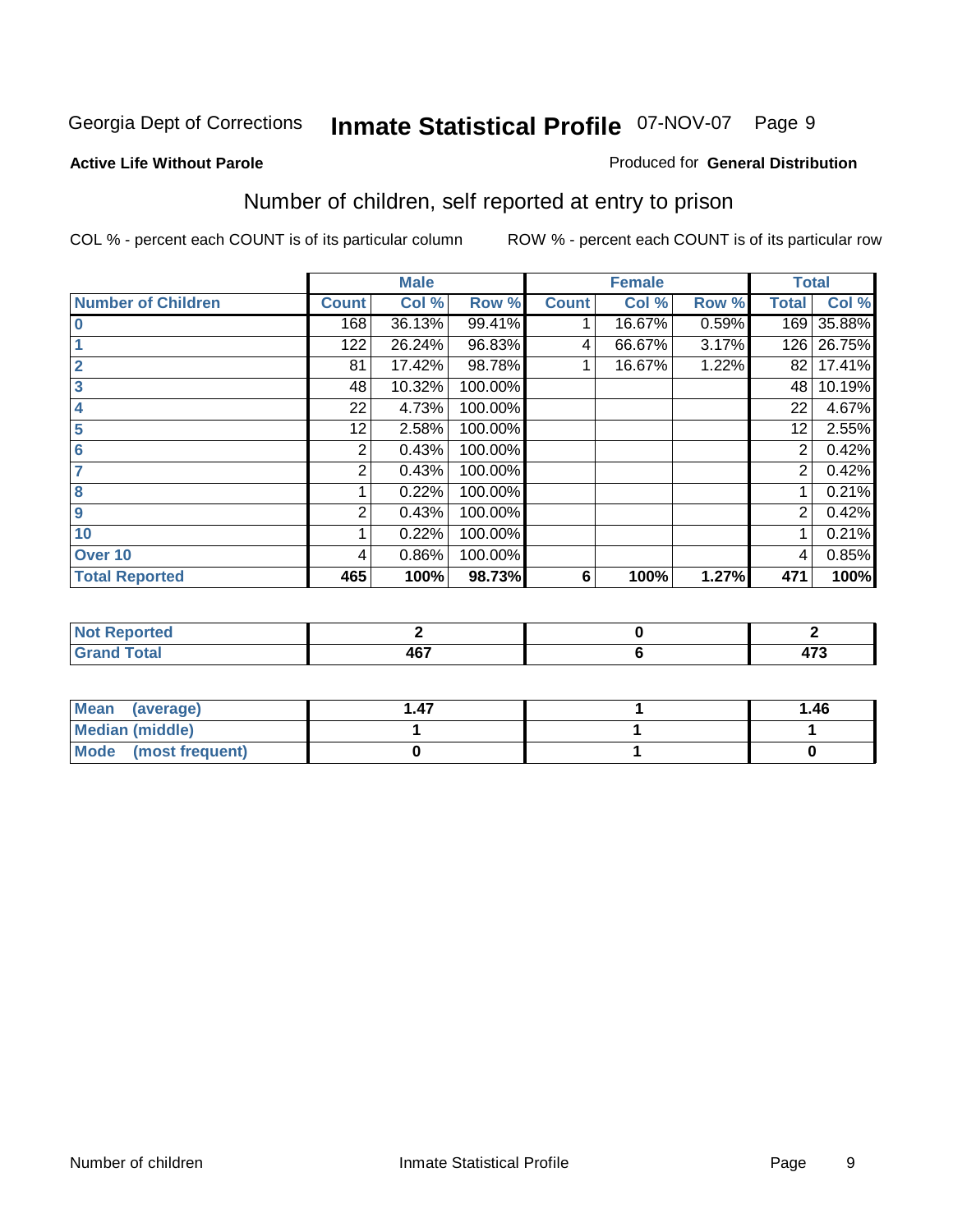Georgia Dept of Corrections **Inmate Statistical Profile** 07-NOV-07

**Active Life Without Parole**

Produced for **General Distribution**

## Number of children, self reported at entry to prison

COL % - percent each COUNT is of its particular column

ROW % - percent each COUNT is of its particular row

| | Male | | | Female | | | Total | |
|---|---|---|---|---|---|---|---|---|
| **Number of Children** | **Count** | **Col %** | **Row %** | **Count** | **Col %** | **Row %** | **Total** | **Col %** |
| **0** | 168 | 36.13% | 99.41% | 1 | 16.67% | 0.59% | 169 | 35.88% |
| **1** | 122 | 26.24% | 96.83% | 4 | 66.67% | 3.17% | 126 | 26.75% |
| **2** | 81 | 17.42% | 98.78% | 1 | 16.67% | 1.22% | 82 | 17.41% |
| **3** | 48 | 10.32% | 100.00% | | | | 48 | 10.19% |
| **4** | 22 | 4.73% | 100.00% | | | | 22 | 4.67% |
| **5** | 12 | 2.58% | 100.00% | | | | 12 | 2.55% |
| **6** | 2 | 0.43% | 100.00% | | | | 2 | 0.42% |
| **7** | 2 | 0.43% | 100.00% | | | | 2 | 0.42% |
| **8** | 1 | 0.22% | 100.00% | | | | 1 | 0.21% |
| **9** | 2 | 0.43% | 100.00% | | | | 2 | 0.42% |
| **10** | 1 | 0.22% | 100.00% | | | | 1 | 0.21% |
| **Over 10** | 4 | 0.86% | 100.00% | | | | 4 | 0.85% |
| **Total Reported** | **465** | **100%** | **98.73%** | **6** | **100%** | **1.27%** | **471** | **100%** |

| | Male | Female | Total |
|---|---|---|---|
| **Not Reported** | **2** | **0** | **2** |
| **Grand Total** | **467** | **6** | **473** |

| | Male | Female | Total |
|---|---|---|---|
| **Mean (average)** | **1.47** | **1** | **1.46** |
| **Median (middle)** | **1** | **1** | **1** |
| **Mode (most frequent)** | **0** | **1** | **0** |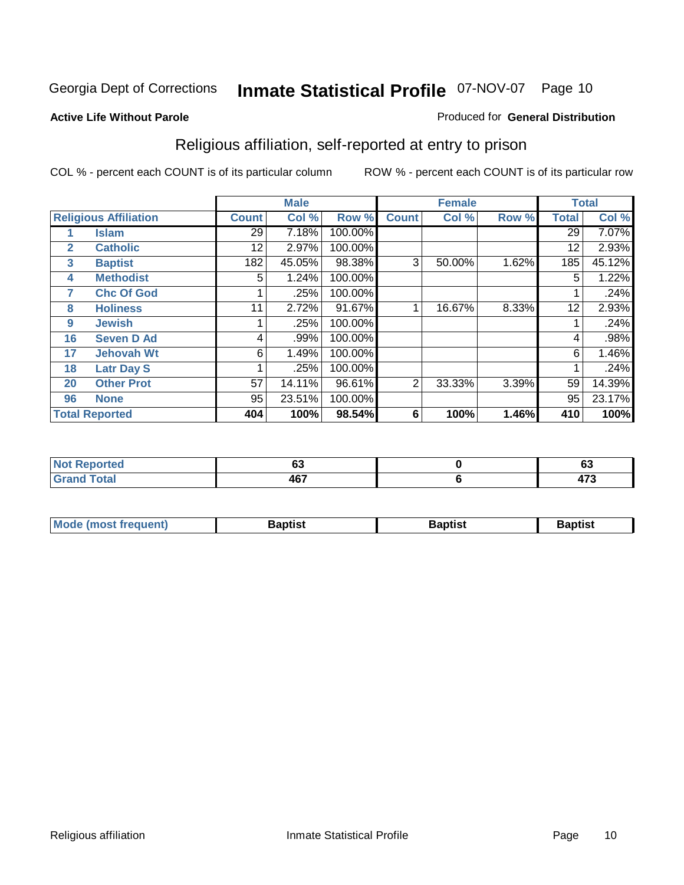Georgia Dept of Corrections **Inmate Statistical Profile** 07-NOV-07

**Active Life Without Parole**

Produced for **General Distribution**

## Religious affiliation, self-reported at entry to prison

COL % - percent each COUNT is of its particular column ROW % - percent each COUNT is of its particular row

| Religious Affiliation | | Male | | | Female | | | Total | |
|---|---|---|---|---|---|---|---|---|---|
| | | Count | Col % | Row % | Count | Col % | Row % | Total | Col % |
| 1 | Islam | 29 | 7.18% | 100.00% | | | | 29 | 7.07% |
| 2 | Catholic | 12 | 2.97% | 100.00% | | | | 12 | 2.93% |
| 3 | Baptist | 182 | 45.05% | 98.38% | 3 | 50.00% | 1.62% | 185 | 45.12% |
| 4 | Methodist | 5 | 1.24% | 100.00% | | | | 5 | 1.22% |
| 7 | Chc Of God | 1 | .25% | 100.00% | | | | 1 | .24% |
| 8 | Holiness | 11 | 2.72% | 91.67% | 1 | 16.67% | 8.33% | 12 | 2.93% |
| 9 | Jewish | 1 | .25% | 100.00% | | | | 1 | .24% |
| 16 | Seven D Ad | 4 | .99% | 100.00% | | | | 4 | .98% |
| 17 | Jehovah Wt | 6 | 1.49% | 100.00% | | | | 6 | 1.46% |
| 18 | Latr Day S | 1 | .25% | 100.00% | | | | 1 | .24% |
| 20 | Other Prot | 57 | 14.11% | 96.61% | 2 | 33.33% | 3.39% | 59 | 14.39% |
| 96 | None | 95 | 23.51% | 100.00% | | | | 95 | 23.17% |
| **Total Reported** | | **404** | **100%** | **98.54%** | **6** | **100%** | **1.46%** | **410** | **100%** |

| | Male | Female | Total |
|---|---|---|---|
| Not Reported | 63 | 0 | 63 |
| Grand Total | 467 | 6 | 473 |

| | Male | Female | Total |
|---|---|---|---|
| Mode (most frequent) | Baptist | Baptist | Baptist |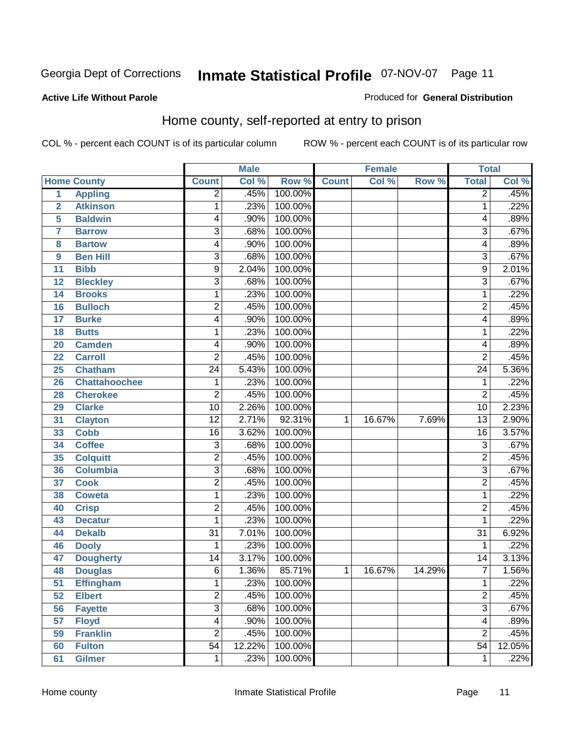Georgia Dept of Corrections **Inmate Statistical Profile** 07-NOV-07

**Active Life Without Parole**

Produced for **General Distribution**

## Home county, self-reported at entry to prison

COL % - percent each COUNT is of its particular column ROW % - percent each COUNT is of its particular row

| Home County | | Male | | | Female | | | Total | |
|---|---|---|---|---|---|---|---|---|---|
| | | Count | Col % | Row % | Count | Col % | Row % | Total | Col % |
| 1 | Appling | 2 | .45% | 100.00% | | | | 2 | .45% |
| 2 | Atkinson | 1 | .23% | 100.00% | | | | 1 | .22% |
| 5 | Baldwin | 4 | .90% | 100.00% | | | | 4 | .89% |
| 7 | Barrow | 3 | .68% | 100.00% | | | | 3 | .67% |
| 8 | Bartow | 4 | .90% | 100.00% | | | | 4 | .89% |
| 9 | Ben Hill | 3 | .68% | 100.00% | | | | 3 | .67% |
| 11 | Bibb | 9 | 2.04% | 100.00% | | | | 9 | 2.01% |
| 12 | Bleckley | 3 | .68% | 100.00% | | | | 3 | .67% |
| 14 | Brooks | 1 | .23% | 100.00% | | | | 1 | .22% |
| 16 | Bulloch | 2 | .45% | 100.00% | | | | 2 | .45% |
| 17 | Burke | 4 | .90% | 100.00% | | | | 4 | .89% |
| 18 | Butts | 1 | .23% | 100.00% | | | | 1 | .22% |
| 20 | Camden | 4 | .90% | 100.00% | | | | 4 | .89% |
| 22 | Carroll | 2 | .45% | 100.00% | | | | 2 | .45% |
| 25 | Chatham | 24 | 5.43% | 100.00% | | | | 24 | 5.36% |
| 26 | Chattahoochee | 1 | .23% | 100.00% | | | | 1 | .22% |
| 28 | Cherokee | 2 | .45% | 100.00% | | | | 2 | .45% |
| 29 | Clarke | 10 | 2.26% | 100.00% | | | | 10 | 2.23% |
| 31 | Clayton | 12 | 2.71% | 92.31% | 1 | 16.67% | 7.69% | 13 | 2.90% |
| 33 | Cobb | 16 | 3.62% | 100.00% | | | | 16 | 3.57% |
| 34 | Coffee | 3 | .68% | 100.00% | | | | 3 | .67% |
| 35 | Colquitt | 2 | .45% | 100.00% | | | | 2 | .45% |
| 36 | Columbia | 3 | .68% | 100.00% | | | | 3 | .67% |
| 37 | Cook | 2 | .45% | 100.00% | | | | 2 | .45% |
| 38 | Coweta | 1 | .23% | 100.00% | | | | 1 | .22% |
| 40 | Crisp | 2 | .45% | 100.00% | | | | 2 | .45% |
| 43 | Decatur | 1 | .23% | 100.00% | | | | 1 | .22% |
| 44 | Dekalb | 31 | 7.01% | 100.00% | | | | 31 | 6.92% |
| 46 | Dooly | 1 | .23% | 100.00% | | | | 1 | .22% |
| 47 | Dougherty | 14 | 3.17% | 100.00% | | | | 14 | 3.13% |
| 48 | Douglas | 6 | 1.36% | 85.71% | 1 | 16.67% | 14.29% | 7 | 1.56% |
| 51 | Effingham | 1 | .23% | 100.00% | | | | 1 | .22% |
| 52 | Elbert | 2 | .45% | 100.00% | | | | 2 | .45% |
| 56 | Fayette | 3 | .68% | 100.00% | | | | 3 | .67% |
| 57 | Floyd | 4 | .90% | 100.00% | | | | 4 | .89% |
| 59 | Franklin | 2 | .45% | 100.00% | | | | 2 | .45% |
| 60 | Fulton | 54 | 12.22% | 100.00% | | | | 54 | 12.05% |
| 61 | Gilmer | 1 | .23% | 100.00% | | | | 1 | .22% |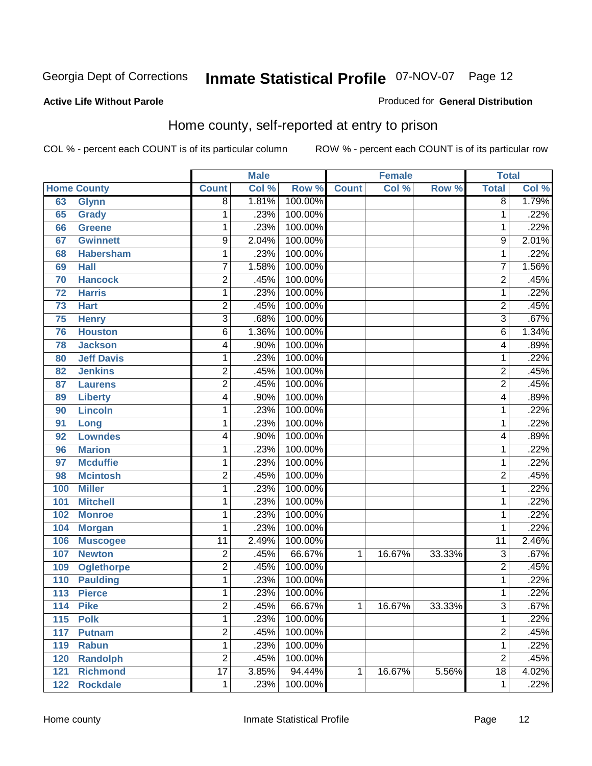Georgia Dept of Corrections **Inmate Statistical Profile** 07-NOV-07

**Active Life Without Parole**

Produced for **General Distribution**

## Home county, self-reported at entry to prison

COL % - percent each COUNT is of its particular column ROW % - percent each COUNT is of its particular row

| Home County | | Male | | | Female | | | Total | |
|---|---|---|---|---|---|---|---|---|---|
| | | Count | Col % | Row % | Count | Col % | Row % | Total | Col % |
| 63 | Glynn | 8 | 1.81% | 100.00% | | | | 8 | 1.79% |
| 65 | Grady | 1 | .23% | 100.00% | | | | 1 | .22% |
| 66 | Greene | 1 | .23% | 100.00% | | | | 1 | .22% |
| 67 | Gwinnett | 9 | 2.04% | 100.00% | | | | 9 | 2.01% |
| 68 | Habersham | 1 | .23% | 100.00% | | | | 1 | .22% |
| 69 | Hall | 7 | 1.58% | 100.00% | | | | 7 | 1.56% |
| 70 | Hancock | 2 | .45% | 100.00% | | | | 2 | .45% |
| 72 | Harris | 1 | .23% | 100.00% | | | | 1 | .22% |
| 73 | Hart | 2 | .45% | 100.00% | | | | 2 | .45% |
| 75 | Henry | 3 | .68% | 100.00% | | | | 3 | .67% |
| 76 | Houston | 6 | 1.36% | 100.00% | | | | 6 | 1.34% |
| 78 | Jackson | 4 | .90% | 100.00% | | | | 4 | .89% |
| 80 | Jeff Davis | 1 | .23% | 100.00% | | | | 1 | .22% |
| 82 | Jenkins | 2 | .45% | 100.00% | | | | 2 | .45% |
| 87 | Laurens | 2 | .45% | 100.00% | | | | 2 | .45% |
| 89 | Liberty | 4 | .90% | 100.00% | | | | 4 | .89% |
| 90 | Lincoln | 1 | .23% | 100.00% | | | | 1 | .22% |
| 91 | Long | 1 | .23% | 100.00% | | | | 1 | .22% |
| 92 | Lowndes | 4 | .90% | 100.00% | | | | 4 | .89% |
| 96 | Marion | 1 | .23% | 100.00% | | | | 1 | .22% |
| 97 | Mcduffie | 1 | .23% | 100.00% | | | | 1 | .22% |
| 98 | Mcintosh | 2 | .45% | 100.00% | | | | 2 | .45% |
| 100 | Miller | 1 | .23% | 100.00% | | | | 1 | .22% |
| 101 | Mitchell | 1 | .23% | 100.00% | | | | 1 | .22% |
| 102 | Monroe | 1 | .23% | 100.00% | | | | 1 | .22% |
| 104 | Morgan | 1 | .23% | 100.00% | | | | 1 | .22% |
| 106 | Muscogee | 11 | 2.49% | 100.00% | | | | 11 | 2.46% |
| 107 | Newton | 2 | .45% | 66.67% | 1 | 16.67% | 33.33% | 3 | .67% |
| 109 | Oglethorpe | 2 | .45% | 100.00% | | | | 2 | .45% |
| 110 | Paulding | 1 | .23% | 100.00% | | | | 1 | .22% |
| 113 | Pierce | 1 | .23% | 100.00% | | | | 1 | .22% |
| 114 | Pike | 2 | .45% | 66.67% | 1 | 16.67% | 33.33% | 3 | .67% |
| 115 | Polk | 1 | .23% | 100.00% | | | | 1 | .22% |
| 117 | Putnam | 2 | .45% | 100.00% | | | | 2 | .45% |
| 119 | Rabun | 1 | .23% | 100.00% | | | | 1 | .22% |
| 120 | Randolph | 2 | .45% | 100.00% | | | | 2 | .45% |
| 121 | Richmond | 17 | 3.85% | 94.44% | 1 | 16.67% | 5.56% | 18 | 4.02% |
| 122 | Rockdale | 1 | .23% | 100.00% | | | | 1 | .22% |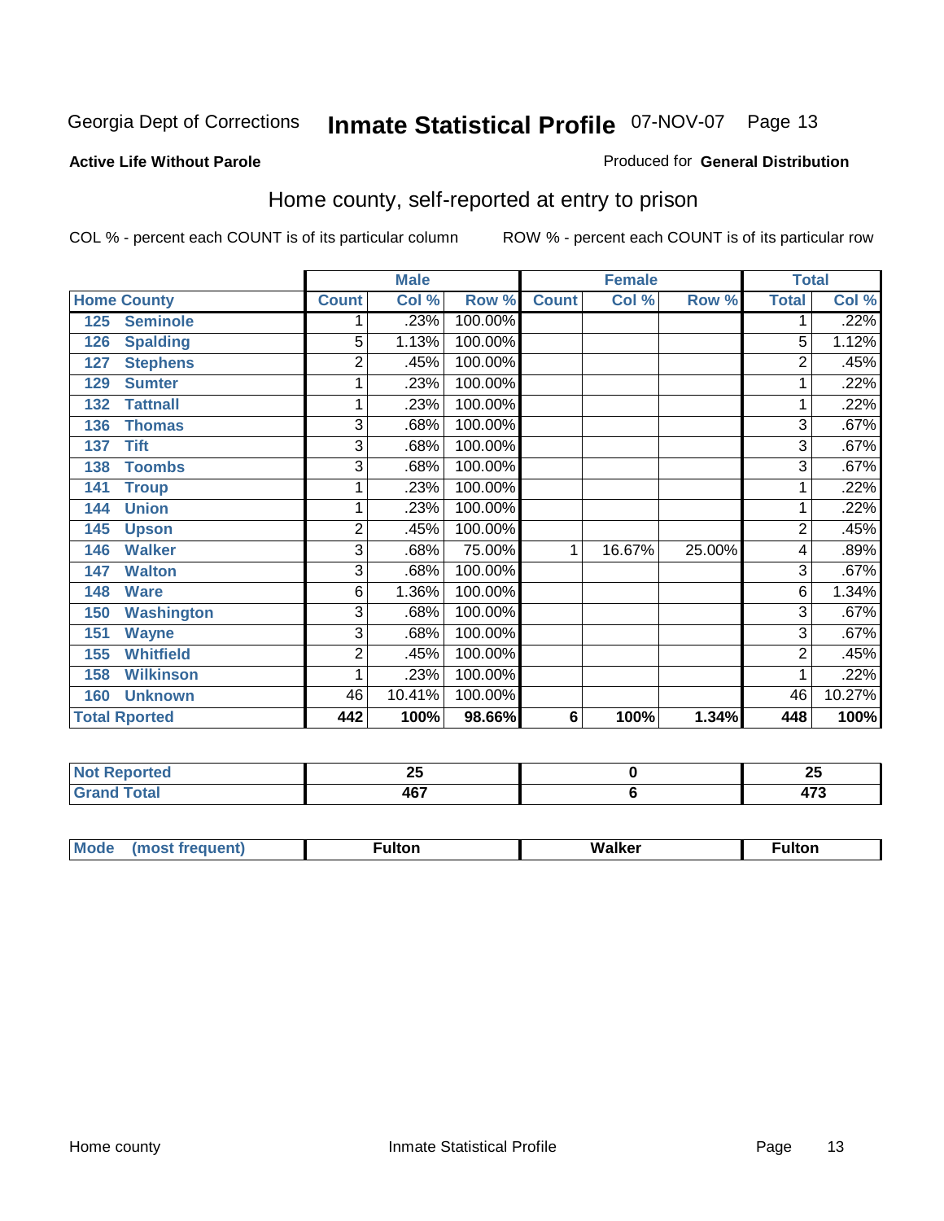Georgia Dept of Corrections **Inmate Statistical Profile** 07-NOV-07

**Active Life Without Parole**

Produced for **General Distribution**

## Home county, self-reported at entry to prison

COL % - percent each COUNT is of its particular column    ROW % - percent each COUNT is of its particular row

| Home County | Male | | | Female | | | Total | |
|---|---|---|---|---|---|---|---|---|
| | Count | Col % | Row % | Count | Col % | Row % | Total | Col % |
| 125 Seminole | 1 | .23% | 100.00% | | | | 1 | .22% |
| 126 Spalding | 5 | 1.13% | 100.00% | | | | 5 | 1.12% |
| 127 Stephens | 2 | .45% | 100.00% | | | | 2 | .45% |
| 129 Sumter | 1 | .23% | 100.00% | | | | 1 | .22% |
| 132 Tattnall | 1 | .23% | 100.00% | | | | 1 | .22% |
| 136 Thomas | 3 | .68% | 100.00% | | | | 3 | .67% |
| 137 Tift | 3 | .68% | 100.00% | | | | 3 | .67% |
| 138 Toombs | 3 | .68% | 100.00% | | | | 3 | .67% |
| 141 Troup | 1 | .23% | 100.00% | | | | 1 | .22% |
| 144 Union | 1 | .23% | 100.00% | | | | 1 | .22% |
| 145 Upson | 2 | .45% | 100.00% | | | | 2 | .45% |
| 146 Walker | 3 | .68% | 75.00% | 1 | 16.67% | 25.00% | 4 | .89% |
| 147 Walton | 3 | .68% | 100.00% | | | | 3 | .67% |
| 148 Ware | 6 | 1.36% | 100.00% | | | | 6 | 1.34% |
| 150 Washington | 3 | .68% | 100.00% | | | | 3 | .67% |
| 151 Wayne | 3 | .68% | 100.00% | | | | 3 | .67% |
| 155 Whitfield | 2 | .45% | 100.00% | | | | 2 | .45% |
| 158 Wilkinson | 1 | .23% | 100.00% | | | | 1 | .22% |
| 160 Unknown | 46 | 10.41% | 100.00% | | | | 46 | 10.27% |
| **Total Rported** | **442** | **100%** | **98.66%** | **6** | **100%** | **1.34%** | **448** | **100%** |

| | Male | Female | Total |
|---|---|---|---|
| Not Reported | 25 | 0 | 25 |
| Grand Total | 467 | 6 | 473 |

| | Male | Female | Total |
|---|---|---|---|
| Mode (most frequent) | Fulton | Walker | Fulton |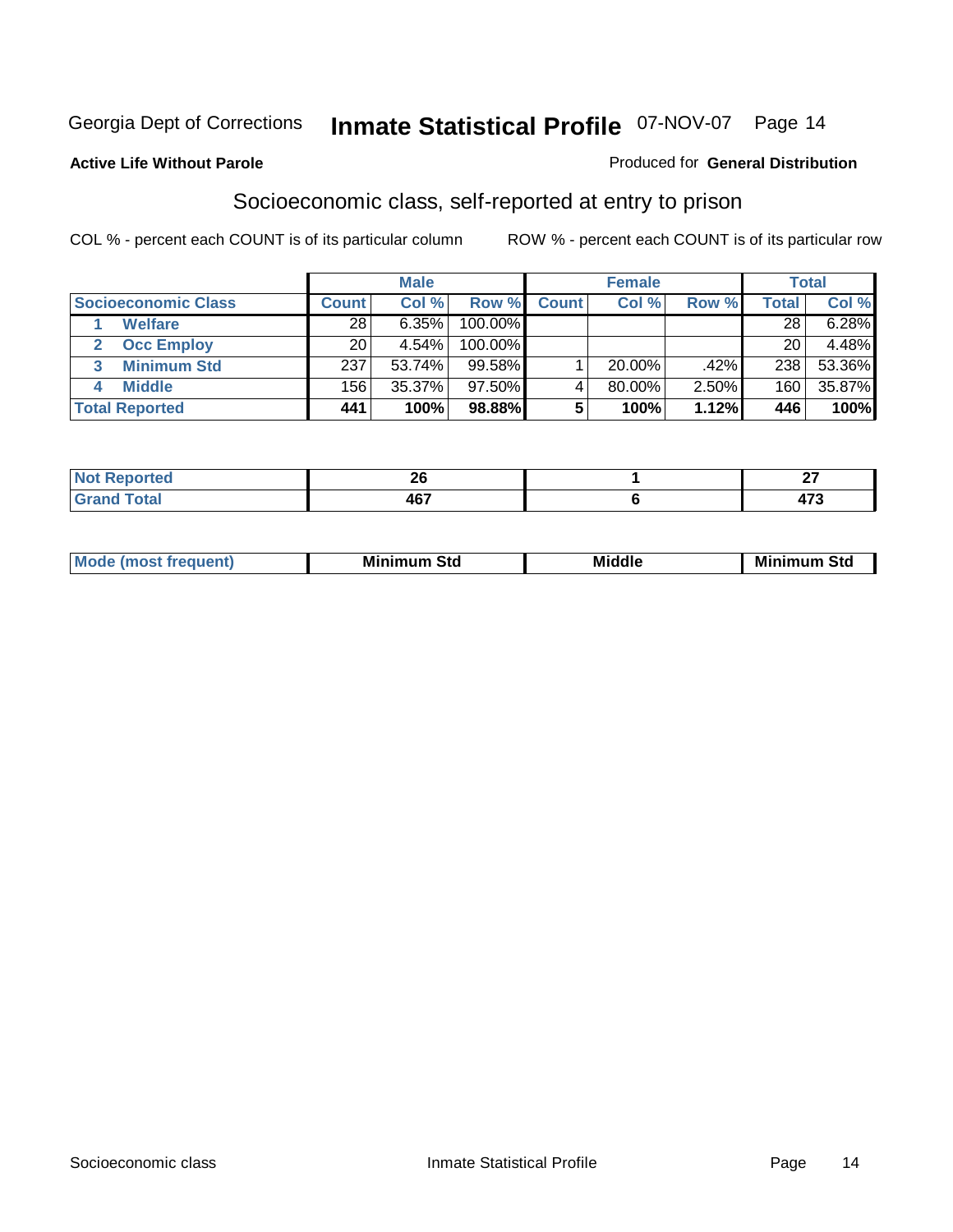Georgia Dept of Corrections **Inmate Statistical Profile** 07-NOV-07 Page 14

**Active Life Without Parole**

Produced for **General Distribution**

## Socioeconomic class, self-reported at entry to prison

COL % - percent each COUNT is of its particular column

ROW % - percent each COUNT is of its particular row

| | Male | | | Female | | | Total | |
|---|---|---|---|---|---|---|---|---|
| **Socioeconomic Class** | **Count** | **Col %** | **Row %** | **Count** | **Col %** | **Row %** | **Total** | **Col %** |
| 1 **Welfare** | 28 | 6.35% | 100.00% | | | | 28 | 6.28% |
| 2 **Occ Employ** | 20 | 4.54% | 100.00% | | | | 20 | 4.48% |
| 3 **Minimum Std** | 237 | 53.74% | 99.58% | 1 | 20.00% | .42% | 238 | 53.36% |
| 4 **Middle** | 156 | 35.37% | 97.50% | 4 | 80.00% | 2.50% | 160 | 35.87% |
| **Total Reported** | **441** | **100%** | **98.88%** | **5** | **100%** | **1.12%** | **446** | **100%** |

| | Male | Female | Total |
|---|---|---|---|
| **Not Reported** | **26** | **1** | **27** |
| **Grand Total** | **467** | **6** | **473** |

| | Male | Female | Total |
|---|---|---|---|
| **Mode (most frequent)** | **Minimum Std** | **Middle** | **Minimum Std** |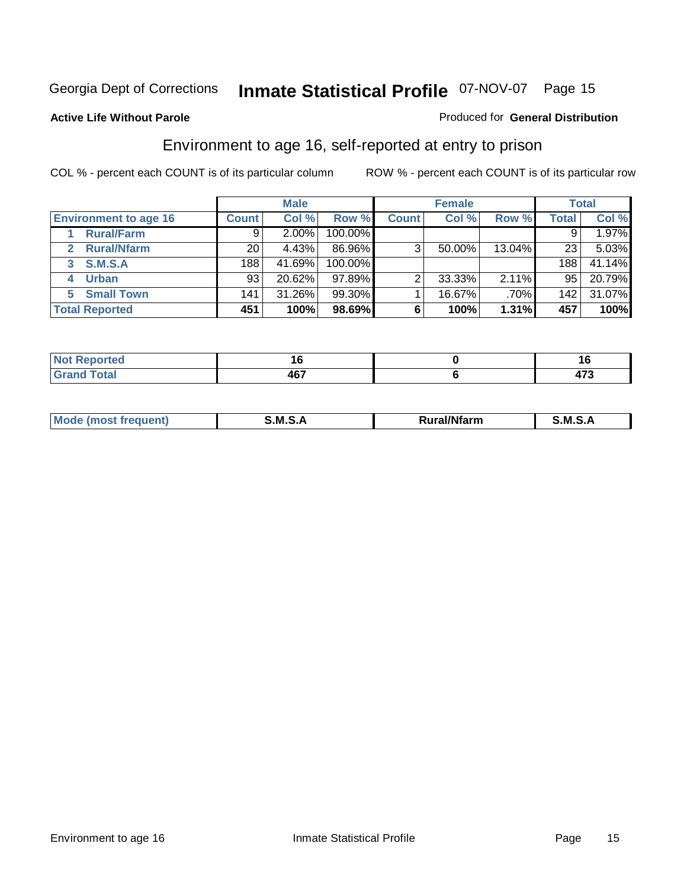Georgia Dept of Corrections **Inmate Statistical Profile** 07-NOV-07 Page 15

**Active Life Without Parole**

Produced for **General Distribution**

## Environment to age 16, self-reported at entry to prison

COL % - percent each COUNT is of its particular column

ROW % - percent each COUNT is of its particular row

| | Male | | | Female | | | Total | |
|---|---|---|---|---|---|---|---|---|
| **Environment to age 16** | **Count** | **Col %** | **Row %** | **Count** | **Col %** | **Row %** | **Total** | **Col %** |
| **1 Rural/Farm** | 9 | 2.00% | 100.00% | | | | 9 | 1.97% |
| **2 Rural/Nfarm** | 20 | 4.43% | 86.96% | 3 | 50.00% | 13.04% | 23 | 5.03% |
| **3 S.M.S.A** | 188 | 41.69% | 100.00% | | | | 188 | 41.14% |
| **4 Urban** | 93 | 20.62% | 97.89% | 2 | 33.33% | 2.11% | 95 | 20.79% |
| **5 Small Town** | 141 | 31.26% | 99.30% | 1 | 16.67% | .70% | 142 | 31.07% |
| **Total Reported** | **451** | **100%** | **98.69%** | **6** | **100%** | **1.31%** | **457** | **100%** |

| | Male | Female | Total |
|---|---|---|---|
| **Not Reported** | **16** | **0** | **16** |
| **Grand Total** | **467** | **6** | **473** |

| | Male | Female | Total |
|---|---|---|---|
| **Mode (most frequent)** | **S.M.S.A** | **Rural/Nfarm** | **S.M.S.A** |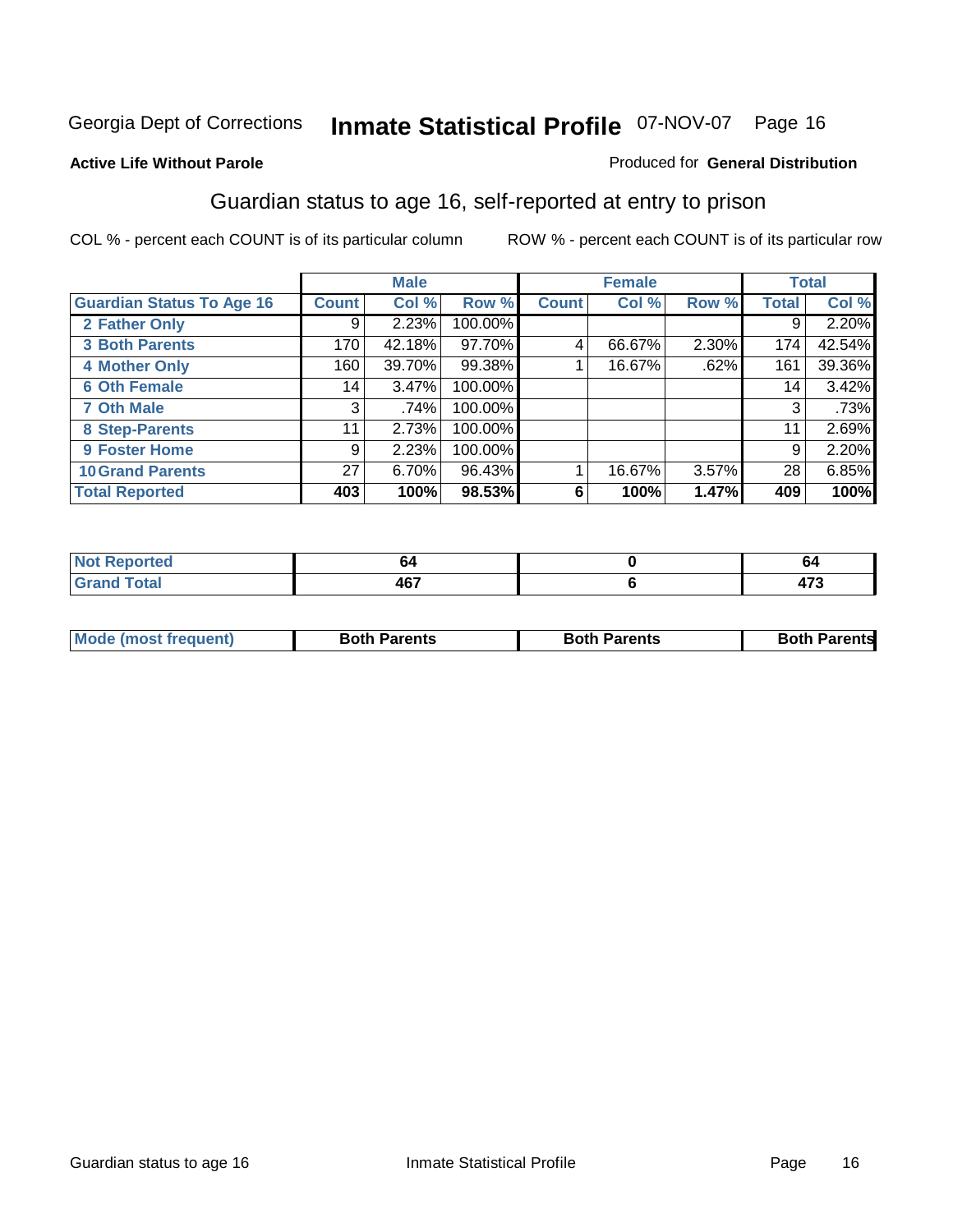Georgia Dept of Corrections **Inmate Statistical Profile** 07-NOV-07 Page 16

**Active Life Without Parole**

Produced for **General Distribution**

## Guardian status to age 16, self-reported at entry to prison

COL % - percent each COUNT is of its particular column

ROW % - percent each COUNT is of its particular row

| | Male | | | Female | | | Total | |
|---|---|---|---|---|---|---|---|---|
| **Guardian Status To Age 16** | **Count** | **Col %** | **Row %** | **Count** | **Col %** | **Row %** | **Total** | **Col %** |
| **2 Father Only** | 9 | 2.23% | 100.00% | | | | 9 | 2.20% |
| **3 Both Parents** | 170 | 42.18% | 97.70% | 4 | 66.67% | 2.30% | 174 | 42.54% |
| **4 Mother Only** | 160 | 39.70% | 99.38% | 1 | 16.67% | .62% | 161 | 39.36% |
| **6 Oth Female** | 14 | 3.47% | 100.00% | | | | 14 | 3.42% |
| **7 Oth Male** | 3 | .74% | 100.00% | | | | 3 | .73% |
| **8 Step-Parents** | 11 | 2.73% | 100.00% | | | | 11 | 2.69% |
| **9 Foster Home** | 9 | 2.23% | 100.00% | | | | 9 | 2.20% |
| **10 Grand Parents** | 27 | 6.70% | 96.43% | 1 | 16.67% | 3.57% | 28 | 6.85% |
| **Total Reported** | **403** | **100%** | **98.53%** | **6** | **100%** | **1.47%** | **409** | **100%** |

| | Male | Female | Total |
|---|---|---|---|
| **Not Reported** | **64** | **0** | **64** |
| **Grand Total** | **467** | **6** | **473** |

| | Male | Female | Total |
|---|---|---|---|
| **Mode (most frequent)** | **Both Parents** | **Both Parents** | **Both Parents** |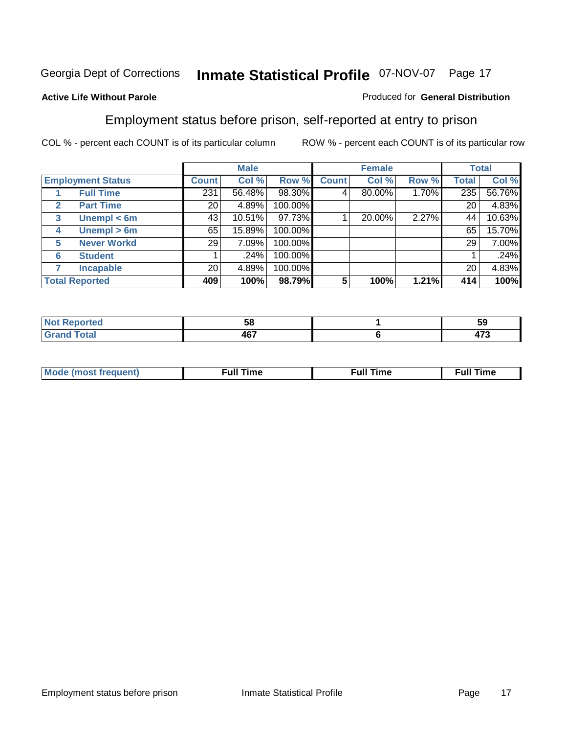Georgia Dept of Corrections **Inmate Statistical Profile** 07-NOV-07

**Active Life Without Parole**

Produced for **General Distribution**

## Employment status before prison, self-reported at entry to prison

COL % - percent each COUNT is of its particular column

ROW % - percent each COUNT is of its particular row

| Employment Status | | Male | | | Female | | | Total | |
|---|---|---|---|---|---|---|---|---|---|
| | | Count | Col % | Row % | Count | Col % | Row % | Total | Col % |
| 1 | Full Time | 231 | 56.48% | 98.30% | 4 | 80.00% | 1.70% | 235 | 56.76% |
| 2 | Part Time | 20 | 4.89% | 100.00% | | | | 20 | 4.83% |
| 3 | Unempl < 6m | 43 | 10.51% | 97.73% | 1 | 20.00% | 2.27% | 44 | 10.63% |
| 4 | Unempl > 6m | 65 | 15.89% | 100.00% | | | | 65 | 15.70% |
| 5 | Never Workd | 29 | 7.09% | 100.00% | | | | 29 | 7.00% |
| 6 | Student | 1 | .24% | 100.00% | | | | 1 | .24% |
| 7 | Incapable | 20 | 4.89% | 100.00% | | | | 20 | 4.83% |
| **Total Reported** | | **409** | **100%** | **98.79%** | **5** | **100%** | **1.21%** | **414** | **100%** |

| | Male | Female | Total |
|---|---|---|---|
| Not Reported | 58 | 1 | 59 |
| Grand Total | 467 | 6 | 473 |

| | Male | Female | Total |
|---|---|---|---|
| Mode (most frequent) | Full Time | Full Time | Full Time |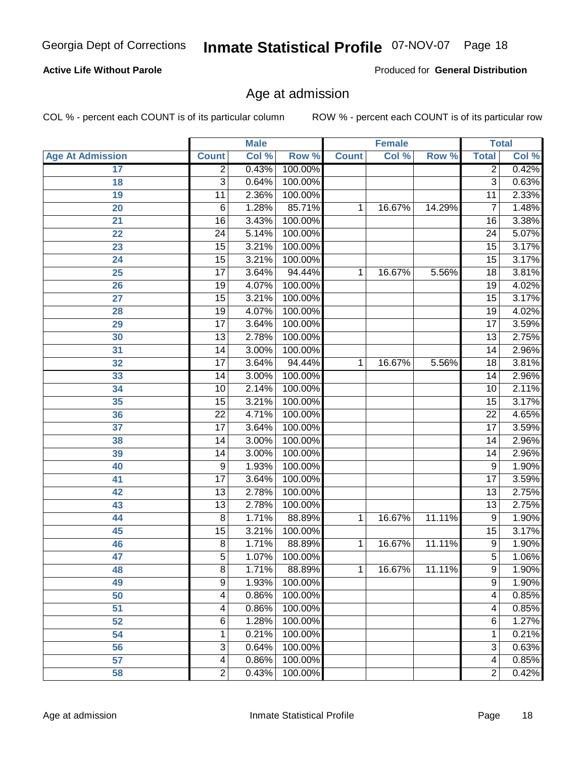**Active Life Without Parole**

Produced for **General Distribution**

## Age at admission

COL % - percent each COUNT is of its particular column

ROW % - percent each COUNT is of its particular row

| | Male | | | Female | | | Total | |
|---|---|---|---|---|---|---|---|---|
| Age At Admission | Count | Col % | Row % | Count | Col % | Row % | Total | Col % |
| 17 | 2 | 0.43% | 100.00% | | | | 2 | 0.42% |
| 18 | 3 | 0.64% | 100.00% | | | | 3 | 0.63% |
| 19 | 11 | 2.36% | 100.00% | | | | 11 | 2.33% |
| 20 | 6 | 1.28% | 85.71% | 1 | 16.67% | 14.29% | 7 | 1.48% |
| 21 | 16 | 3.43% | 100.00% | | | | 16 | 3.38% |
| 22 | 24 | 5.14% | 100.00% | | | | 24 | 5.07% |
| 23 | 15 | 3.21% | 100.00% | | | | 15 | 3.17% |
| 24 | 15 | 3.21% | 100.00% | | | | 15 | 3.17% |
| 25 | 17 | 3.64% | 94.44% | 1 | 16.67% | 5.56% | 18 | 3.81% |
| 26 | 19 | 4.07% | 100.00% | | | | 19 | 4.02% |
| 27 | 15 | 3.21% | 100.00% | | | | 15 | 3.17% |
| 28 | 19 | 4.07% | 100.00% | | | | 19 | 4.02% |
| 29 | 17 | 3.64% | 100.00% | | | | 17 | 3.59% |
| 30 | 13 | 2.78% | 100.00% | | | | 13 | 2.75% |
| 31 | 14 | 3.00% | 100.00% | | | | 14 | 2.96% |
| 32 | 17 | 3.64% | 94.44% | 1 | 16.67% | 5.56% | 18 | 3.81% |
| 33 | 14 | 3.00% | 100.00% | | | | 14 | 2.96% |
| 34 | 10 | 2.14% | 100.00% | | | | 10 | 2.11% |
| 35 | 15 | 3.21% | 100.00% | | | | 15 | 3.17% |
| 36 | 22 | 4.71% | 100.00% | | | | 22 | 4.65% |
| 37 | 17 | 3.64% | 100.00% | | | | 17 | 3.59% |
| 38 | 14 | 3.00% | 100.00% | | | | 14 | 2.96% |
| 39 | 14 | 3.00% | 100.00% | | | | 14 | 2.96% |
| 40 | 9 | 1.93% | 100.00% | | | | 9 | 1.90% |
| 41 | 17 | 3.64% | 100.00% | | | | 17 | 3.59% |
| 42 | 13 | 2.78% | 100.00% | | | | 13 | 2.75% |
| 43 | 13 | 2.78% | 100.00% | | | | 13 | 2.75% |
| 44 | 8 | 1.71% | 88.89% | 1 | 16.67% | 11.11% | 9 | 1.90% |
| 45 | 15 | 3.21% | 100.00% | | | | 15 | 3.17% |
| 46 | 8 | 1.71% | 88.89% | 1 | 16.67% | 11.11% | 9 | 1.90% |
| 47 | 5 | 1.07% | 100.00% | | | | 5 | 1.06% |
| 48 | 8 | 1.71% | 88.89% | 1 | 16.67% | 11.11% | 9 | 1.90% |
| 49 | 9 | 1.93% | 100.00% | | | | 9 | 1.90% |
| 50 | 4 | 0.86% | 100.00% | | | | 4 | 0.85% |
| 51 | 4 | 0.86% | 100.00% | | | | 4 | 0.85% |
| 52 | 6 | 1.28% | 100.00% | | | | 6 | 1.27% |
| 54 | 1 | 0.21% | 100.00% | | | | 1 | 0.21% |
| 56 | 3 | 0.64% | 100.00% | | | | 3 | 0.63% |
| 57 | 4 | 0.86% | 100.00% | | | | 4 | 0.85% |
| 58 | 2 | 0.43% | 100.00% | | | | 2 | 0.42% |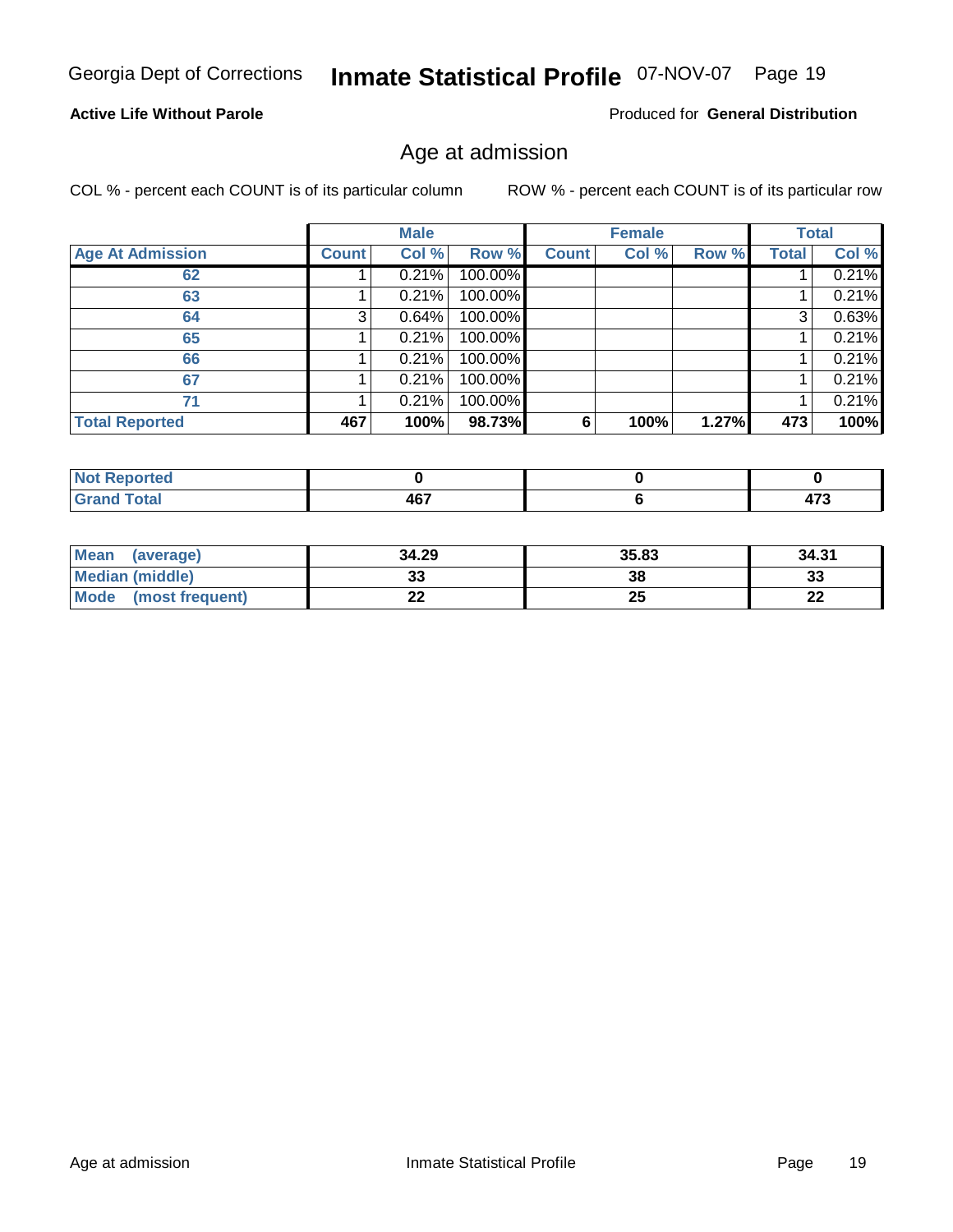Georgia Dept of Corrections **Inmate Statistical Profile** 07-NOV-07

**Active Life Without Parole**

Produced for **General Distribution**

## Age at admission

COL % - percent each COUNT is of its particular column

ROW % - percent each COUNT is of its particular row

| | Male | | | Female | | | Total | |
|---|---|---|---|---|---|---|---|---|
| **Age At Admission** | **Count** | **Col %** | **Row %** | **Count** | **Col %** | **Row %** | **Total** | **Col %** |
| **62** | 1 | 0.21% | 100.00% | | | | 1 | 0.21% |
| **63** | 1 | 0.21% | 100.00% | | | | 1 | 0.21% |
| **64** | 3 | 0.64% | 100.00% | | | | 3 | 0.63% |
| **65** | 1 | 0.21% | 100.00% | | | | 1 | 0.21% |
| **66** | 1 | 0.21% | 100.00% | | | | 1 | 0.21% |
| **67** | 1 | 0.21% | 100.00% | | | | 1 | 0.21% |
| **71** | 1 | 0.21% | 100.00% | | | | 1 | 0.21% |
| **Total Reported** | **467** | **100%** | **98.73%** | **6** | **100%** | **1.27%** | **473** | **100%** |

| | Male | Female | Total |
|---|---|---|---|
| **Not Reported** | **0** | **0** | **0** |
| **Grand Total** | **467** | **6** | **473** |

| | Male | Female | Total |
|---|---|---|---|
| **Mean (average)** | **34.29** | **35.83** | **34.31** |
| **Median (middle)** | **33** | **38** | **33** |
| **Mode (most frequent)** | **22** | **25** | **22** |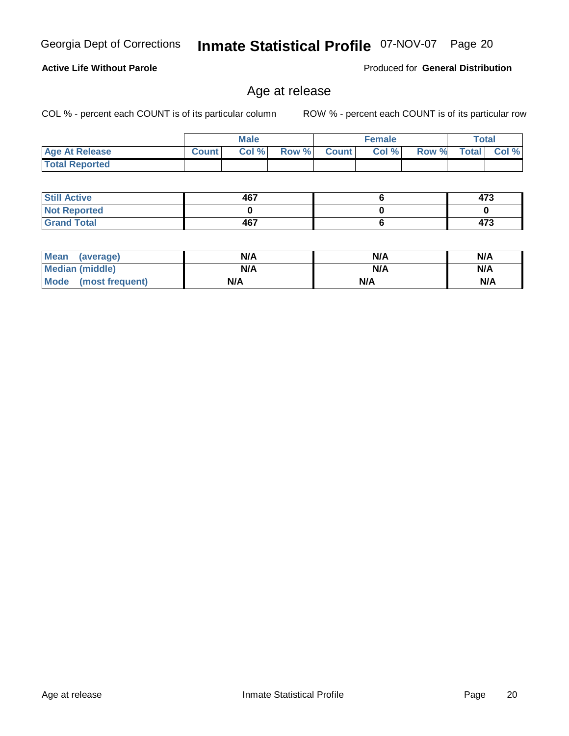**Active Life Without Parole**

Produced for **General Distribution**

## Age at release

COL % - percent each COUNT is of its particular column

ROW % - percent each COUNT is of its particular row

| | Male | | | Female | | | Total | |
|---|---|---|---|---|---|---|---|---|
| **Age At Release** | Count | Col % | Row % | Count | Col % | Row % | Total | Col % |
| **Total Reported** | | | | | | | | |

| | Male | Female | Total |
|---|---|---|---|
| **Still Active** | 467 | 6 | 473 |
| **Not Reported** | 0 | 0 | 0 |
| **Grand Total** | 467 | 6 | 473 |

| | Male | Female | Total |
|---|---|---|---|
| **Mean (average)** | N/A | N/A | N/A |
| **Median (middle)** | N/A | N/A | N/A |
| **Mode (most frequent)** | N/A | N/A | N/A |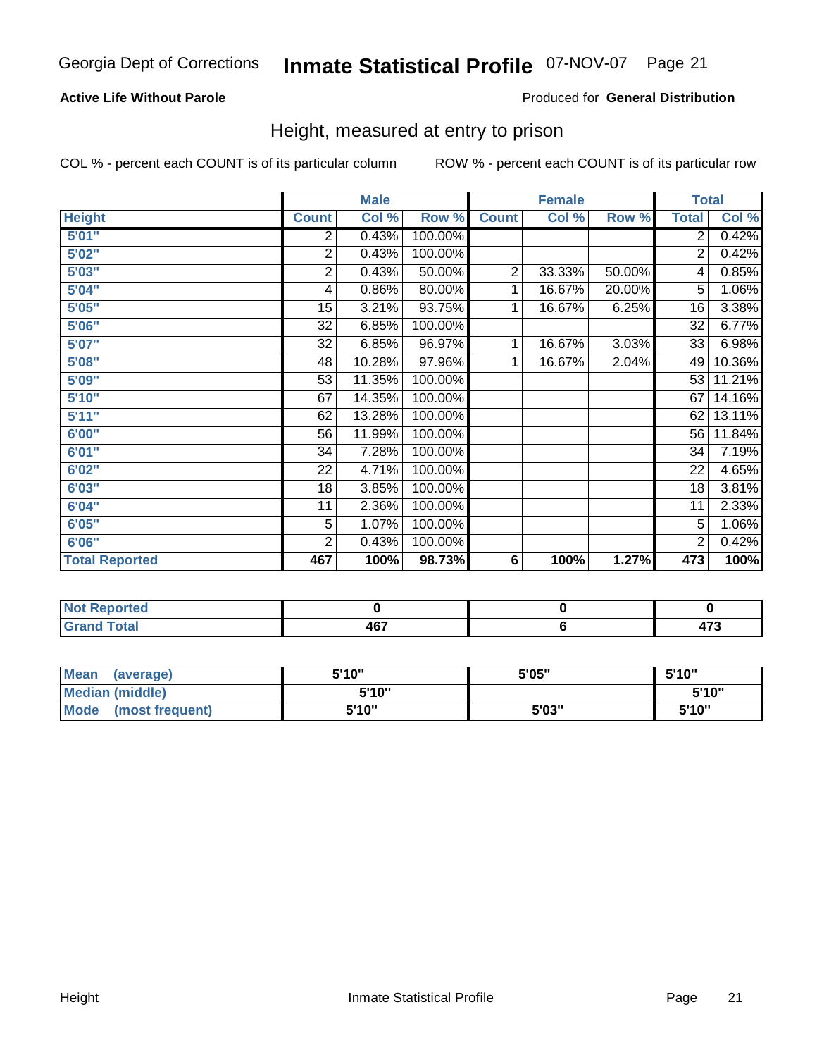Georgia Dept of Corrections **Inmate Statistical Profile** 07-NOV-07

**Active Life Without Parole** Produced for **General Distribution**

## Height, measured at entry to prison

COL % - percent each COUNT is of its particular column ROW % - percent each COUNT is of its particular row

| | Male | | | Female | | | Total | |
|---|---|---|---|---|---|---|---|---|
| Height | Count | Col % | Row % | Count | Col % | Row % | Total | Col % |
| 5'01" | 2 | 0.43% | 100.00% | | | | 2 | 0.42% |
| 5'02" | 2 | 0.43% | 100.00% | | | | 2 | 0.42% |
| 5'03" | 2 | 0.43% | 50.00% | 2 | 33.33% | 50.00% | 4 | 0.85% |
| 5'04" | 4 | 0.86% | 80.00% | 1 | 16.67% | 20.00% | 5 | 1.06% |
| 5'05" | 15 | 3.21% | 93.75% | 1 | 16.67% | 6.25% | 16 | 3.38% |
| 5'06" | 32 | 6.85% | 100.00% | | | | 32 | 6.77% |
| 5'07" | 32 | 6.85% | 96.97% | 1 | 16.67% | 3.03% | 33 | 6.98% |
| 5'08" | 48 | 10.28% | 97.96% | 1 | 16.67% | 2.04% | 49 | 10.36% |
| 5'09" | 53 | 11.35% | 100.00% | | | | 53 | 11.21% |
| 5'10" | 67 | 14.35% | 100.00% | | | | 67 | 14.16% |
| 5'11" | 62 | 13.28% | 100.00% | | | | 62 | 13.11% |
| 6'00" | 56 | 11.99% | 100.00% | | | | 56 | 11.84% |
| 6'01" | 34 | 7.28% | 100.00% | | | | 34 | 7.19% |
| 6'02" | 22 | 4.71% | 100.00% | | | | 22 | 4.65% |
| 6'03" | 18 | 3.85% | 100.00% | | | | 18 | 3.81% |
| 6'04" | 11 | 2.36% | 100.00% | | | | 11 | 2.33% |
| 6'05" | 5 | 1.07% | 100.00% | | | | 5 | 1.06% |
| 6'06" | 2 | 0.43% | 100.00% | | | | 2 | 0.42% |
| **Total Reported** | **467** | **100%** | **98.73%** | **6** | **100%** | **1.27%** | **473** | **100%** |

| | Male | Female | Total |
|---|---|---|---|
| Not Reported | 0 | 0 | 0 |
| Grand Total | 467 | 6 | 473 |

| | Male | Female | Total |
|---|---|---|---|
| Mean (average) | 5'10" | 5'05" | 5'10" |
| Median (middle) | 5'10" | | 5'10" |
| Mode (most frequent) | 5'10" | 5'03" | 5'10" |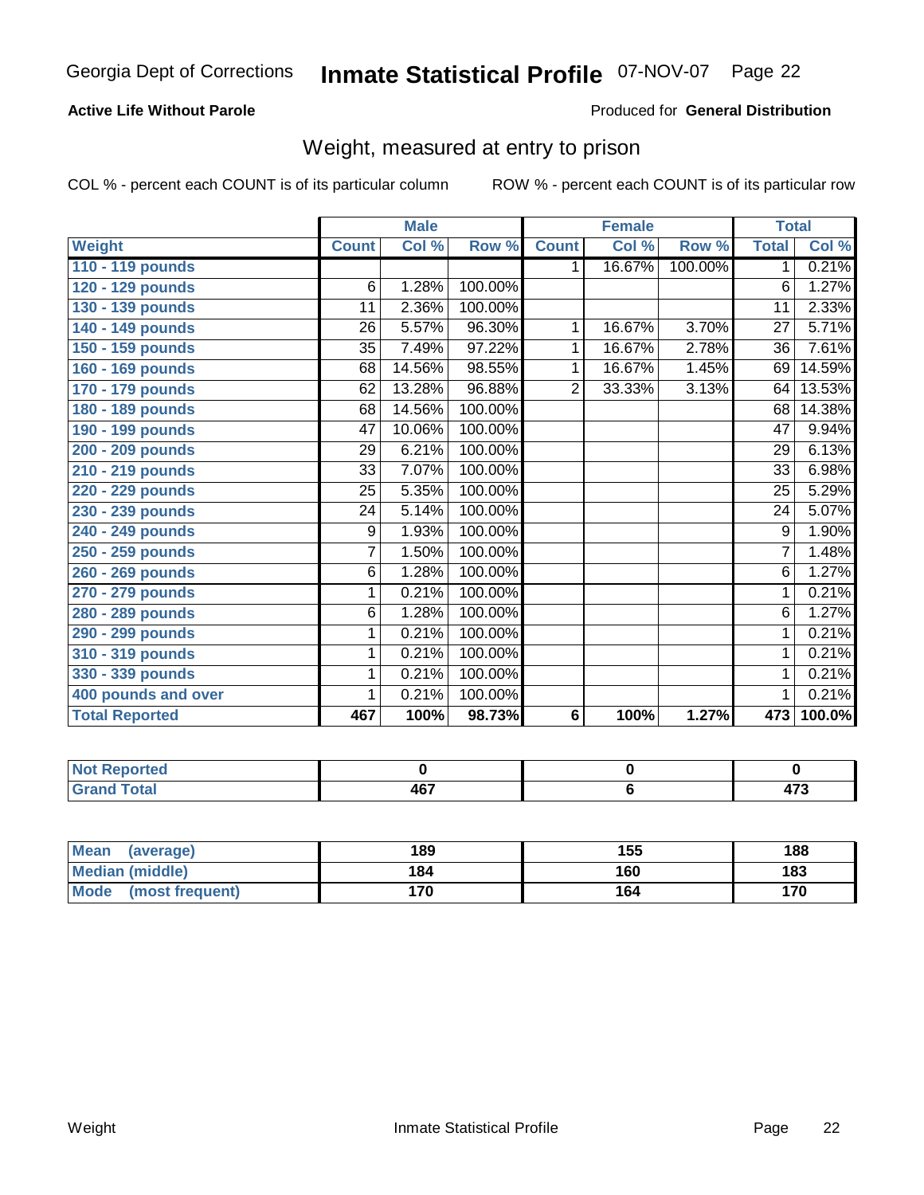Georgia Dept of Corrections **Inmate Statistical Profile** 07-NOV-07

**Active Life Without Parole**

Produced for **General Distribution**

## Weight, measured at entry to prison

COL % - percent each COUNT is of its particular column

ROW % - percent each COUNT is of its particular row

| | Male | | | Female | | | Total | |
|---|---|---|---|---|---|---|---|---|
| **Weight** | **Count** | **Col %** | **Row %** | **Count** | **Col %** | **Row %** | **Total** | **Col %** |
| **110 - 119 pounds** | | | | 1 | 16.67% | 100.00% | 1 | 0.21% |
| **120 - 129 pounds** | 6 | 1.28% | 100.00% | | | | 6 | 1.27% |
| **130 - 139 pounds** | 11 | 2.36% | 100.00% | | | | 11 | 2.33% |
| **140 - 149 pounds** | 26 | 5.57% | 96.30% | 1 | 16.67% | 3.70% | 27 | 5.71% |
| **150 - 159 pounds** | 35 | 7.49% | 97.22% | 1 | 16.67% | 2.78% | 36 | 7.61% |
| **160 - 169 pounds** | 68 | 14.56% | 98.55% | 1 | 16.67% | 1.45% | 69 | 14.59% |
| **170 - 179 pounds** | 62 | 13.28% | 96.88% | 2 | 33.33% | 3.13% | 64 | 13.53% |
| **180 - 189 pounds** | 68 | 14.56% | 100.00% | | | | 68 | 14.38% |
| **190 - 199 pounds** | 47 | 10.06% | 100.00% | | | | 47 | 9.94% |
| **200 - 209 pounds** | 29 | 6.21% | 100.00% | | | | 29 | 6.13% |
| **210 - 219 pounds** | 33 | 7.07% | 100.00% | | | | 33 | 6.98% |
| **220 - 229 pounds** | 25 | 5.35% | 100.00% | | | | 25 | 5.29% |
| **230 - 239 pounds** | 24 | 5.14% | 100.00% | | | | 24 | 5.07% |
| **240 - 249 pounds** | 9 | 1.93% | 100.00% | | | | 9 | 1.90% |
| **250 - 259 pounds** | 7 | 1.50% | 100.00% | | | | 7 | 1.48% |
| **260 - 269 pounds** | 6 | 1.28% | 100.00% | | | | 6 | 1.27% |
| **270 - 279 pounds** | 1 | 0.21% | 100.00% | | | | 1 | 0.21% |
| **280 - 289 pounds** | 6 | 1.28% | 100.00% | | | | 6 | 1.27% |
| **290 - 299 pounds** | 1 | 0.21% | 100.00% | | | | 1 | 0.21% |
| **310 - 319 pounds** | 1 | 0.21% | 100.00% | | | | 1 | 0.21% |
| **330 - 339 pounds** | 1 | 0.21% | 100.00% | | | | 1 | 0.21% |
| **400 pounds and over** | 1 | 0.21% | 100.00% | | | | 1 | 0.21% |
| **Total Reported** | **467** | **100%** | **98.73%** | **6** | **100%** | **1.27%** | **473** | **100.0%** |

| | Male | Female | Total |
|---|---|---|---|
| **Not Reported** | **0** | **0** | **0** |
| **Grand Total** | **467** | **6** | **473** |

| | Male | Female | Total |
|---|---|---|---|
| **Mean (average)** | **189** | **155** | **188** |
| **Median (middle)** | **184** | **160** | **183** |
| **Mode (most frequent)** | **170** | **164** | **170** |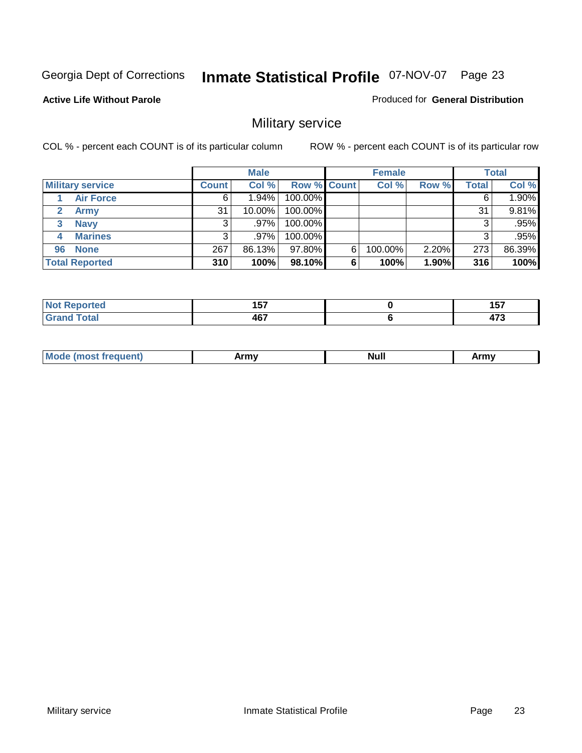Georgia Dept of Corrections **Inmate Statistical Profile** 07-NOV-07 Page 23

**Active Life Without Parole**

Produced for **General Distribution**

## Military service

COL % - percent each COUNT is of its particular column

ROW % - percent each COUNT is of its particular row

| | Male | | | Female | | | Total | |
|---|---|---|---|---|---|---|---|---|
| **Military service** | **Count** | **Col %** | **Row %** | **Count** | **Col %** | **Row %** | **Total** | **Col %** |
| 1 Air Force | 6 | 1.94% | 100.00% | | | | 6 | 1.90% |
| 2 Army | 31 | 10.00% | 100.00% | | | | 31 | 9.81% |
| 3 Navy | 3 | .97% | 100.00% | | | | 3 | .95% |
| 4 Marines | 3 | .97% | 100.00% | | | | 3 | .95% |
| 96 None | 267 | 86.13% | 97.80% | 6 | 100.00% | 2.20% | 273 | 86.39% |
| **Total Reported** | **310** | **100%** | **98.10%** | **6** | **100%** | **1.90%** | **316** | **100%** |

| | Male | Female | Total |
|---|---|---|---|
| **Not Reported** | **157** | **0** | **157** |
| **Grand Total** | **467** | **6** | **473** |

| | Male | Female | Total |
|---|---|---|---|
| **Mode (most frequent)** | **Army** | **Null** | **Army** |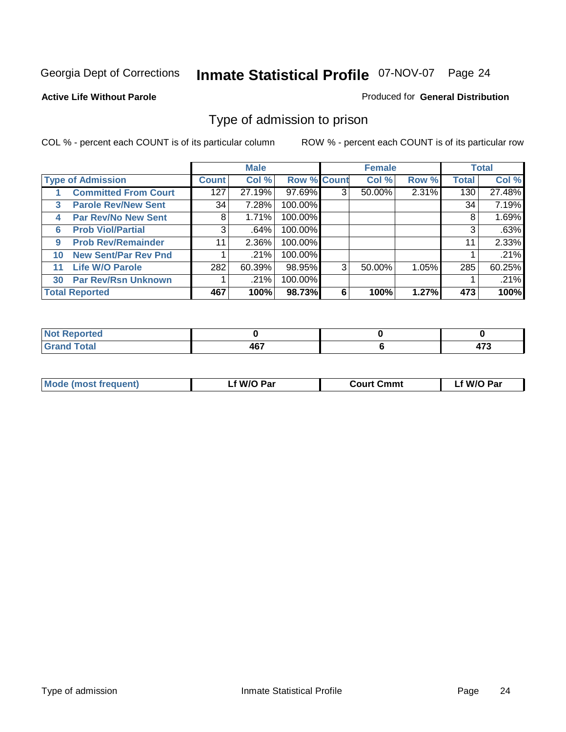Georgia Dept of Corrections **Inmate Statistical Profile** 07-NOV-07

**Active Life Without Parole** Produced for **General Distribution**

## Type of admission to prison

COL % - percent each COUNT is of its particular column ROW % - percent each COUNT is of its particular row

| | | Male | | | Female | | | Total | |
|---|---|---|---|---|---|---|---|---|---|
| **Type of Admission** | | **Count** | **Col %** | **Row %** | **Count** | **Col %** | **Row %** | **Total** | **Col %** |
| 1 | Committed From Court | 127 | 27.19% | 97.69% | 3 | 50.00% | 2.31% | 130 | 27.48% |
| 3 | Parole Rev/New Sent | 34 | 7.28% | 100.00% | | | | 34 | 7.19% |
| 4 | Par Rev/No New Sent | 8 | 1.71% | 100.00% | | | | 8 | 1.69% |
| 6 | Prob Viol/Partial | 3 | .64% | 100.00% | | | | 3 | .63% |
| 9 | Prob Rev/Remainder | 11 | 2.36% | 100.00% | | | | 11 | 2.33% |
| 10 | New Sent/Par Rev Pnd | 1 | .21% | 100.00% | | | | 1 | .21% |
| 11 | Life W/O Parole | 282 | 60.39% | 98.95% | 3 | 50.00% | 1.05% | 285 | 60.25% |
| 30 | Par Rev/Rsn Unknown | 1 | .21% | 100.00% | | | | 1 | .21% |
| **Total Reported** | | **467** | **100%** | **98.73%** | **6** | **100%** | **1.27%** | **473** | **100%** |

| | Male | Female | Total |
|---|---|---|---|
| Not Reported | **0** | **0** | **0** |
| Grand Total | **467** | **6** | **473** |

| | Male | Female | Total |
|---|---|---|---|
| Mode (most frequent) | **Lf W/O Par** | **Court Cmmt** | **Lf W/O Par** |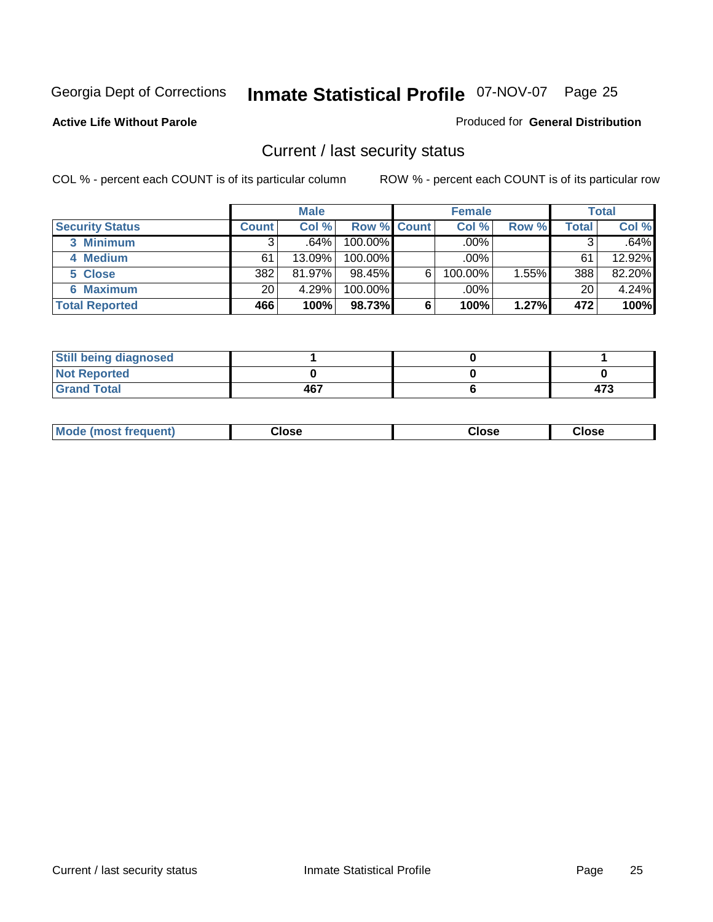Georgia Dept of Corrections **Inmate Statistical Profile** 07-NOV-07

**Active Life Without Parole**

Produced for **General Distribution**

## Current / last security status

COL % - percent each COUNT is of its particular column

ROW % - percent each COUNT is of its particular row

| | Male | | | Female | | | Total | |
|---|---|---|---|---|---|---|---|---|
| **Security Status** | **Count** | **Col %** | **Row %** | **Count** | **Col %** | **Row %** | **Total** | **Col %** |
| 3 Minimum | 3 | .64% | 100.00% | | .00% | | 3 | .64% |
| 4 Medium | 61 | 13.09% | 100.00% | | .00% | | 61 | 12.92% |
| 5 Close | 382 | 81.97% | 98.45% | 6 | 100.00% | 1.55% | 388 | 82.20% |
| 6 Maximum | 20 | 4.29% | 100.00% | | .00% | | 20 | 4.24% |
| **Total Reported** | **466** | **100%** | **98.73%** | **6** | **100%** | **1.27%** | **472** | **100%** |

| | Male | Female | Total |
|---|---|---|---|
| **Still being diagnosed** | **1** | **0** | **1** |
| **Not Reported** | **0** | **0** | **0** |
| **Grand Total** | **467** | **6** | **473** |

| | Male | Female | Total |
|---|---|---|---|
| **Mode (most frequent)** | **Close** | **Close** | **Close** |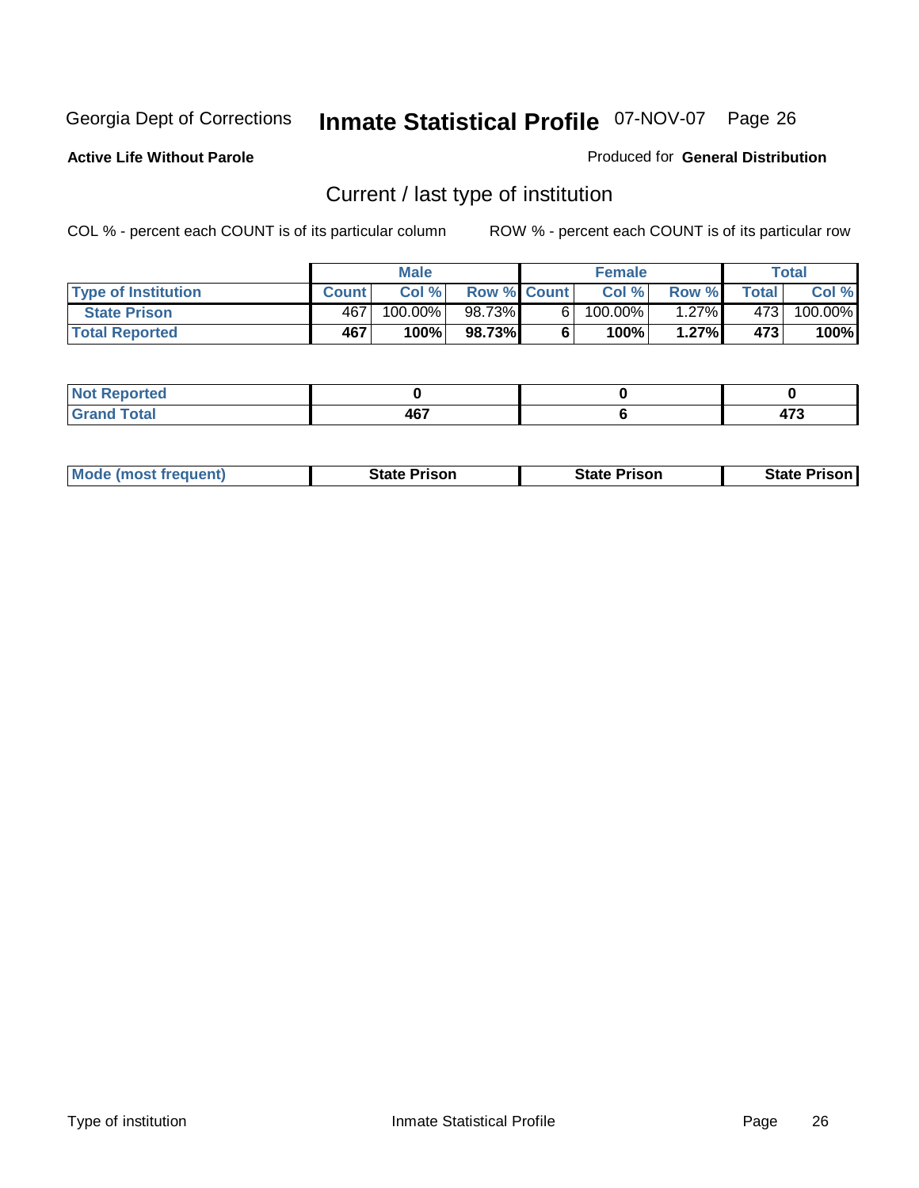Georgia Dept of Corrections **Inmate Statistical Profile** 07-NOV-07

**Active Life Without Parole**

Produced for **General Distribution**

## Current / last type of institution

COL % - percent each COUNT is of its particular column    ROW % - percent each COUNT is of its particular row

| | Male | | | Female | | | Total | |
|---|---|---|---|---|---|---|---|---|
| **Type of Institution** | **Count** | **Col %** | **Row %** | **Count** | **Col %** | **Row %** | **Total** | **Col %** |
| **State Prison** | 467 | 100.00% | 98.73% | 6 | 100.00% | 1.27% | 473 | 100.00% |
| **Total Reported** | **467** | **100%** | **98.73%** | **6** | **100%** | **1.27%** | **473** | **100%** |

| | Male | Female | Total |
|---|---|---|---|
| **Not Reported** | **0** | **0** | **0** |
| **Grand Total** | **467** | **6** | **473** |

| | Male | Female | Total |
|---|---|---|---|
| **Mode (most frequent)** | **State Prison** | **State Prison** | **State Prison** |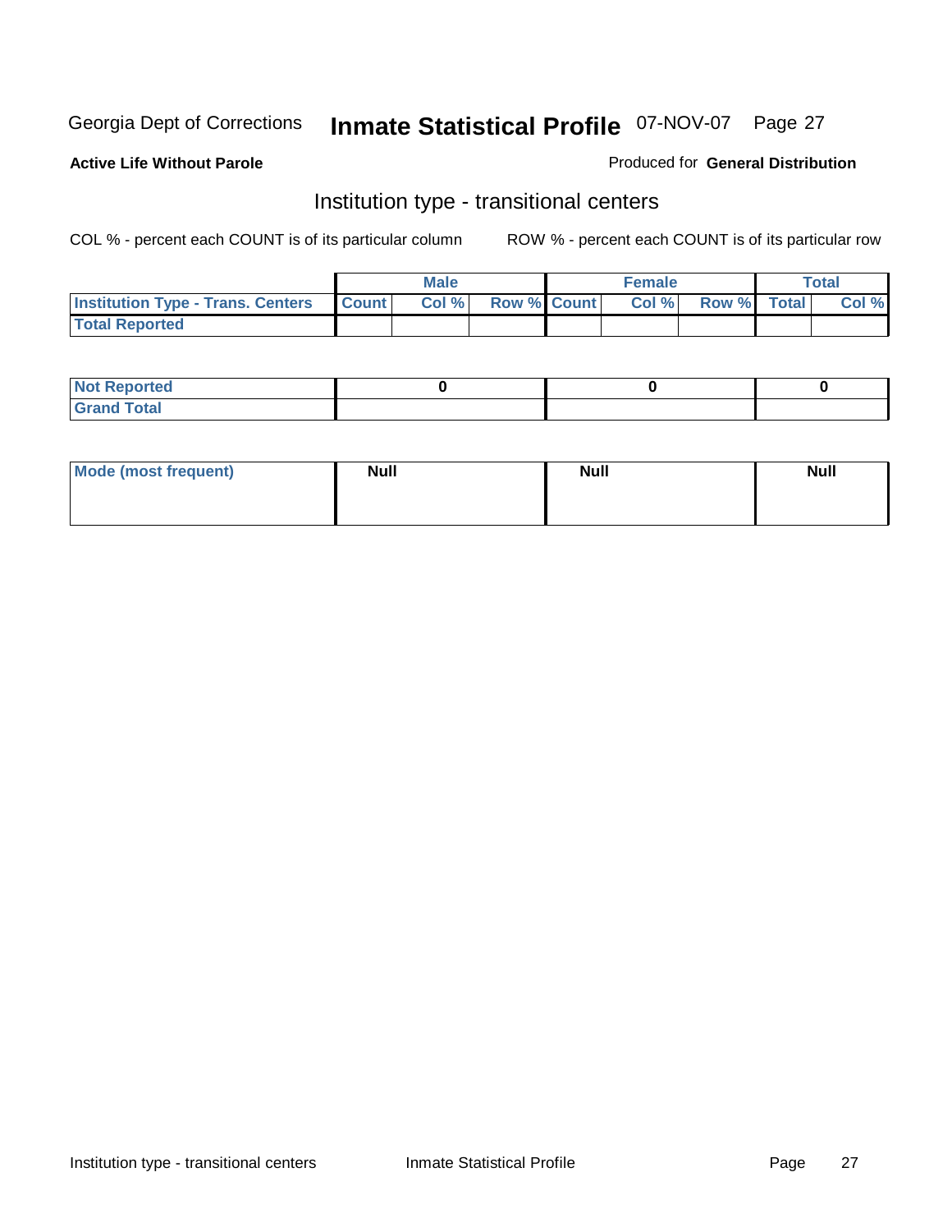Georgia Dept of Corrections **Inmate Statistical Profile** 07-NOV-07 Page 27

**Active Life Without Parole**

Produced for **General Distribution**

## Institution type - transitional centers

COL % - percent each COUNT is of its particular column

ROW % - percent each COUNT is of its particular row

| | Male | | | Female | | | Total | |
|---|---|---|---|---|---|---|---|---|
| **Institution Type - Trans. Centers** | **Count** | **Col %** | **Row %** | **Count** | **Col %** | **Row %** | **Total** | **Col %** |
| **Total Reported** | | | | | | | | |

| | Male | Female | Total |
|---|---|---|---|
| **Not Reported** | 0 | 0 | 0 |
| **Grand Total** | | | |

| | Male | Female | Total |
|---|---|---|---|
| **Mode (most frequent)** | Null | Null | Null |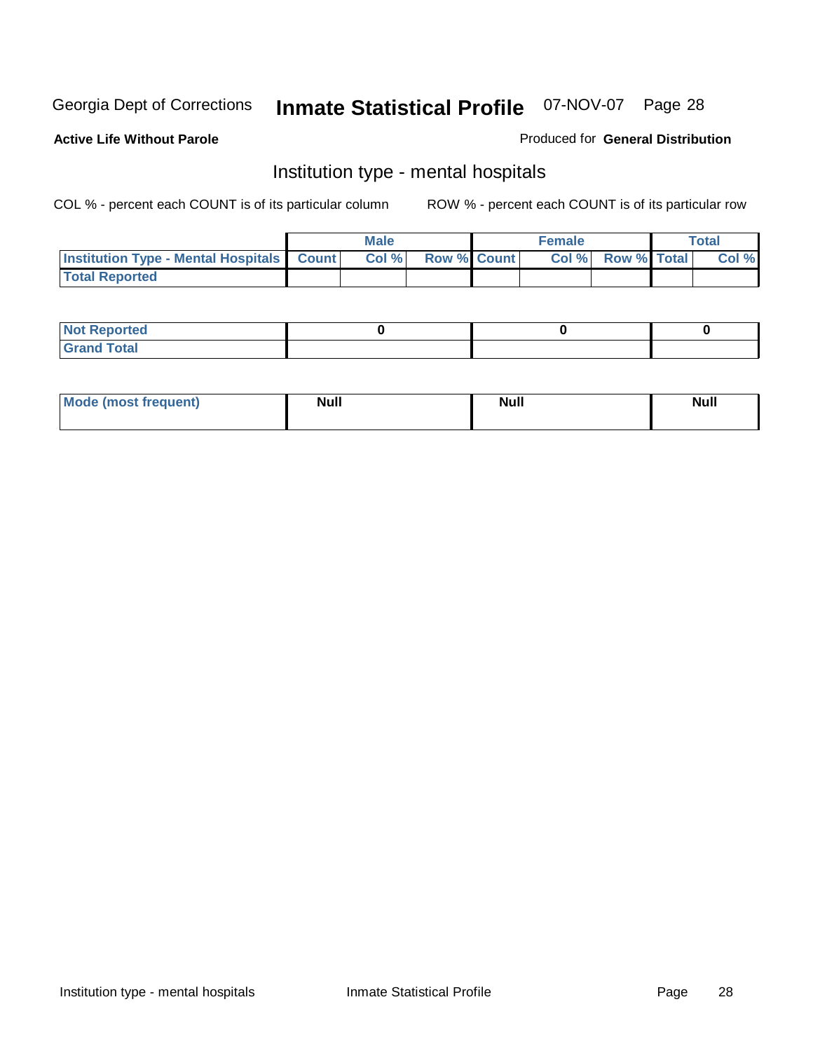**Active Life Without Parole**

Produced for **General Distribution**

## Institution type - mental hospitals

COL % - percent each COUNT is of its particular column

ROW % - percent each COUNT is of its particular row

| | Male | | | Female | | | Total | |
|---|---|---|---|---|---|---|---|---|
| **Institution Type - Mental Hospitals** | **Count** | **Col %** | **Row %** | **Count** | **Col %** | **Row %** | **Total** | **Col %** |
| **Total Reported** | | | | | | | | |
| **Not Reported** | 0 | | | 0 | | | 0 | |
| **Grand Total** | | | | | | | | |

| | Male | Female | Total |
|---|---|---|---|
| **Mode (most frequent)** | Null | Null | Null |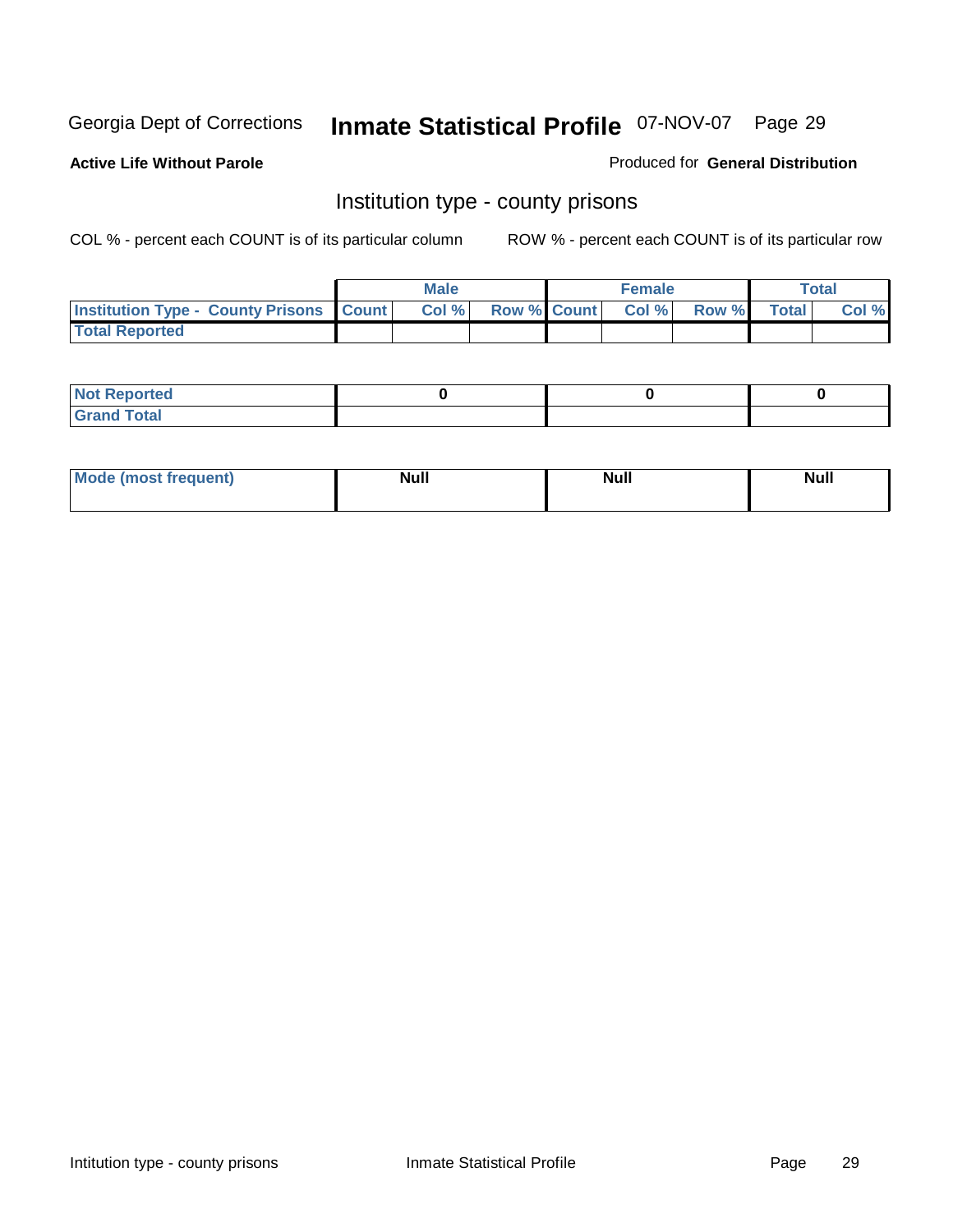Georgia Dept of Corrections **Inmate Statistical Profile** 07-NOV-07

**Active Life Without Parole**

Produced for **General Distribution**

## Institution type - county prisons

COL % - percent each COUNT is of its particular column

ROW % - percent each COUNT is of its particular row

| | Male | | | Female | | | Total | |
|---|---|---|---|---|---|---|---|---|
| Institution Type - County Prisons | Count | Col % | Row % | Count | Col % | Row % | Total | Col % |
| Total Reported | | | | | | | | |

| | Male | Female | Total |
|---|---|---|---|
| Not Reported | 0 | 0 | 0 |
| Grand Total | | | |

| | Male | Female | Total |
|---|---|---|---|
| Mode (most frequent) | Null | Null | Null |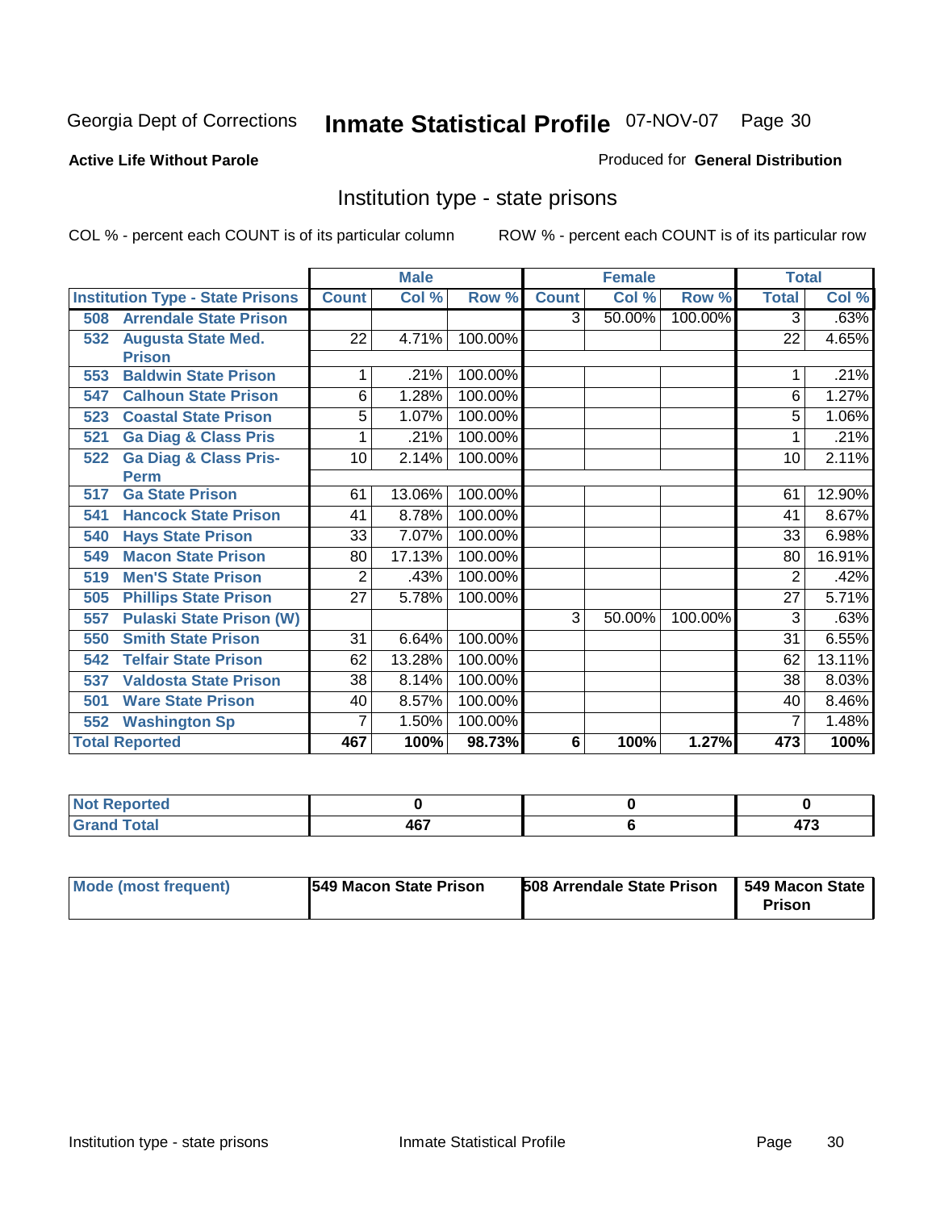Georgia Dept of Corrections **Inmate Statistical Profile** 07-NOV-07

**Active Life Without Parole**

Produced for **General Distribution**

## Institution type - state prisons

COL % - percent each COUNT is of its particular column

ROW % - percent each COUNT is of its particular row

| | Male | | | Female | | | Total | |
|---|---|---|---|---|---|---|---|---|
| **Institution Type - State Prisons** | **Count** | **Col %** | **Row %** | **Count** | **Col %** | **Row %** | **Total** | **Col %** |
| **508 Arrendale State Prison** | | | | 3 | 50.00% | 100.00% | 3 | .63% |
| **532 Augusta State Med. Prison** | 22 | 4.71% | 100.00% | | | | 22 | 4.65% |
| **553 Baldwin State Prison** | 1 | .21% | 100.00% | | | | 1 | .21% |
| **547 Calhoun State Prison** | 6 | 1.28% | 100.00% | | | | 6 | 1.27% |
| **523 Coastal State Prison** | 5 | 1.07% | 100.00% | | | | 5 | 1.06% |
| **521 Ga Diag & Class Pris** | 1 | .21% | 100.00% | | | | 1 | .21% |
| **522 Ga Diag & Class Pris-Perm** | 10 | 2.14% | 100.00% | | | | 10 | 2.11% |
| **517 Ga State Prison** | 61 | 13.06% | 100.00% | | | | 61 | 12.90% |
| **541 Hancock State Prison** | 41 | 8.78% | 100.00% | | | | 41 | 8.67% |
| **540 Hays State Prison** | 33 | 7.07% | 100.00% | | | | 33 | 6.98% |
| **549 Macon State Prison** | 80 | 17.13% | 100.00% | | | | 80 | 16.91% |
| **519 Men'S State Prison** | 2 | .43% | 100.00% | | | | 2 | .42% |
| **505 Phillips State Prison** | 27 | 5.78% | 100.00% | | | | 27 | 5.71% |
| **557 Pulaski State Prison (W)** | | | | 3 | 50.00% | 100.00% | 3 | .63% |
| **550 Smith State Prison** | 31 | 6.64% | 100.00% | | | | 31 | 6.55% |
| **542 Telfair State Prison** | 62 | 13.28% | 100.00% | | | | 62 | 13.11% |
| **537 Valdosta State Prison** | 38 | 8.14% | 100.00% | | | | 38 | 8.03% |
| **501 Ware State Prison** | 40 | 8.57% | 100.00% | | | | 40 | 8.46% |
| **552 Washington Sp** | 7 | 1.50% | 100.00% | | | | 7 | 1.48% |
| **Total Reported** | **467** | **100%** | **98.73%** | **6** | **100%** | **1.27%** | **473** | **100%** |

| | Male | Female | Total |
|---|---|---|---|
| **Not Reported** | **0** | **0** | **0** |
| **Grand Total** | **467** | **6** | **473** |

| | Male | Female | Total |
|---|---|---|---|
| **Mode (most frequent)** | **549 Macon State Prison** | **508 Arrendale State Prison** | **549 Macon State Prison** |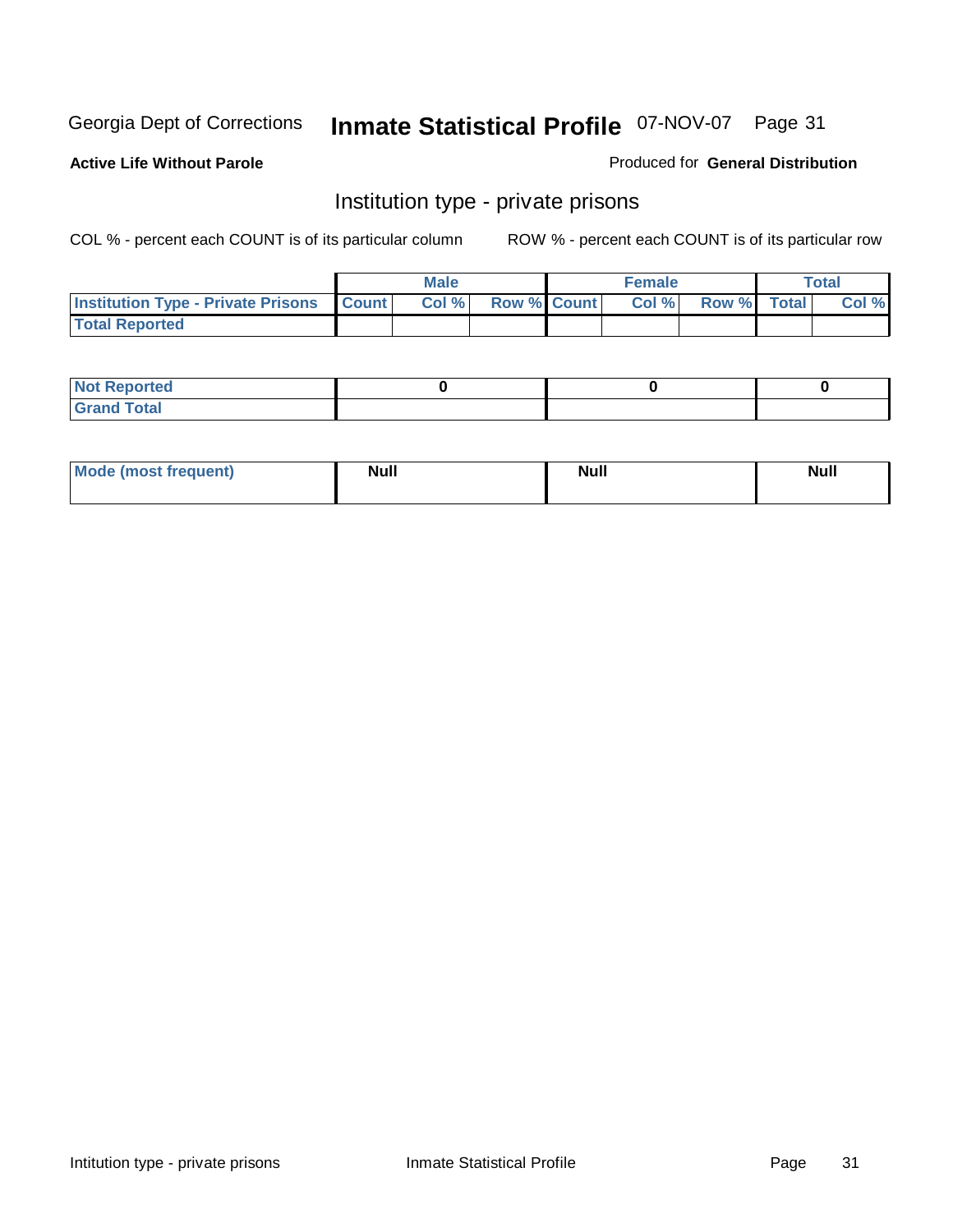Georgia Dept of Corrections **Inmate Statistical Profile** 07-NOV-07

**Active Life Without Parole**

Produced for **General Distribution**

## Institution type - private prisons

COL % - percent each COUNT is of its particular column

ROW % - percent each COUNT is of its particular row

| | Male | | | Female | | | Total | |
|---|---|---|---|---|---|---|---|---|
| **Institution Type - Private Prisons** | **Count** | **Col %** | **Row %** | **Count** | **Col %** | **Row %** | **Total** | **Col %** |
| **Total Reported** | | | | | | | | |

| | Male | Female | Total |
|---|---|---|---|
| **Not Reported** | 0 | 0 | 0 |
| **Grand Total** | | | |

| | Male | Female | Total |
|---|---|---|---|
| **Mode (most frequent)** | Null | Null | Null |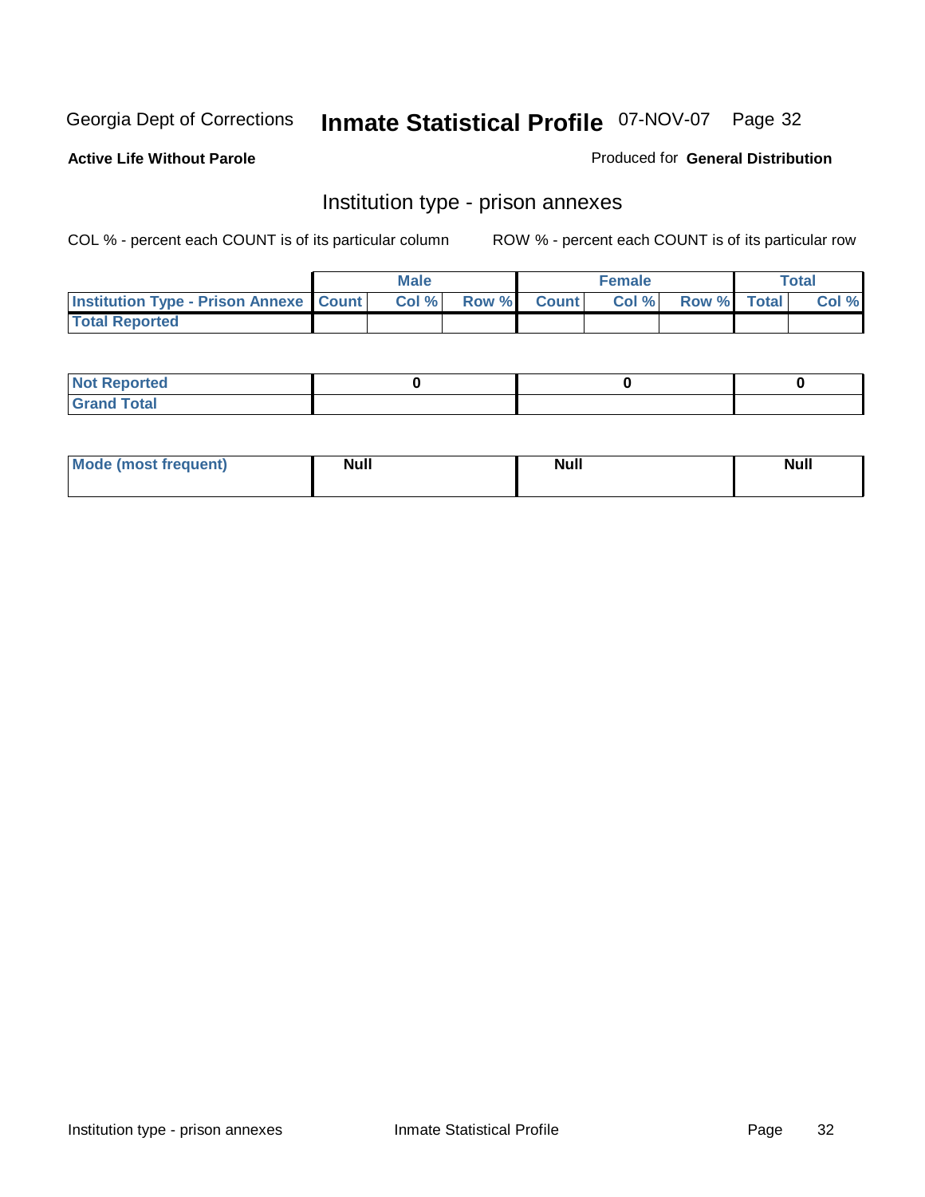Georgia Dept of Corrections **Inmate Statistical Profile** 07-NOV-07

**Active Life Without Parole**

Produced for **General Distribution**

## Institution type - prison annexes

COL % - percent each COUNT is of its particular column

ROW % - percent each COUNT is of its particular row

| | Male | | | Female | | | Total | |
|---|---|---|---|---|---|---|---|---|
| **Institution Type - Prison Annexe** | **Count** | **Col %** | **Row %** | **Count** | **Col %** | **Row %** | **Total** | **Col %** |
| **Total Reported** | | | | | | | | |

| | Male | Female | Total |
|---|---|---|---|
| **Not Reported** | **0** | **0** | **0** |
| **Grand Total** | | | |

| | Male | Female | Total |
|---|---|---|---|
| **Mode (most frequent)** | **Null** | **Null** | **Null** |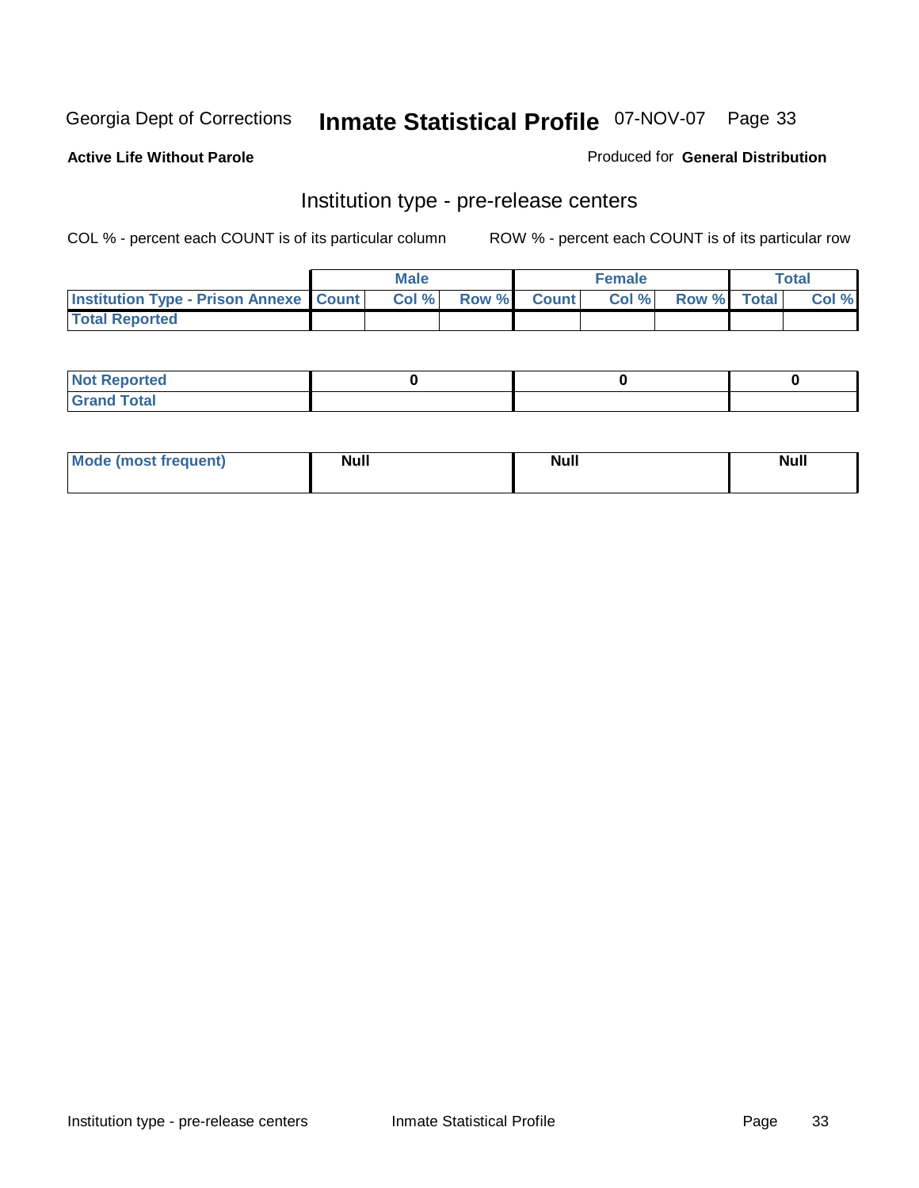Georgia Dept of Corrections **Inmate Statistical Profile** 07-NOV-07

**Active Life Without Parole**

Produced for **General Distribution**

## Institution type - pre-release centers

COL % - percent each COUNT is of its particular column

ROW % - percent each COUNT is of its particular row

| | Male | | | Female | | | Total | |
|---|---|---|---|---|---|---|---|---|
| Institution Type - Prison Annexe | Count | Col % | Row % | Count | Col % | Row % | Total | Col % |
| Total Reported | | | | | | | | |

| | Male | Female | Total |
|---|---|---|---|
| Not Reported | 0 | 0 | 0 |
| Grand Total | | | |

| | Male | Female | Total |
|---|---|---|---|
| Mode (most frequent) | Null | Null | Null |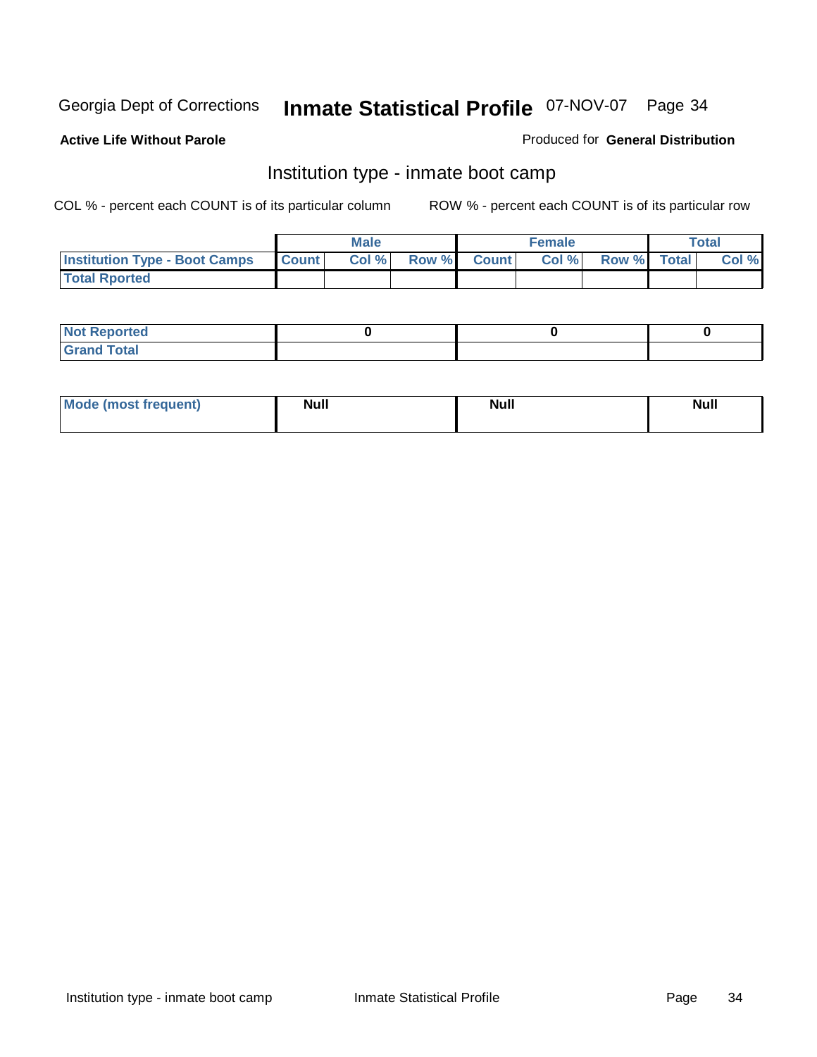Georgia Dept of Corrections **Inmate Statistical Profile** 07-NOV-07

**Active Life Without Parole**

Produced for **General Distribution**

## Institution type - inmate boot camp

COL % - percent each COUNT is of its particular column

ROW % - percent each COUNT is of its particular row

| | Male | | | Female | | | Total | |
|---|---|---|---|---|---|---|---|---|
| **Institution Type - Boot Camps** | **Count** | **Col %** | **Row %** | **Count** | **Col %** | **Row %** | **Total** | **Col %** |
| **Total Rported** | | | | | | | | |

| | Male | Female | Total |
|---|---|---|---|
| **Not Reported** | 0 | 0 | 0 |
| **Grand Total** | | | |

| | Male | Female | Total |
|---|---|---|---|
| **Mode (most frequent)** | Null | Null | Null |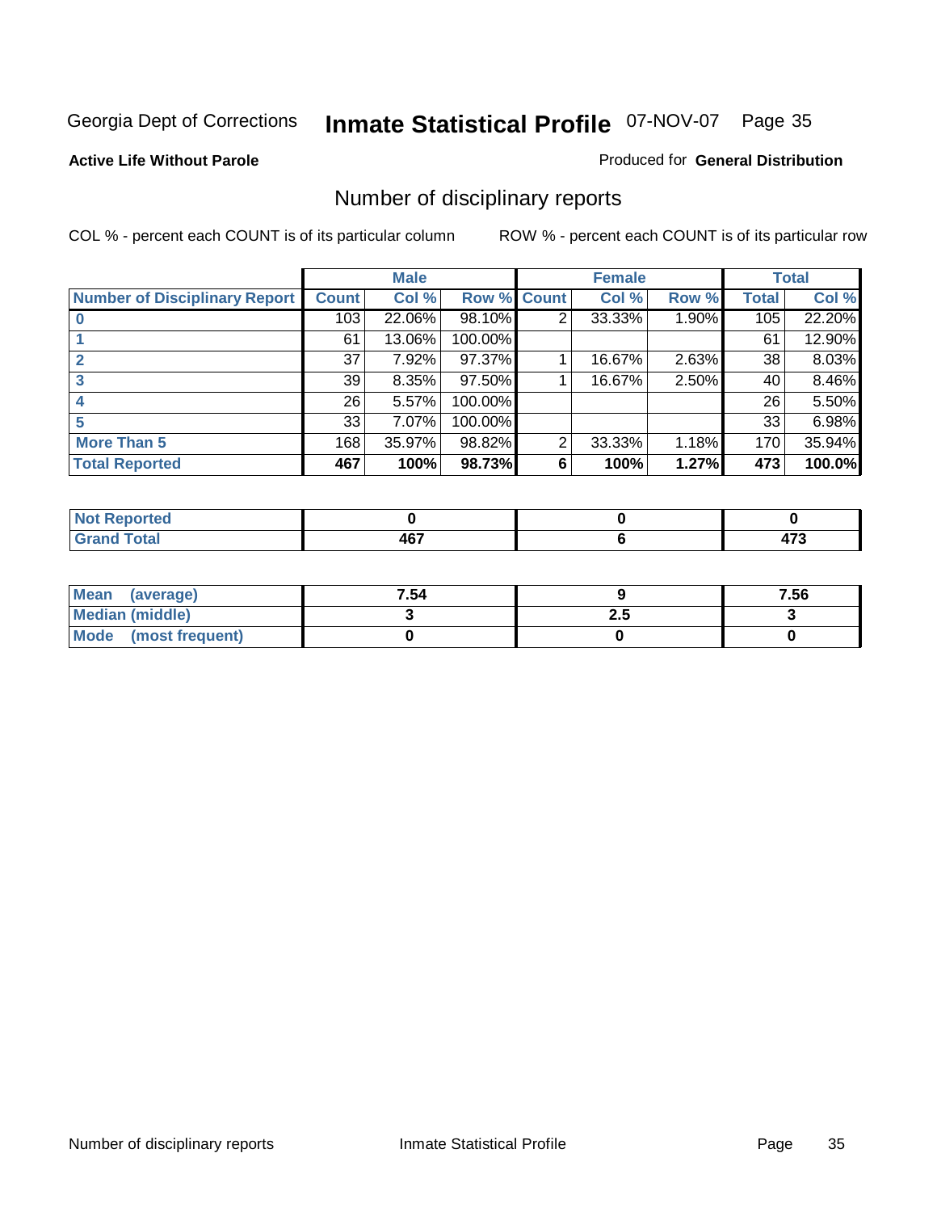Georgia Dept of Corrections **Inmate Statistical Profile** 07-NOV-07

**Active Life Without Parole**

Produced for **General Distribution**

## Number of disciplinary reports

COL % - percent each COUNT is of its particular column

ROW % - percent each COUNT is of its particular row

| | Male | | | Female | | | Total | |
|---|---|---|---|---|---|---|---|---|
| **Number of Disciplinary Report** | **Count** | **Col %** | **Row %** | **Count** | **Col %** | **Row %** | **Total** | **Col %** |
| **0** | 103 | 22.06% | 98.10% | 2 | 33.33% | 1.90% | 105 | 22.20% |
| **1** | 61 | 13.06% | 100.00% | | | | 61 | 12.90% |
| **2** | 37 | 7.92% | 97.37% | 1 | 16.67% | 2.63% | 38 | 8.03% |
| **3** | 39 | 8.35% | 97.50% | 1 | 16.67% | 2.50% | 40 | 8.46% |
| **4** | 26 | 5.57% | 100.00% | | | | 26 | 5.50% |
| **5** | 33 | 7.07% | 100.00% | | | | 33 | 6.98% |
| **More Than 5** | 168 | 35.97% | 98.82% | 2 | 33.33% | 1.18% | 170 | 35.94% |
| **Total Reported** | **467** | **100%** | **98.73%** | **6** | **100%** | **1.27%** | **473** | **100.0%** |

| | Male | Female | Total |
|---|---|---|---|
| **Not Reported** | **0** | **0** | **0** |
| **Grand Total** | **467** | **6** | **473** |

| | Male | Female | Total |
|---|---|---|---|
| **Mean (average)** | **7.54** | **9** | **7.56** |
| **Median (middle)** | **3** | **2.5** | **3** |
| **Mode (most frequent)** | **0** | **0** | **0** |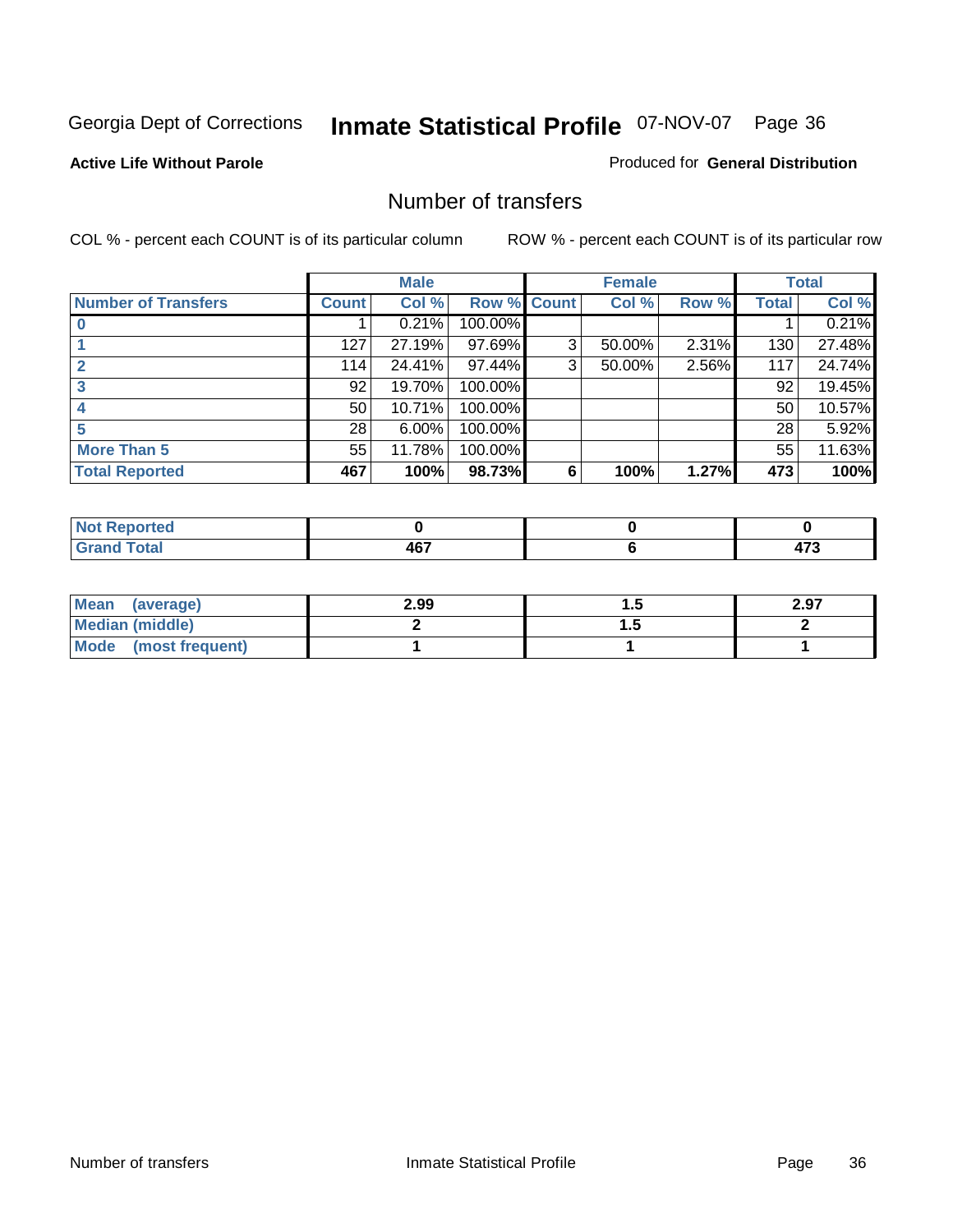Georgia Dept of Corrections **Inmate Statistical Profile** 07-NOV-07

**Active Life Without Parole**

Produced for **General Distribution**

## Number of transfers

COL % - percent each COUNT is of its particular column    ROW % - percent each COUNT is of its particular row

| | Male | | | Female | | | Total | |
|---|---|---|---|---|---|---|---|---|
| **Number of Transfers** | **Count** | **Col %** | **Row %** | **Count** | **Col %** | **Row %** | **Total** | **Col %** |
| **0** | 1 | 0.21% | 100.00% | | | | 1 | 0.21% |
| **1** | 127 | 27.19% | 97.69% | 3 | 50.00% | 2.31% | 130 | 27.48% |
| **2** | 114 | 24.41% | 97.44% | 3 | 50.00% | 2.56% | 117 | 24.74% |
| **3** | 92 | 19.70% | 100.00% | | | | 92 | 19.45% |
| **4** | 50 | 10.71% | 100.00% | | | | 50 | 10.57% |
| **5** | 28 | 6.00% | 100.00% | | | | 28 | 5.92% |
| **More Than 5** | 55 | 11.78% | 100.00% | | | | 55 | 11.63% |
| **Total Reported** | **467** | **100%** | **98.73%** | **6** | **100%** | **1.27%** | **473** | **100%** |

| | Male | Female | Total |
|---|---|---|---|
| **Not Reported** | **0** | **0** | **0** |
| **Grand Total** | **467** | **6** | **473** |

| | Male | Female | Total |
|---|---|---|---|
| **Mean (average)** | **2.99** | **1.5** | **2.97** |
| **Median (middle)** | **2** | **1.5** | **2** |
| **Mode (most frequent)** | **1** | **1** | **1** |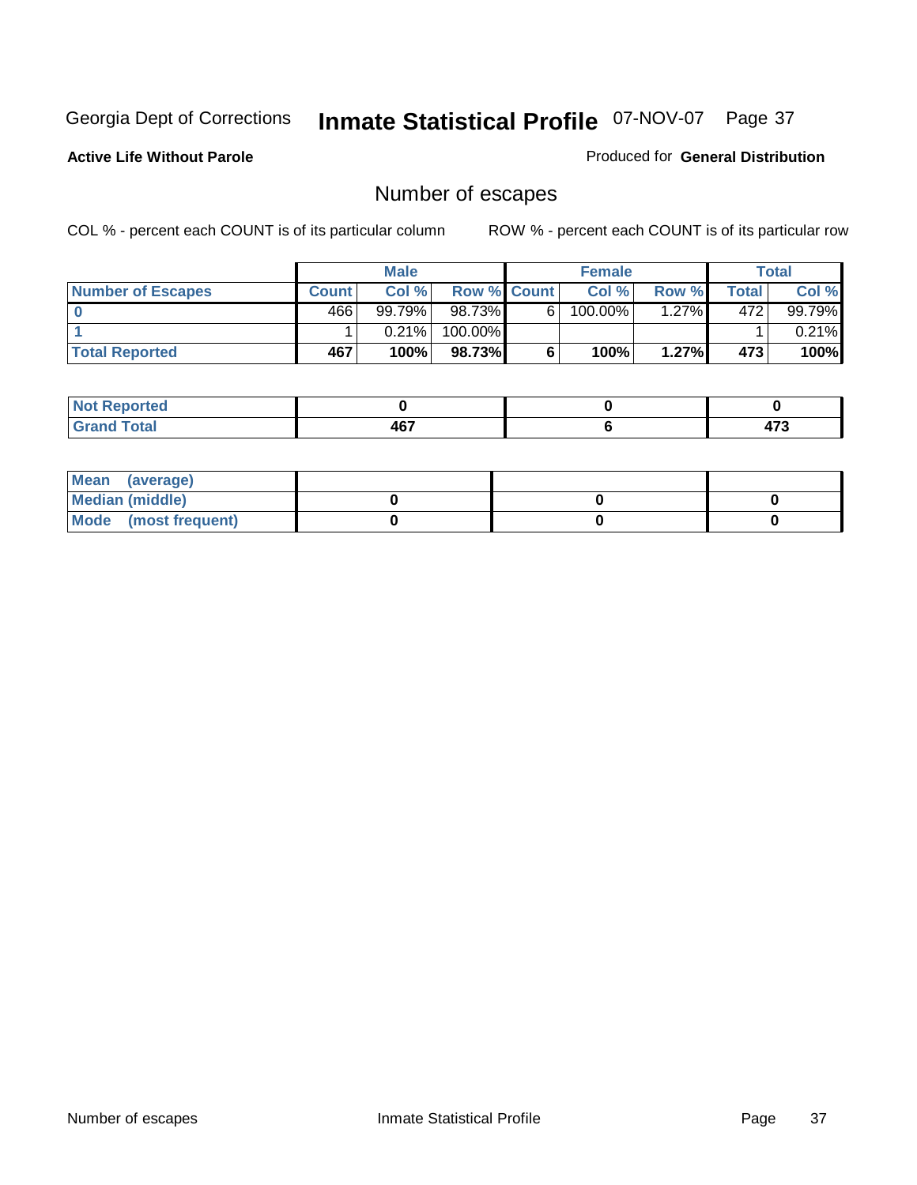Georgia Dept of Corrections **Inmate Statistical Profile** 07-NOV-07

**Active Life Without Parole**

Produced for **General Distribution**

## Number of escapes

COL % - percent each COUNT is of its particular column

ROW % - percent each COUNT is of its particular row

| | Male | | | Female | | | Total | |
|---|---|---|---|---|---|---|---|---|
| **Number of Escapes** | **Count** | **Col %** | **Row %** | **Count** | **Col %** | **Row %** | **Total** | **Col %** |
| **0** | 466 | 99.79% | 98.73% | 6 | 100.00% | 1.27% | 472 | 99.79% |
| **1** | 1 | 0.21% | 100.00% | | | | 1 | 0.21% |
| **Total Reported** | **467** | **100%** | **98.73%** | **6** | **100%** | **1.27%** | **473** | **100%** |

| | Male | Female | Total |
|---|---|---|---|
| **Not Reported** | **0** | **0** | **0** |
| **Grand Total** | **467** | **6** | **473** |

| | Male | Female | Total |
|---|---|---|---|
| **Mean (average)** | | | |
| **Median (middle)** | **0** | **0** | **0** |
| **Mode (most frequent)** | **0** | **0** | **0** |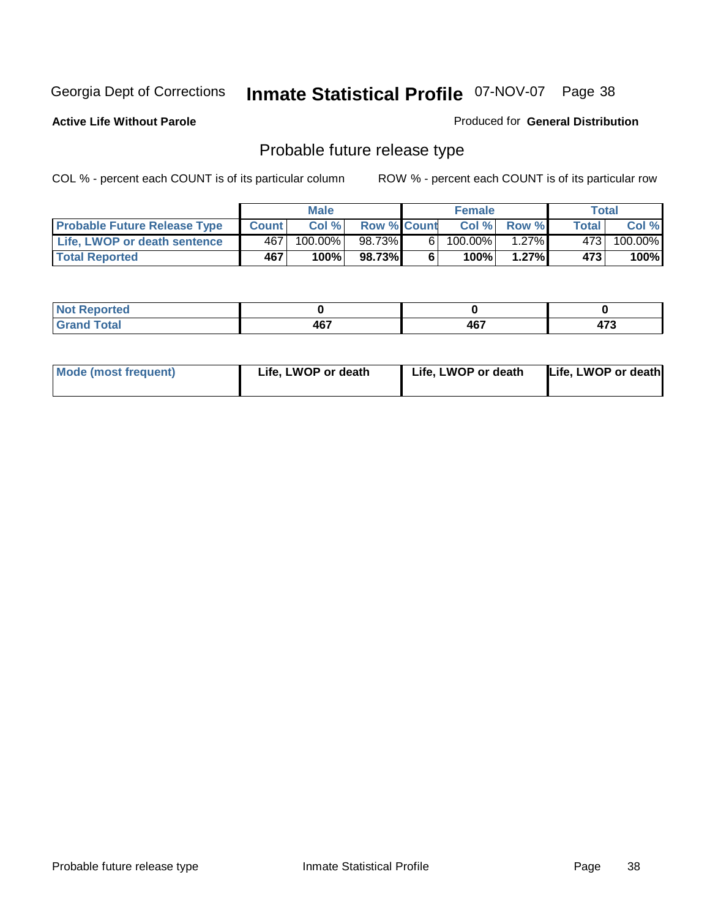Georgia Dept of Corrections **Inmate Statistical Profile** 07-NOV-07

**Active Life Without Parole**

Produced for **General Distribution**

## Probable future release type

COL % - percent each COUNT is of its particular column

ROW % - percent each COUNT is of its particular row

| | Male | | | Female | | | Total | |
|---|---|---|---|---|---|---|---|---|
| **Probable Future Release Type** | **Count** | **Col %** | **Row %** | **Count** | **Col %** | **Row %** | **Total** | **Col %** |
| **Life, LWOP or death sentence** | 467 | 100.00% | 98.73% | 6 | 100.00% | 1.27% | 473 | 100.00% |
| **Total Reported** | **467** | **100%** | **98.73%** | **6** | **100%** | **1.27%** | **473** | **100%** |

| | Male | Female | Total |
|---|---|---|---|
| **Not Reported** | **0** | **0** | **0** |
| **Grand Total** | **467** | **467** | **473** |

| | Male | Female | Total |
|---|---|---|---|
| **Mode (most frequent)** | **Life, LWOP or death** | **Life, LWOP or death** | **Life, LWOP or death** |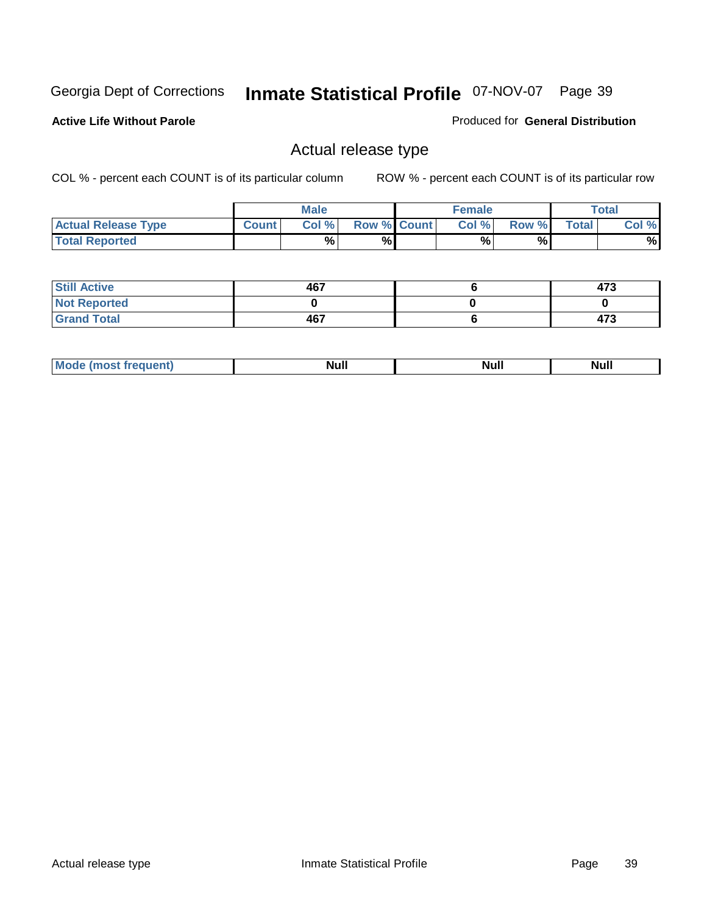Georgia Dept of Corrections **Inmate Statistical Profile** 07-NOV-07

**Active Life Without Parole**

Produced for **General Distribution**

## Actual release type

COL % - percent each COUNT is of its particular column ROW % - percent each COUNT is of its particular row

| | Male | | | Female | | | Total | |
|---|---|---|---|---|---|---|---|---|
| **Actual Release Type** | **Count** | **Col %** | **Row %** | **Count** | **Col %** | **Row %** | **Total** | **Col %** |
| **Total Reported** | | % | % | | % | % | | % |

| | Male | Female | Total |
|---|---|---|---|
| **Still Active** | 467 | 6 | 473 |
| **Not Reported** | 0 | 0 | 0 |
| **Grand Total** | 467 | 6 | 473 |

| | Male | Female | Total |
|---|---|---|---|
| **Mode (most frequent)** | Null | Null | Null |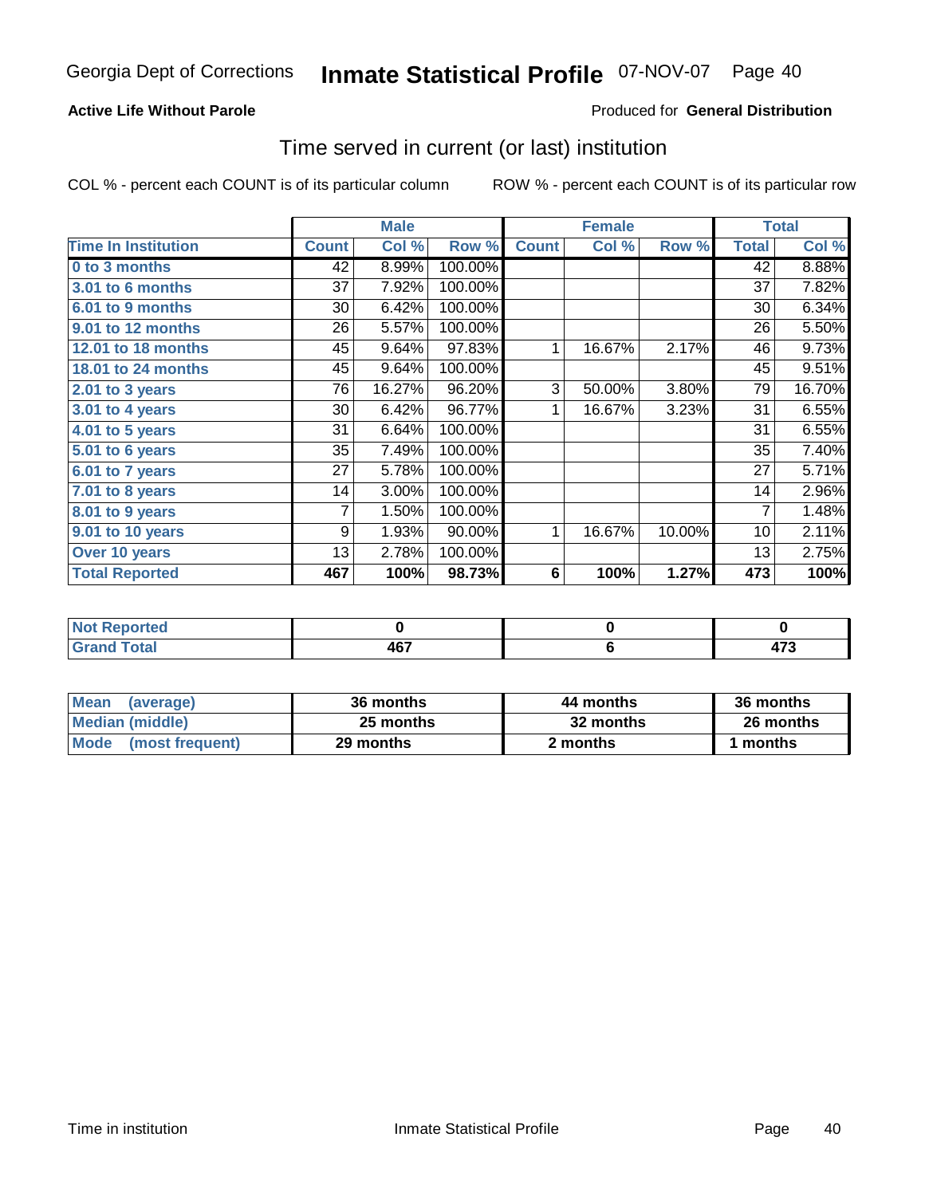Georgia Dept of Corrections **Inmate Statistical Profile** 07-NOV-07

**Active Life Without Parole**

Produced for **General Distribution**

## Time served in current (or last) institution

COL % - percent each COUNT is of its particular column     ROW % - percent each COUNT is of its particular row

| | Male | | | Female | | | Total | |
|---|---|---|---|---|---|---|---|---|
| **Time In Institution** | **Count** | **Col %** | **Row %** | **Count** | **Col %** | **Row %** | **Total** | **Col %** |
| **0 to 3 months** | 42 | 8.99% | 100.00% | | | | 42 | 8.88% |
| **3.01 to 6 months** | 37 | 7.92% | 100.00% | | | | 37 | 7.82% |
| **6.01 to 9 months** | 30 | 6.42% | 100.00% | | | | 30 | 6.34% |
| **9.01 to 12 months** | 26 | 5.57% | 100.00% | | | | 26 | 5.50% |
| **12.01 to 18 months** | 45 | 9.64% | 97.83% | 1 | 16.67% | 2.17% | 46 | 9.73% |
| **18.01 to 24 months** | 45 | 9.64% | 100.00% | | | | 45 | 9.51% |
| **2.01 to 3 years** | 76 | 16.27% | 96.20% | 3 | 50.00% | 3.80% | 79 | 16.70% |
| **3.01 to 4 years** | 30 | 6.42% | 96.77% | 1 | 16.67% | 3.23% | 31 | 6.55% |
| **4.01 to 5 years** | 31 | 6.64% | 100.00% | | | | 31 | 6.55% |
| **5.01 to 6 years** | 35 | 7.49% | 100.00% | | | | 35 | 7.40% |
| **6.01 to 7 years** | 27 | 5.78% | 100.00% | | | | 27 | 5.71% |
| **7.01 to 8 years** | 14 | 3.00% | 100.00% | | | | 14 | 2.96% |
| **8.01 to 9 years** | 7 | 1.50% | 100.00% | | | | 7 | 1.48% |
| **9.01 to 10 years** | 9 | 1.93% | 90.00% | 1 | 16.67% | 10.00% | 10 | 2.11% |
| **Over 10 years** | 13 | 2.78% | 100.00% | | | | 13 | 2.75% |
| **Total Reported** | **467** | **100%** | **98.73%** | **6** | **100%** | **1.27%** | **473** | **100%** |

| | Male | Female | Total |
|---|---|---|---|
| **Not Reported** | **0** | **0** | **0** |
| **Grand Total** | **467** | **6** | **473** |

| | Male | Female | Total |
|---|---|---|---|
| **Mean (average)** | **36 months** | **44 months** | **36 months** |
| **Median (middle)** | **25 months** | **32 months** | **26 months** |
| **Mode (most frequent)** | **29 months** | **2 months** | **1 months** |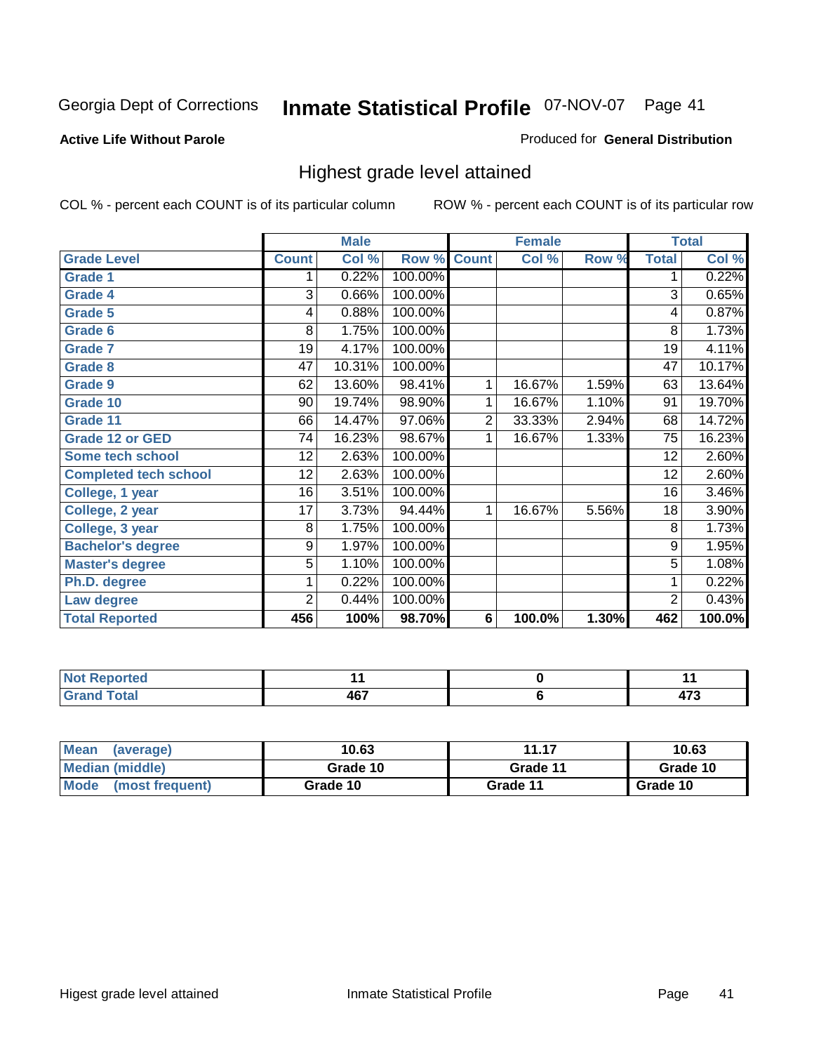Georgia Dept of Corrections **Inmate Statistical Profile** 07-NOV-07 Page 41

**Active Life Without Parole**

Produced for **General Distribution**

## Highest grade level attained

COL % - percent each COUNT is of its particular column ROW % - percent each COUNT is of its particular row

| | Male | | | Female | | | Total | |
|---|---|---|---|---|---|---|---|---|
| **Grade Level** | **Count** | **Col %** | **Row %** | **Count** | **Col %** | **Row %** | **Total** | **Col %** |
| **Grade 1** | 1 | 0.22% | 100.00% | | | | 1 | 0.22% |
| **Grade 4** | 3 | 0.66% | 100.00% | | | | 3 | 0.65% |
| **Grade 5** | 4 | 0.88% | 100.00% | | | | 4 | 0.87% |
| **Grade 6** | 8 | 1.75% | 100.00% | | | | 8 | 1.73% |
| **Grade 7** | 19 | 4.17% | 100.00% | | | | 19 | 4.11% |
| **Grade 8** | 47 | 10.31% | 100.00% | | | | 47 | 10.17% |
| **Grade 9** | 62 | 13.60% | 98.41% | 1 | 16.67% | 1.59% | 63 | 13.64% |
| **Grade 10** | 90 | 19.74% | 98.90% | 1 | 16.67% | 1.10% | 91 | 19.70% |
| **Grade 11** | 66 | 14.47% | 97.06% | 2 | 33.33% | 2.94% | 68 | 14.72% |
| **Grade 12 or GED** | 74 | 16.23% | 98.67% | 1 | 16.67% | 1.33% | 75 | 16.23% |
| **Some tech school** | 12 | 2.63% | 100.00% | | | | 12 | 2.60% |
| **Completed tech school** | 12 | 2.63% | 100.00% | | | | 12 | 2.60% |
| **College, 1 year** | 16 | 3.51% | 100.00% | | | | 16 | 3.46% |
| **College, 2 year** | 17 | 3.73% | 94.44% | 1 | 16.67% | 5.56% | 18 | 3.90% |
| **College, 3 year** | 8 | 1.75% | 100.00% | | | | 8 | 1.73% |
| **Bachelor's degree** | 9 | 1.97% | 100.00% | | | | 9 | 1.95% |
| **Master's degree** | 5 | 1.10% | 100.00% | | | | 5 | 1.08% |
| **Ph.D. degree** | 1 | 0.22% | 100.00% | | | | 1 | 0.22% |
| **Law degree** | 2 | 0.44% | 100.00% | | | | 2 | 0.43% |
| **Total Reported** | **456** | **100%** | **98.70%** | **6** | **100.0%** | **1.30%** | **462** | **100.0%** |

| | Male | Female | Total |
|---|---|---|---|
| **Not Reported** | **11** | **0** | **11** |
| **Grand Total** | **467** | **6** | **473** |

| | Male | Female | Total |
|---|---|---|---|
| **Mean (average)** | **10.63** | **11.17** | **10.63** |
| **Median (middle)** | **Grade 10** | **Grade 11** | **Grade 10** |
| **Mode (most frequent)** | **Grade 10** | **Grade 11** | **Grade 10** |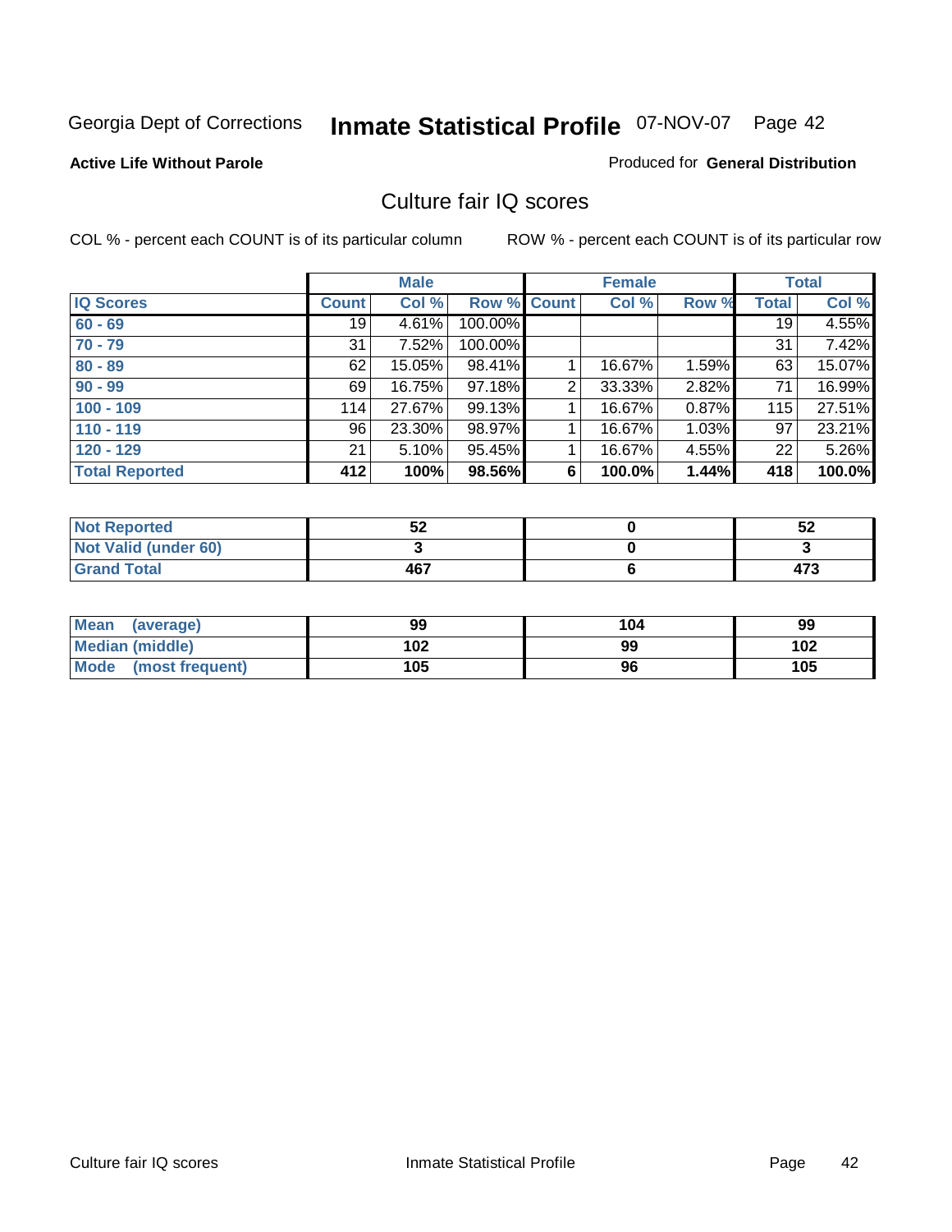Georgia Dept of Corrections **Inmate Statistical Profile** 07-NOV-07

**Active Life Without Parole**

Produced for **General Distribution**

## Culture fair IQ scores

COL % - percent each COUNT is of its particular column

ROW % - percent each COUNT is of its particular row

| | Male | | | Female | | | Total | |
|---|---|---|---|---|---|---|---|---|
| **IQ Scores** | **Count** | **Col %** | **Row %** | **Count** | **Col %** | **Row %** | **Total** | **Col %** |
| 60 - 69 | 19 | 4.61% | 100.00% | | | | 19 | 4.55% |
| 70 - 79 | 31 | 7.52% | 100.00% | | | | 31 | 7.42% |
| 80 - 89 | 62 | 15.05% | 98.41% | 1 | 16.67% | 1.59% | 63 | 15.07% |
| 90 - 99 | 69 | 16.75% | 97.18% | 2 | 33.33% | 2.82% | 71 | 16.99% |
| 100 - 109 | 114 | 27.67% | 99.13% | 1 | 16.67% | 0.87% | 115 | 27.51% |
| 110 - 119 | 96 | 23.30% | 98.97% | 1 | 16.67% | 1.03% | 97 | 23.21% |
| 120 - 129 | 21 | 5.10% | 95.45% | 1 | 16.67% | 4.55% | 22 | 5.26% |
| **Total Reported** | **412** | **100%** | **98.56%** | **6** | **100.0%** | **1.44%** | **418** | **100.0%** |

| | Male | Female | Total |
|---|---|---|---|
| Not Reported | 52 | 0 | 52 |
| Not Valid (under 60) | 3 | 0 | 3 |
| Grand Total | 467 | 6 | 473 |

| | Male | Female | Total |
|---|---|---|---|
| Mean (average) | 99 | 104 | 99 |
| Median (middle) | 102 | 99 | 102 |
| Mode (most frequent) | 105 | 96 | 105 |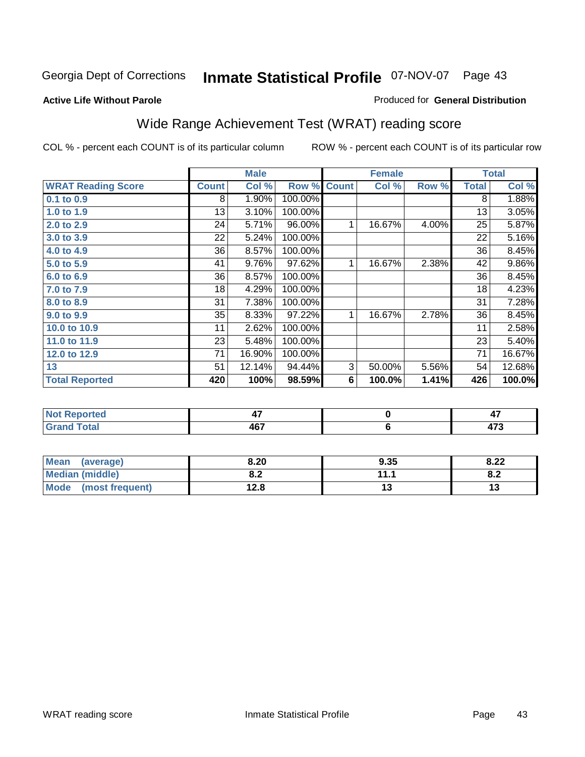Georgia Dept of Corrections **Inmate Statistical Profile** 07-NOV-07

**Active Life Without Parole**

Produced for **General Distribution**

## Wide Range Achievement Test (WRAT) reading score

COL % - percent each COUNT is of its particular column    ROW % - percent each COUNT is of its particular row

| | Male | | | Female | | | Total | |
|---|---|---|---|---|---|---|---|---|
| **WRAT Reading Score** | **Count** | **Col %** | **Row %** | **Count** | **Col %** | **Row %** | **Total** | **Col %** |
| 0.1 to 0.9 | 8 | 1.90% | 100.00% | | | | 8 | 1.88% |
| 1.0 to 1.9 | 13 | 3.10% | 100.00% | | | | 13 | 3.05% |
| 2.0 to 2.9 | 24 | 5.71% | 96.00% | 1 | 16.67% | 4.00% | 25 | 5.87% |
| 3.0 to 3.9 | 22 | 5.24% | 100.00% | | | | 22 | 5.16% |
| 4.0 to 4.9 | 36 | 8.57% | 100.00% | | | | 36 | 8.45% |
| 5.0 to 5.9 | 41 | 9.76% | 97.62% | 1 | 16.67% | 2.38% | 42 | 9.86% |
| 6.0 to 6.9 | 36 | 8.57% | 100.00% | | | | 36 | 8.45% |
| 7.0 to 7.9 | 18 | 4.29% | 100.00% | | | | 18 | 4.23% |
| 8.0 to 8.9 | 31 | 7.38% | 100.00% | | | | 31 | 7.28% |
| 9.0 to 9.9 | 35 | 8.33% | 97.22% | 1 | 16.67% | 2.78% | 36 | 8.45% |
| 10.0 to 10.9 | 11 | 2.62% | 100.00% | | | | 11 | 2.58% |
| 11.0 to 11.9 | 23 | 5.48% | 100.00% | | | | 23 | 5.40% |
| 12.0 to 12.9 | 71 | 16.90% | 100.00% | | | | 71 | 16.67% |
| 13 | 51 | 12.14% | 94.44% | 3 | 50.00% | 5.56% | 54 | 12.68% |
| **Total Reported** | **420** | **100%** | **98.59%** | **6** | **100.0%** | **1.41%** | **426** | **100.0%** |

| | Male | Female | Total |
|---|---|---|---|
| Not Reported | 47 | 0 | 47 |
| Grand Total | 467 | 6 | 473 |

| | Male | Female | Total |
|---|---|---|---|
| Mean (average) | 8.20 | 9.35 | 8.22 |
| Median (middle) | 8.2 | 11.1 | 8.2 |
| Mode (most frequent) | 12.8 | 13 | 13 |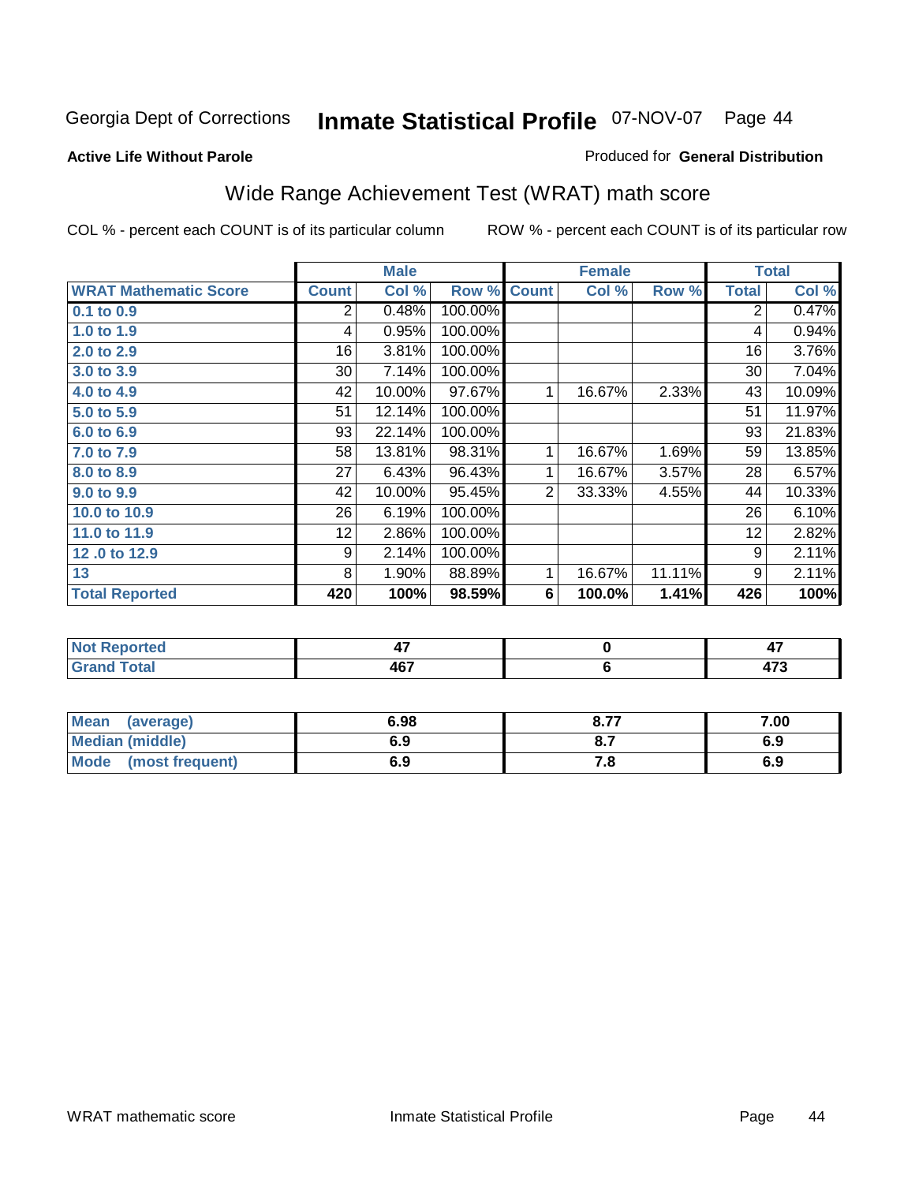Georgia Dept of Corrections **Inmate Statistical Profile** 07-NOV-07

**Active Life Without Parole**

Produced for **General Distribution**

## Wide Range Achievement Test (WRAT) math score

COL % - percent each COUNT is of its particular column    ROW % - percent each COUNT is of its particular row

| | Male | | | Female | | | Total | |
|---|---|---|---|---|---|---|---|---|
| **WRAT Mathematic Score** | **Count** | **Col %** | **Row %** | **Count** | **Col %** | **Row %** | **Total** | **Col %** |
| 0.1 to 0.9 | 2 | 0.48% | 100.00% | | | | 2 | 0.47% |
| 1.0 to 1.9 | 4 | 0.95% | 100.00% | | | | 4 | 0.94% |
| 2.0 to 2.9 | 16 | 3.81% | 100.00% | | | | 16 | 3.76% |
| 3.0 to 3.9 | 30 | 7.14% | 100.00% | | | | 30 | 7.04% |
| 4.0 to 4.9 | 42 | 10.00% | 97.67% | 1 | 16.67% | 2.33% | 43 | 10.09% |
| 5.0 to 5.9 | 51 | 12.14% | 100.00% | | | | 51 | 11.97% |
| 6.0 to 6.9 | 93 | 22.14% | 100.00% | | | | 93 | 21.83% |
| 7.0 to 7.9 | 58 | 13.81% | 98.31% | 1 | 16.67% | 1.69% | 59 | 13.85% |
| 8.0 to 8.9 | 27 | 6.43% | 96.43% | 1 | 16.67% | 3.57% | 28 | 6.57% |
| 9.0 to 9.9 | 42 | 10.00% | 95.45% | 2 | 33.33% | 4.55% | 44 | 10.33% |
| 10.0 to 10.9 | 26 | 6.19% | 100.00% | | | | 26 | 6.10% |
| 11.0 to 11.9 | 12 | 2.86% | 100.00% | | | | 12 | 2.82% |
| 12 .0 to 12.9 | 9 | 2.14% | 100.00% | | | | 9 | 2.11% |
| 13 | 8 | 1.90% | 88.89% | 1 | 16.67% | 11.11% | 9 | 2.11% |
| **Total Reported** | **420** | **100%** | **98.59%** | **6** | **100.0%** | **1.41%** | **426** | **100%** |

| | Male | Female | Total |
|---|---|---|---|
| Not Reported | 47 | 0 | 47 |
| Grand Total | 467 | 6 | 473 |

| | Male | Female | Total |
|---|---|---|---|
| Mean (average) | 6.98 | 8.77 | 7.00 |
| Median (middle) | 6.9 | 8.7 | 6.9 |
| Mode (most frequent) | 6.9 | 7.8 | 6.9 |

WRAT mathematic score    Inmate Statistical Profile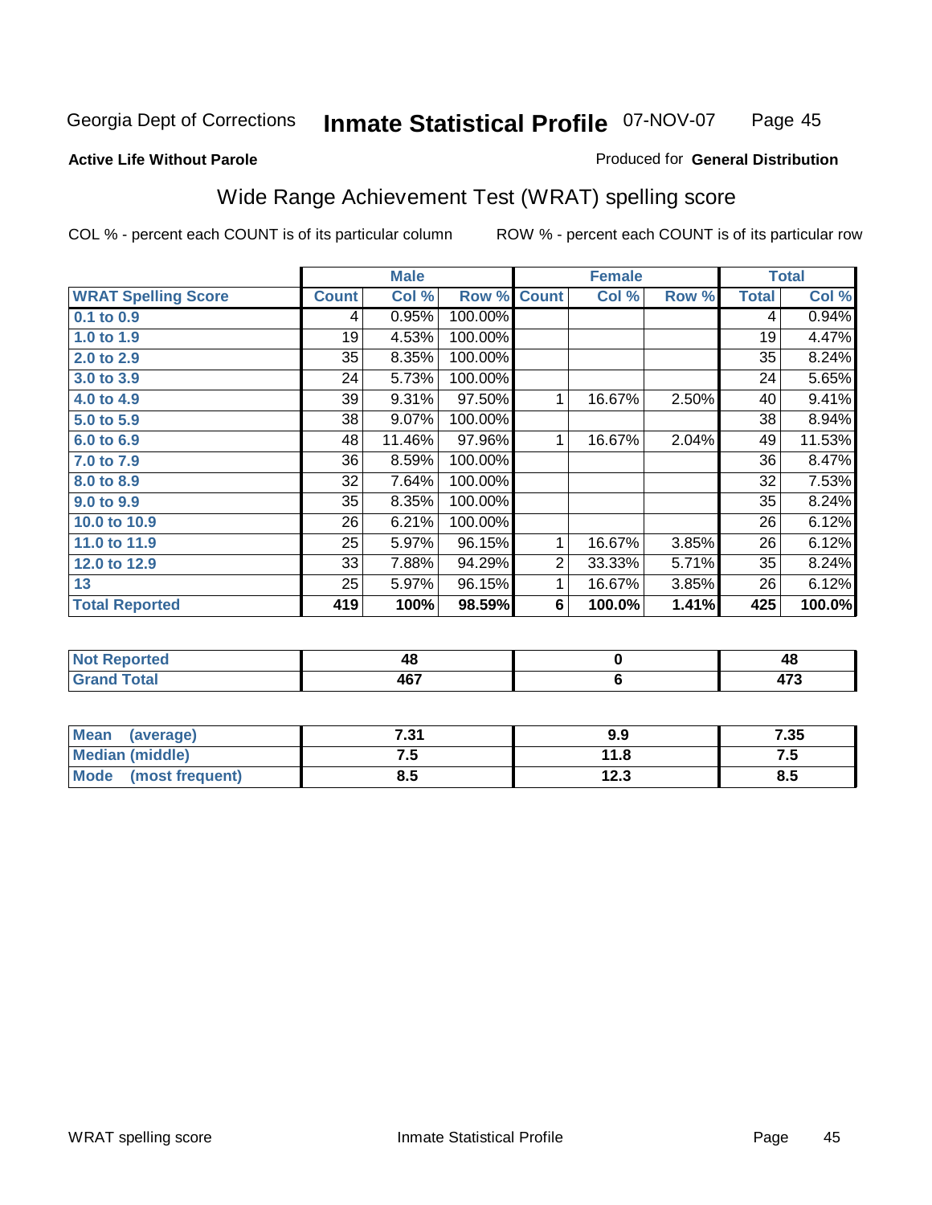Georgia Dept of Corrections **Inmate Statistical Profile** 07-NOV-07

**Active Life Without Parole**

Produced for **General Distribution**

## Wide Range Achievement Test (WRAT) spelling score

COL % - percent each COUNT is of its particular column ROW % - percent each COUNT is of its particular row

| | Male | | | Female | | | Total | |
|---|---|---|---|---|---|---|---|---|
| **WRAT Spelling Score** | **Count** | **Col %** | **Row %** | **Count** | **Col %** | **Row %** | **Total** | **Col %** |
| 0.1 to 0.9 | 4 | 0.95% | 100.00% | | | | 4 | 0.94% |
| 1.0 to 1.9 | 19 | 4.53% | 100.00% | | | | 19 | 4.47% |
| 2.0 to 2.9 | 35 | 8.35% | 100.00% | | | | 35 | 8.24% |
| 3.0 to 3.9 | 24 | 5.73% | 100.00% | | | | 24 | 5.65% |
| 4.0 to 4.9 | 39 | 9.31% | 97.50% | 1 | 16.67% | 2.50% | 40 | 9.41% |
| 5.0 to 5.9 | 38 | 9.07% | 100.00% | | | | 38 | 8.94% |
| 6.0 to 6.9 | 48 | 11.46% | 97.96% | 1 | 16.67% | 2.04% | 49 | 11.53% |
| 7.0 to 7.9 | 36 | 8.59% | 100.00% | | | | 36 | 8.47% |
| 8.0 to 8.9 | 32 | 7.64% | 100.00% | | | | 32 | 7.53% |
| 9.0 to 9.9 | 35 | 8.35% | 100.00% | | | | 35 | 8.24% |
| 10.0 to 10.9 | 26 | 6.21% | 100.00% | | | | 26 | 6.12% |
| 11.0 to 11.9 | 25 | 5.97% | 96.15% | 1 | 16.67% | 3.85% | 26 | 6.12% |
| 12.0 to 12.9 | 33 | 7.88% | 94.29% | 2 | 33.33% | 5.71% | 35 | 8.24% |
| 13 | 25 | 5.97% | 96.15% | 1 | 16.67% | 3.85% | 26 | 6.12% |
| **Total Reported** | **419** | **100%** | **98.59%** | **6** | **100.0%** | **1.41%** | **425** | **100.0%** |

| | Male | Female | Total |
|---|---|---|---|
| Not Reported | 48 | 0 | 48 |
| Grand Total | 467 | 6 | 473 |

| | Male | Female | Total |
|---|---|---|---|
| Mean (average) | 7.31 | 9.9 | 7.35 |
| Median (middle) | 7.5 | 11.8 | 7.5 |
| Mode (most frequent) | 8.5 | 12.3 | 8.5 |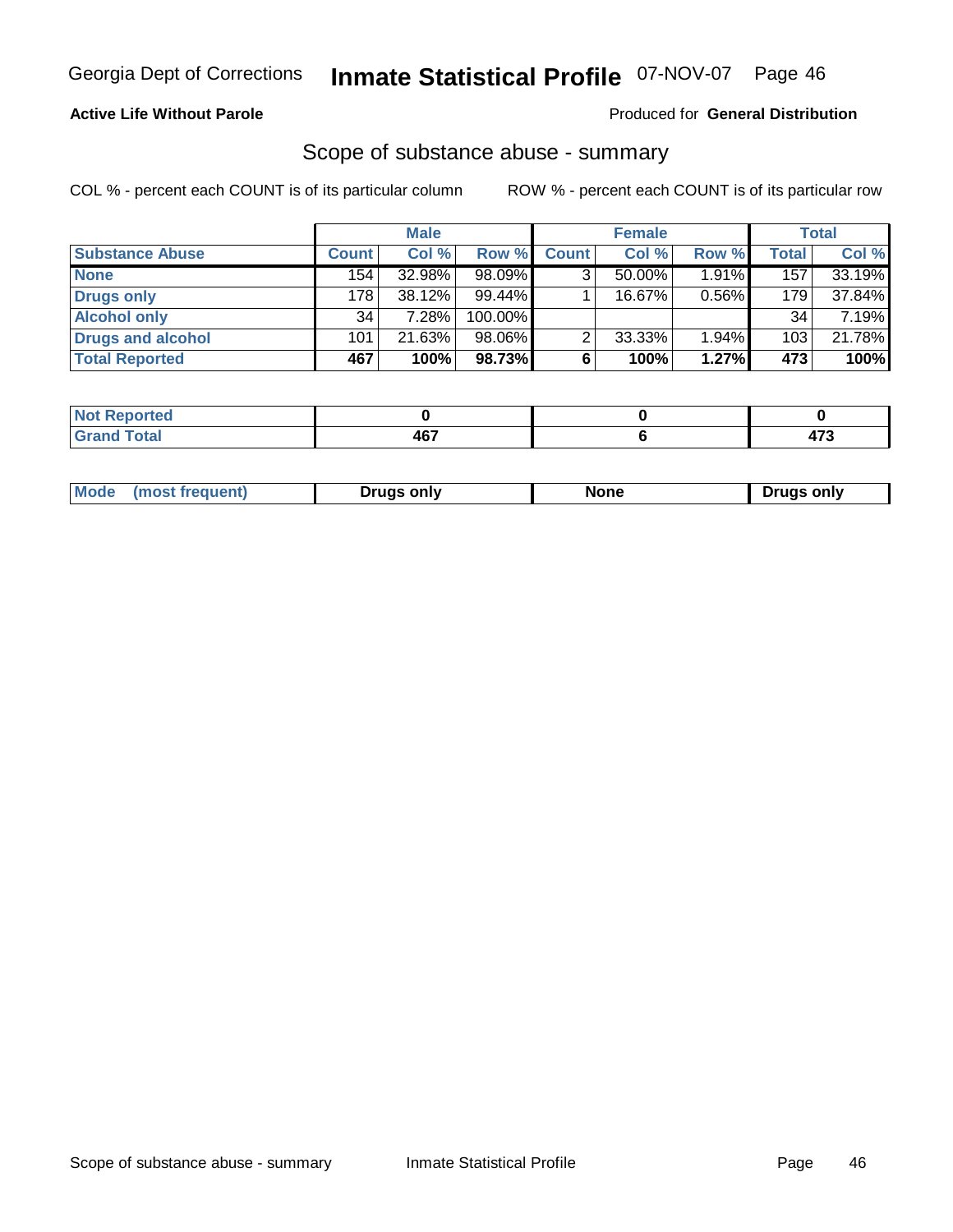**Active Life Without Parole**

Produced for **General Distribution**

## Scope of substance abuse - summary

COL % - percent each COUNT is of its particular column

ROW % - percent each COUNT is of its particular row

| | Male | | | Female | | | Total | |
|---|---|---|---|---|---|---|---|---|
| **Substance Abuse** | **Count** | **Col %** | **Row %** | **Count** | **Col %** | **Row %** | **Total** | **Col %** |
| **None** | 154 | 32.98% | 98.09% | 3 | 50.00% | 1.91% | 157 | 33.19% |
| **Drugs only** | 178 | 38.12% | 99.44% | 1 | 16.67% | 0.56% | 179 | 37.84% |
| **Alcohol only** | 34 | 7.28% | 100.00% | | | | 34 | 7.19% |
| **Drugs and alcohol** | 101 | 21.63% | 98.06% | 2 | 33.33% | 1.94% | 103 | 21.78% |
| **Total Reported** | **467** | **100%** | **98.73%** | **6** | **100%** | **1.27%** | **473** | **100%** |

| | Male | Female | Total |
|---|---|---|---|
| **Not Reported** | **0** | **0** | **0** |
| **Grand Total** | **467** | **6** | **473** |

| | Male | Female | Total |
|---|---|---|---|
| **Mode (most frequent)** | **Drugs only** | **None** | **Drugs only** |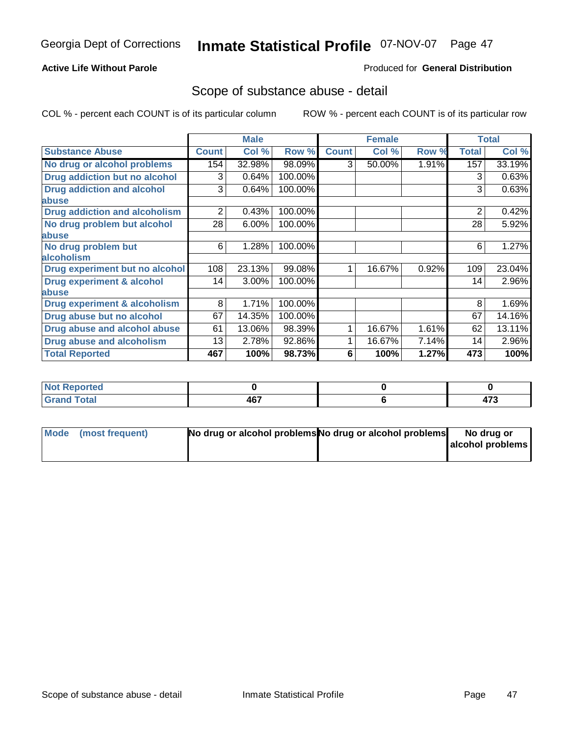Georgia Dept of Corrections **Inmate Statistical Profile** 07-NOV-07

**Active Life Without Parole**

Produced for **General Distribution**

## Scope of substance abuse - detail

COL % - percent each COUNT is of its particular column    ROW % - percent each COUNT is of its particular row

| | Male | | | Female | | | Total | |
|---|---|---|---|---|---|---|---|---|
| **Substance Abuse** | **Count** | **Col %** | **Row %** | **Count** | **Col %** | **Row %** | **Total** | **Col %** |
| **No drug or alcohol problems** | 154 | 32.98% | 98.09% | 3 | 50.00% | 1.91% | 157 | 33.19% |
| **Drug addiction but no alcohol** | 3 | 0.64% | 100.00% | | | | 3 | 0.63% |
| **Drug addiction and alcohol abuse** | 3 | 0.64% | 100.00% | | | | 3 | 0.63% |
| **Drug addiction and alcoholism** | 2 | 0.43% | 100.00% | | | | 2 | 0.42% |
| **No drug problem but alcohol abuse** | 28 | 6.00% | 100.00% | | | | 28 | 5.92% |
| **No drug problem but alcoholism** | 6 | 1.28% | 100.00% | | | | 6 | 1.27% |
| **Drug experiment but no alcohol** | 108 | 23.13% | 99.08% | 1 | 16.67% | 0.92% | 109 | 23.04% |
| **Drug experiment & alcohol abuse** | 14 | 3.00% | 100.00% | | | | 14 | 2.96% |
| **Drug experiment & alcoholism** | 8 | 1.71% | 100.00% | | | | 8 | 1.69% |
| **Drug abuse but no alcohol** | 67 | 14.35% | 100.00% | | | | 67 | 14.16% |
| **Drug abuse and alcohol abuse** | 61 | 13.06% | 98.39% | 1 | 16.67% | 1.61% | 62 | 13.11% |
| **Drug abuse and alcoholism** | 13 | 2.78% | 92.86% | 1 | 16.67% | 7.14% | 14 | 2.96% |
| **Total Reported** | **467** | **100%** | **98.73%** | **6** | **100%** | **1.27%** | **473** | **100%** |

| | Male | Female | Total |
|---|---|---|---|
| **Not Reported** | **0** | **0** | **0** |
| **Grand Total** | **467** | **6** | **473** |

| | Male | Female | Total |
|---|---|---|---|
| **Mode (most frequent)** | **No drug or alcohol problems** | **No drug or alcohol problems** | **No drug or alcohol problems** |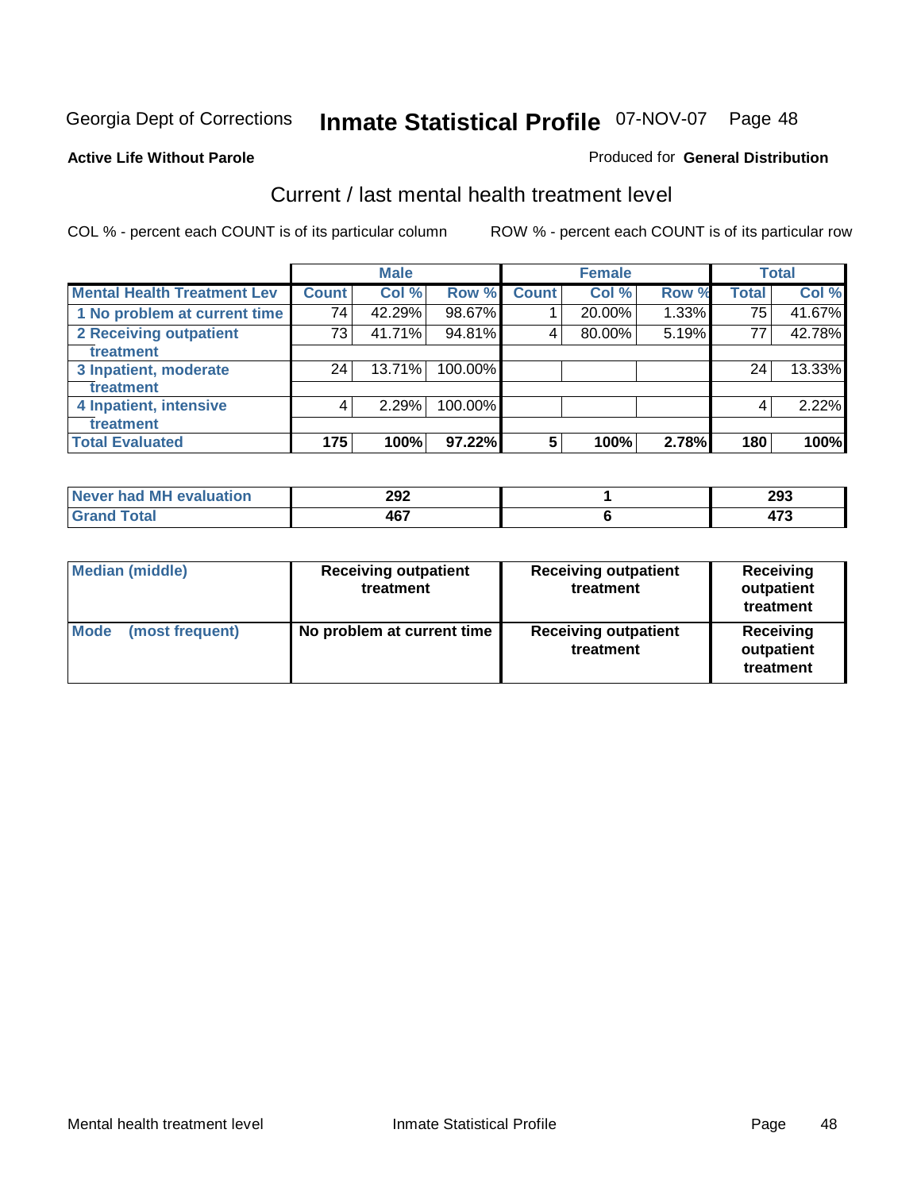Georgia Dept of Corrections **Inmate Statistical Profile** 07-NOV-07

**Active Life Without Parole**

Produced for **General Distribution**

## Current / last mental health treatment level

COL % - percent each COUNT is of its particular column

ROW % - percent each COUNT is of its particular row

| | Male | | | Female | | | Total | |
|---|---|---|---|---|---|---|---|---|
| **Mental Health Treatment Lev** | **Count** | **Col %** | **Row %** | **Count** | **Col %** | **Row %** | **Total** | **Col %** |
| 1 No problem at current time | 74 | 42.29% | 98.67% | 1 | 20.00% | 1.33% | 75 | 41.67% |
| 2 Receiving outpatient treatment | 73 | 41.71% | 94.81% | 4 | 80.00% | 5.19% | 77 | 42.78% |
| 3 Inpatient, moderate treatment | 24 | 13.71% | 100.00% | | | | 24 | 13.33% |
| 4 Inpatient, intensive treatment | 4 | 2.29% | 100.00% | | | | 4 | 2.22% |
| **Total Evaluated** | **175** | **100%** | **97.22%** | **5** | **100%** | **2.78%** | **180** | **100%** |

| | Male | Female | Total |
|---|---|---|---|
| Never had MH evaluation | 292 | 1 | 293 |
| Grand Total | 467 | 6 | 473 |

| | Male | Female | Total |
|---|---|---|---|
| Median (middle) | Receiving outpatient treatment | Receiving outpatient treatment | Receiving outpatient treatment |
| Mode (most frequent) | No problem at current time | Receiving outpatient treatment | Receiving outpatient treatment |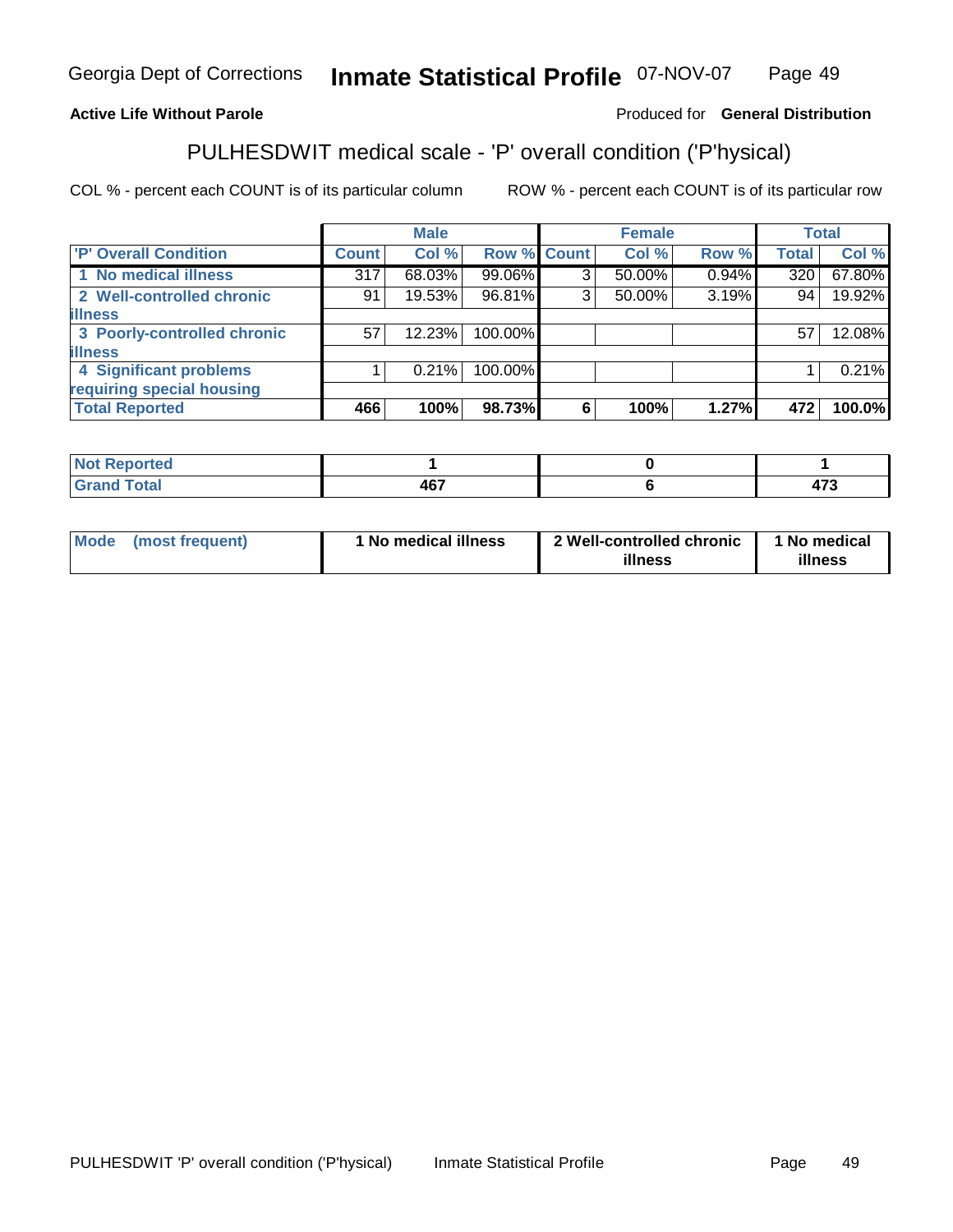**Active Life Without Parole**

Produced for **General Distribution**

## PULHESDWIT medical scale - 'P' overall condition ('P'hysical)

COL % - percent each COUNT is of its particular column

ROW % - percent each COUNT is of its particular row

| | Male | | | Female | | | Total | |
|---|---|---|---|---|---|---|---|---|
| 'P' Overall Condition | Count | Col % | Row % | Count | Col % | Row % | Total | Col % |
| 1 No medical illness | 317 | 68.03% | 99.06% | 3 | 50.00% | 0.94% | 320 | 67.80% |
| 2 Well-controlled chronic illness | 91 | 19.53% | 96.81% | 3 | 50.00% | 3.19% | 94 | 19.92% |
| 3 Poorly-controlled chronic illness | 57 | 12.23% | 100.00% | | | | 57 | 12.08% |
| 4 Significant problems requiring special housing | 1 | 0.21% | 100.00% | | | | 1 | 0.21% |
| **Total Reported** | **466** | **100%** | **98.73%** | **6** | **100%** | **1.27%** | **472** | **100.0%** |

| | Male | Female | Total |
|---|---|---|---|
| Not Reported | 1 | 0 | 1 |
| Grand Total | 467 | 6 | 473 |

| | Male | Female | Total |
|---|---|---|---|
| Mode (most frequent) | 1 No medical illness | 2 Well-controlled chronic illness | 1 No medical illness |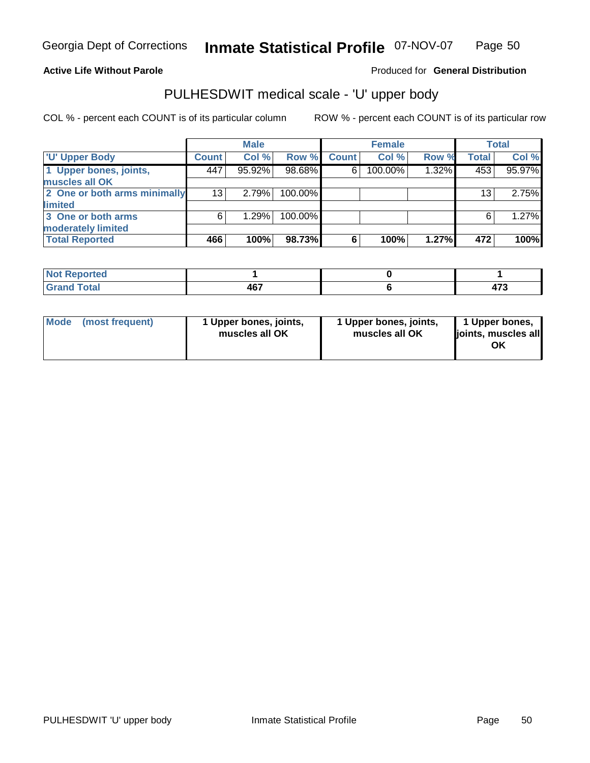**Active Life Without Parole**

Produced for **General Distribution**

## PULHESDWIT medical scale - 'U' upper body

COL % - percent each COUNT is of its particular column

ROW % - percent each COUNT is of its particular row

| | Male | | | Female | | | Total | |
|---|---|---|---|---|---|---|---|---|
| 'U' Upper Body | Count | Col % | Row % | Count | Col % | Row % | Total | Col % |
| 1 Upper bones, joints, muscles all OK | 447 | 95.92% | 98.68% | 6 | 100.00% | 1.32% | 453 | 95.97% |
| 2 One or both arms minimally limited | 13 | 2.79% | 100.00% | | | | 13 | 2.75% |
| 3 One or both arms moderately limited | 6 | 1.29% | 100.00% | | | | 6 | 1.27% |
| **Total Reported** | **466** | **100%** | **98.73%** | **6** | **100%** | **1.27%** | **472** | **100%** |

| | Male | Female | Total |
|---|---|---|---|
| Not Reported | 1 | 0 | 1 |
| Grand Total | 467 | 6 | 473 |

| | Male | Female | Total |
|---|---|---|---|
| Mode (most frequent) | 1 Upper bones, joints, muscles all OK | 1 Upper bones, joints, muscles all OK | 1 Upper bones, joints, muscles all OK |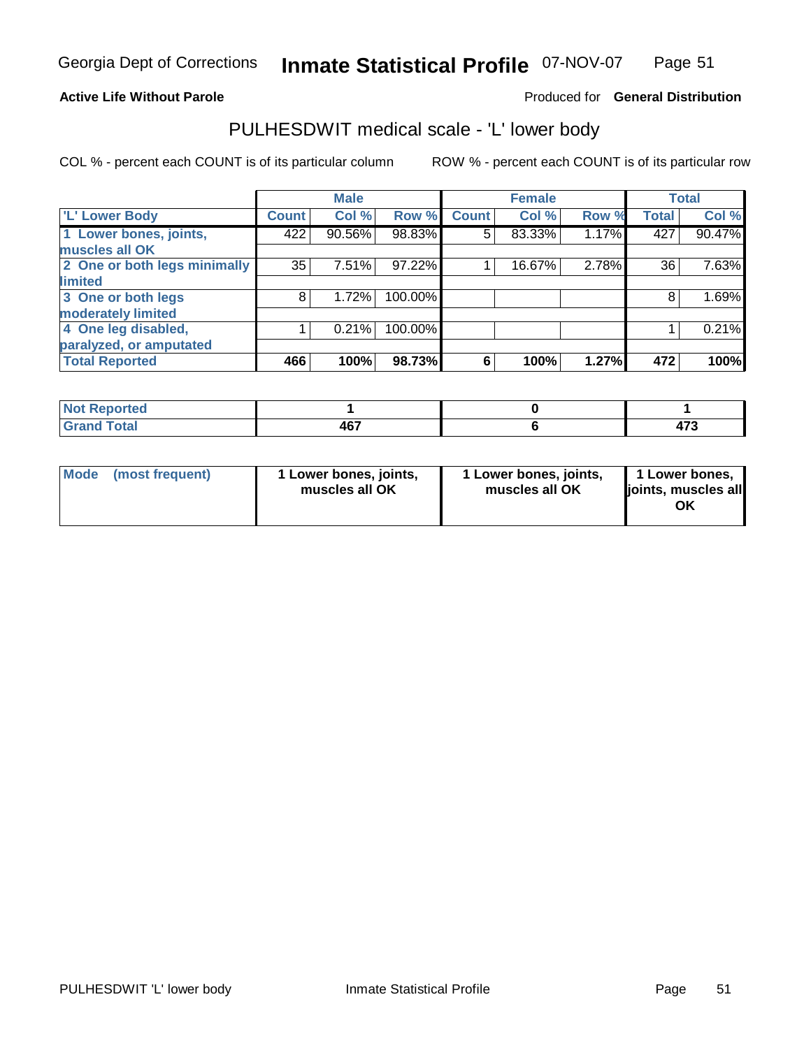**Active Life Without Parole**

Produced for **General Distribution**

## PULHESDWIT medical scale - 'L' lower body

COL % - percent each COUNT is of its particular column

ROW % - percent each COUNT is of its particular row

| | Male | | | Female | | | Total | |
|---|---|---|---|---|---|---|---|---|
| 'L' Lower Body | Count | Col % | Row % | Count | Col % | Row % | Total | Col % |
| 1 Lower bones, joints, muscles all OK | 422 | 90.56% | 98.83% | 5 | 83.33% | 1.17% | 427 | 90.47% |
| 2 One or both legs minimally limited | 35 | 7.51% | 97.22% | 1 | 16.67% | 2.78% | 36 | 7.63% |
| 3 One or both legs moderately limited | 8 | 1.72% | 100.00% | | | | 8 | 1.69% |
| 4 One leg disabled, paralyzed, or amputated | 1 | 0.21% | 100.00% | | | | 1 | 0.21% |
| **Total Reported** | **466** | **100%** | **98.73%** | **6** | **100%** | **1.27%** | **472** | **100%** |

| | Male | Female | Total |
|---|---|---|---|
| Not Reported | 1 | 0 | 1 |
| Grand Total | 467 | 6 | 473 |

| | Male | Female | Total |
|---|---|---|---|
| Mode (most frequent) | 1 Lower bones, joints, muscles all OK | 1 Lower bones, joints, muscles all OK | 1 Lower bones, joints, muscles all OK |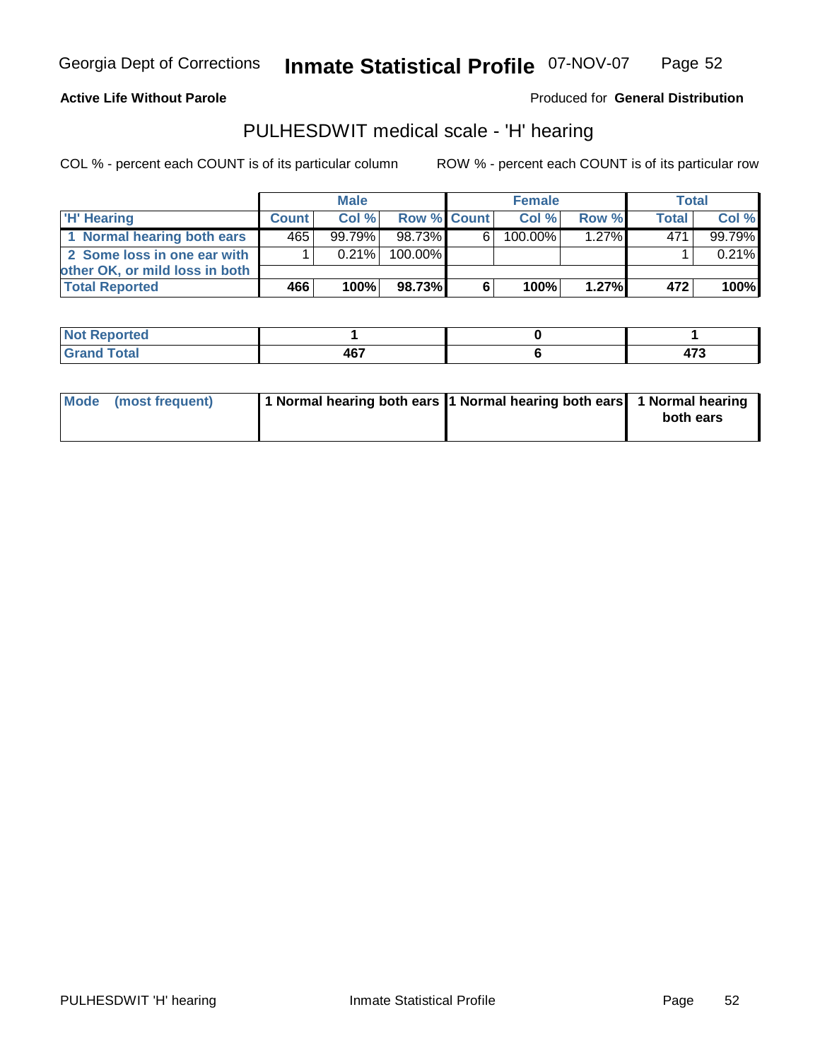Georgia Dept of Corrections **Inmate Statistical Profile** 07-NOV-07

**Active Life Without Parole**

Produced for **General Distribution**

## PULHESDWIT medical scale - 'H' hearing

COL % - percent each COUNT is of its particular column

ROW % - percent each COUNT is of its particular row

| | Male | | | Female | | | Total | |
|---|---|---|---|---|---|---|---|---|
| 'H' Hearing | Count | Col % | Row % | Count | Col % | Row % | Total | Col % |
| 1 Normal hearing both ears | 465 | 99.79% | 98.73% | 6 | 100.00% | 1.27% | 471 | 99.79% |
| 2 Some loss in one ear with other OK, or mild loss in both | 1 | 0.21% | 100.00% | | | | 1 | 0.21% |
| Total Reported | **466** | **100%** | **98.73%** | **6** | **100%** | **1.27%** | **472** | **100%** |

| | Male | Female | Total |
|---|---|---|---|
| Not Reported | **1** | **0** | **1** |
| Grand Total | **467** | **6** | **473** |

| | Male | Female | Total |
|---|---|---|---|
| Mode (most frequent) | **1 Normal hearing both ears** | **1 Normal hearing both ears** | **1 Normal hearing both ears** |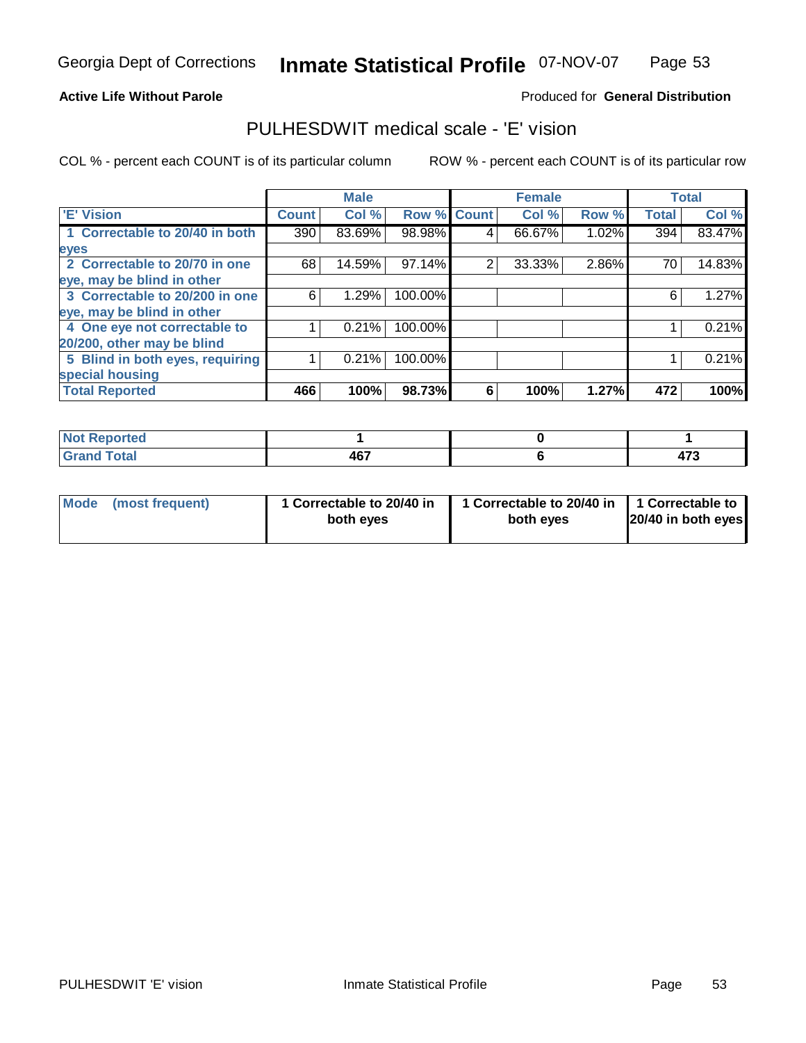Georgia Dept of Corrections **Inmate Statistical Profile** 07-NOV-07

**Active Life Without Parole**

Produced for **General Distribution**

## PULHESDWIT medical scale - 'E' vision

COL % - percent each COUNT is of its particular column    ROW % - percent each COUNT is of its particular row

| | Male | | | Female | | | Total | |
|---|---|---|---|---|---|---|---|---|
| 'E' Vision | Count | Col % | Row % | Count | Col % | Row % | Total | Col % |
| 1 Correctable to 20/40 in both eyes | 390 | 83.69% | 98.98% | 4 | 66.67% | 1.02% | 394 | 83.47% |
| 2 Correctable to 20/70 in one eye, may be blind in other | 68 | 14.59% | 97.14% | 2 | 33.33% | 2.86% | 70 | 14.83% |
| 3 Correctable to 20/200 in one eye, may be blind in other | 6 | 1.29% | 100.00% | | | | 6 | 1.27% |
| 4 One eye not correctable to 20/200, other may be blind | 1 | 0.21% | 100.00% | | | | 1 | 0.21% |
| 5 Blind in both eyes, requiring special housing | 1 | 0.21% | 100.00% | | | | 1 | 0.21% |
| **Total Reported** | **466** | **100%** | **98.73%** | **6** | **100%** | **1.27%** | **472** | **100%** |

| | Male | Female | Total |
|---|---|---|---|
| Not Reported | 1 | 0 | 1 |
| Grand Total | 467 | 6 | 473 |

| | Male | Female | Total |
|---|---|---|---|
| Mode (most frequent) | 1 Correctable to 20/40 in both eyes | 1 Correctable to 20/40 in both eyes | 1 Correctable to 20/40 in both eyes |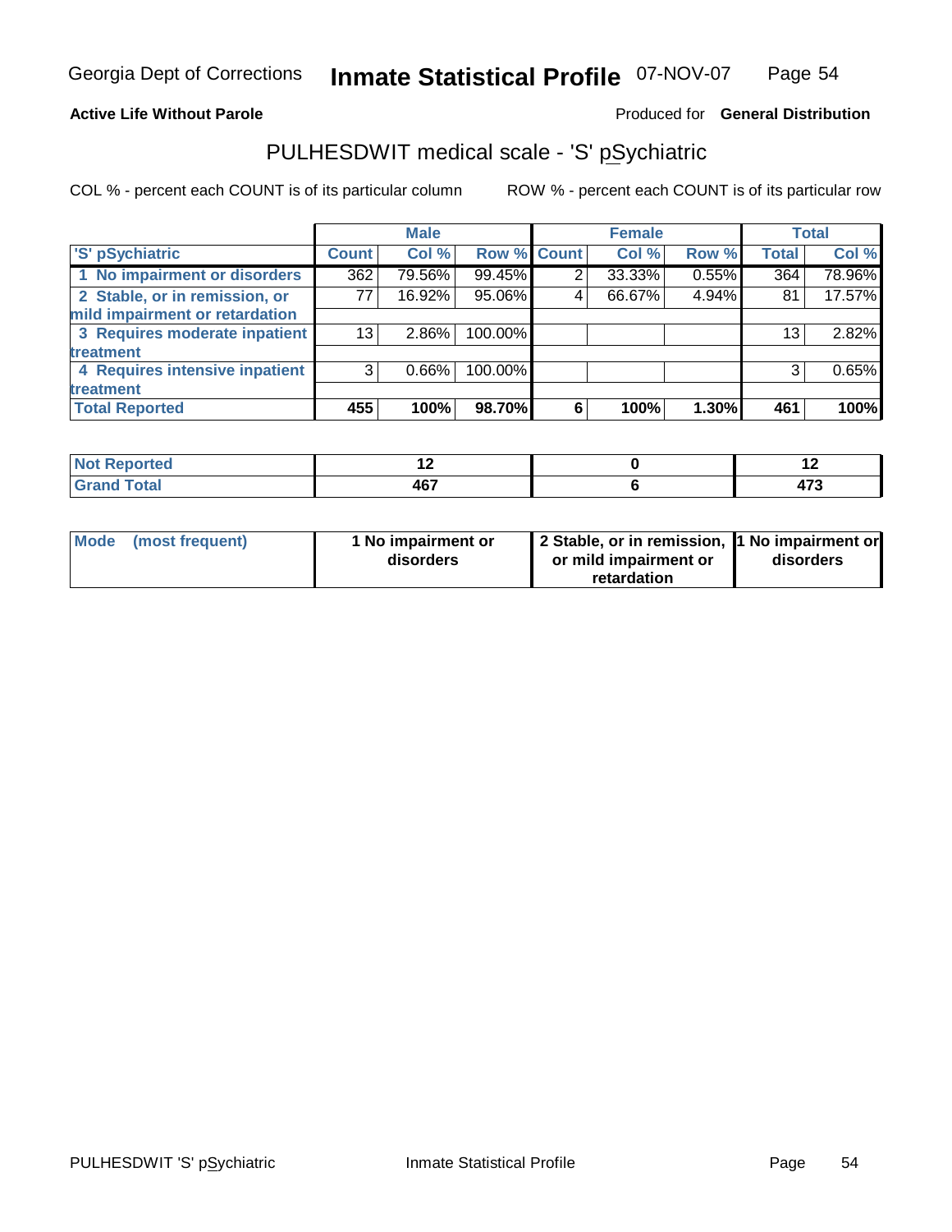**Active Life Without Parole** — Produced for **General Distribution**

## PULHESDWIT medical scale - 'S' pSychiatric

COL % - percent each COUNT is of its particular column

ROW % - percent each COUNT is of its particular row

| | Male | | | Female | | | Total | |
|---|---|---|---|---|---|---|---|---|
| 'S' pSychiatric | Count | Col % | Row % | Count | Col % | Row % | Total | Col % |
| 1 No impairment or disorders | 362 | 79.56% | 99.45% | 2 | 33.33% | 0.55% | 364 | 78.96% |
| 2 Stable, or in remission, or mild impairment or retardation | 77 | 16.92% | 95.06% | 4 | 66.67% | 4.94% | 81 | 17.57% |
| 3 Requires moderate inpatient treatment | 13 | 2.86% | 100.00% | | | | 13 | 2.82% |
| 4 Requires intensive inpatient treatment | 3 | 0.66% | 100.00% | | | | 3 | 0.65% |
| **Total Reported** | **455** | **100%** | **98.70%** | **6** | **100%** | **1.30%** | **461** | **100%** |

| | Male | Female | Total |
|---|---|---|---|
| Not Reported | 12 | 0 | 12 |
| Grand Total | 467 | 6 | 473 |

| | Male | Female | Total |
|---|---|---|---|
| Mode (most frequent) | 1 No impairment or disorders | 2 Stable, or in remission, or mild impairment or retardation | 1 No impairment or disorders |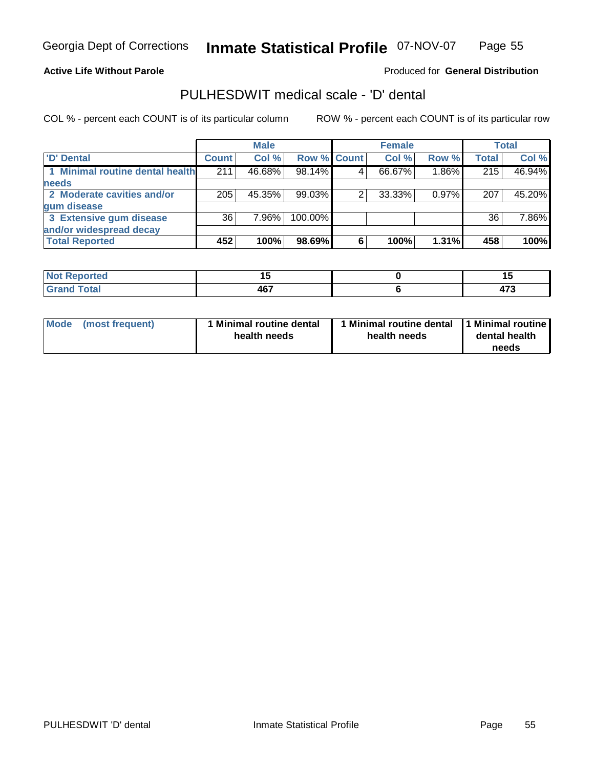**Active Life Without Parole**

Produced for **General Distribution**

## PULHESDWIT medical scale - 'D' dental

COL % - percent each COUNT is of its particular column

ROW % - percent each COUNT is of its particular row

| | Male | | | Female | | | Total | |
|---|---|---|---|---|---|---|---|---|
| 'D' Dental | Count | Col % | Row % | Count | Col % | Row % | Total | Col % |
| 1 Minimal routine dental health needs | 211 | 46.68% | 98.14% | 4 | 66.67% | 1.86% | 215 | 46.94% |
| 2 Moderate cavities and/or gum disease | 205 | 45.35% | 99.03% | 2 | 33.33% | 0.97% | 207 | 45.20% |
| 3 Extensive gum disease and/or widespread decay | 36 | 7.96% | 100.00% | | | | 36 | 7.86% |
| **Total Reported** | **452** | **100%** | **98.69%** | **6** | **100%** | **1.31%** | **458** | **100%** |

| | Male | Female | Total |
|---|---|---|---|
| Not Reported | 15 | 0 | 15 |
| Grand Total | 467 | 6 | 473 |

| | Male | Female | Total |
|---|---|---|---|
| Mode (most frequent) | 1 Minimal routine dental health needs | 1 Minimal routine dental health needs | 1 Minimal routine dental health needs |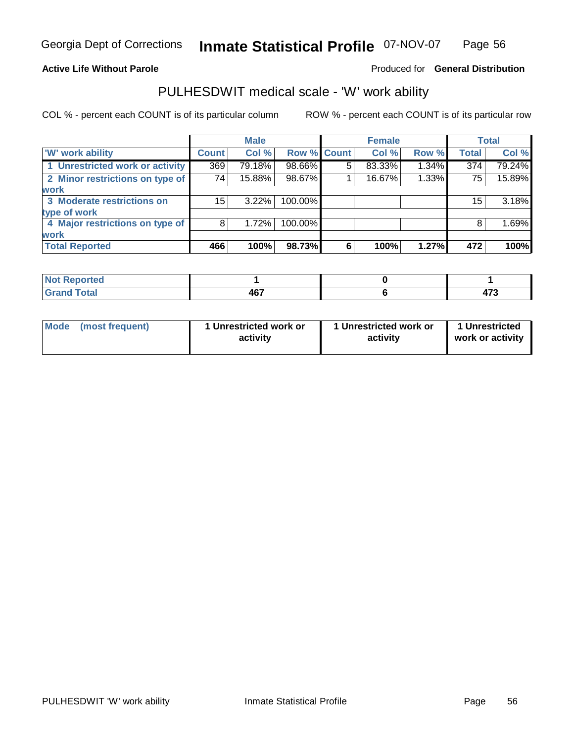Georgia Dept of Corrections **Inmate Statistical Profile** 07-NOV-07

**Active Life Without Parole**

Produced for **General Distribution**

## PULHESDWIT medical scale - 'W' work ability

COL % - percent each COUNT is of its particular column

ROW % - percent each COUNT is of its particular row

| | Male | | | Female | | | Total | |
|---|---|---|---|---|---|---|---|---|
| 'W' work ability | Count | Col % | Row % | Count | Col % | Row % | Total | Col % |
| 1 Unrestricted work or activity | 369 | 79.18% | 98.66% | 5 | 83.33% | 1.34% | 374 | 79.24% |
| 2 Minor restrictions on type of work | 74 | 15.88% | 98.67% | 1 | 16.67% | 1.33% | 75 | 15.89% |
| 3 Moderate restrictions on type of work | 15 | 3.22% | 100.00% | | | | 15 | 3.18% |
| 4 Major restrictions on type of work | 8 | 1.72% | 100.00% | | | | 8 | 1.69% |
| **Total Reported** | **466** | **100%** | **98.73%** | **6** | **100%** | **1.27%** | **472** | **100%** |

| | Male | Female | Total |
|---|---|---|---|
| Not Reported | 1 | 0 | 1 |
| Grand Total | 467 | 6 | 473 |

| | Male | Female | Total |
|---|---|---|---|
| Mode (most frequent) | 1 Unrestricted work or activity | 1 Unrestricted work or activity | 1 Unrestricted work or activity |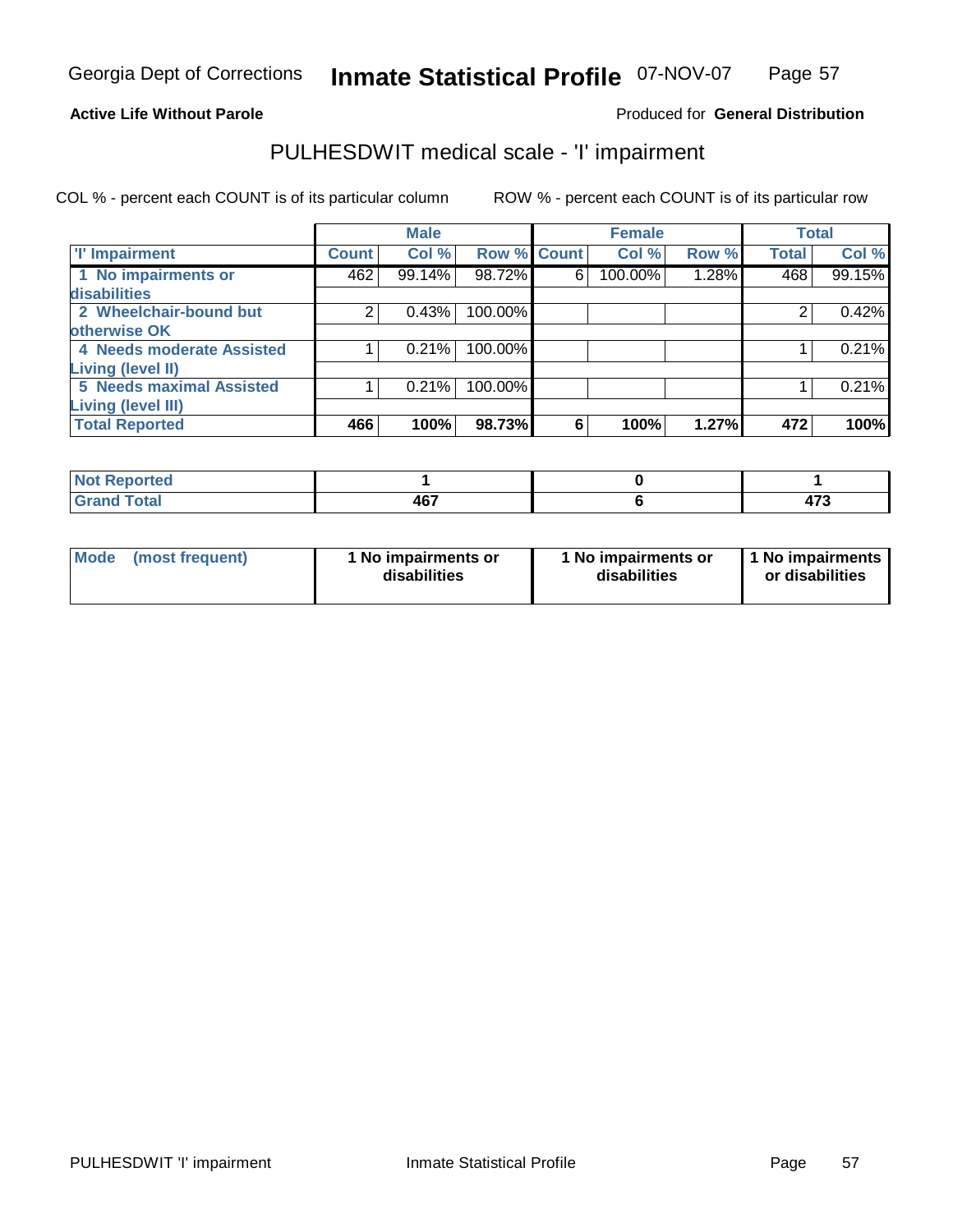Georgia Dept of Corrections **Inmate Statistical Profile** 07-NOV-07

**Active Life Without Parole**

Produced for **General Distribution**

## PULHESDWIT medical scale - 'I' impairment

COL % - percent each COUNT is of its particular column

ROW % - percent each COUNT is of its particular row

| | Male | | | Female | | | Total | |
|---|---|---|---|---|---|---|---|---|
| 'I' Impairment | Count | Col % | Row % | Count | Col % | Row % | Total | Col % |
| 1 No impairments or disabilities | 462 | 99.14% | 98.72% | 6 | 100.00% | 1.28% | 468 | 99.15% |
| 2 Wheelchair-bound but otherwise OK | 2 | 0.43% | 100.00% | | | | 2 | 0.42% |
| 4 Needs moderate Assisted Living (level II) | 1 | 0.21% | 100.00% | | | | 1 | 0.21% |
| 5 Needs maximal Assisted Living (level III) | 1 | 0.21% | 100.00% | | | | 1 | 0.21% |
| **Total Reported** | **466** | **100%** | **98.73%** | **6** | **100%** | **1.27%** | **472** | **100%** |

| | Male | Female | Total |
|---|---|---|---|
| Not Reported | 1 | 0 | 1 |
| Grand Total | 467 | 6 | 473 |

| | Male | Female | Total |
|---|---|---|---|
| Mode (most frequent) | 1 No impairments or disabilities | 1 No impairments or disabilities | 1 No impairments or disabilities |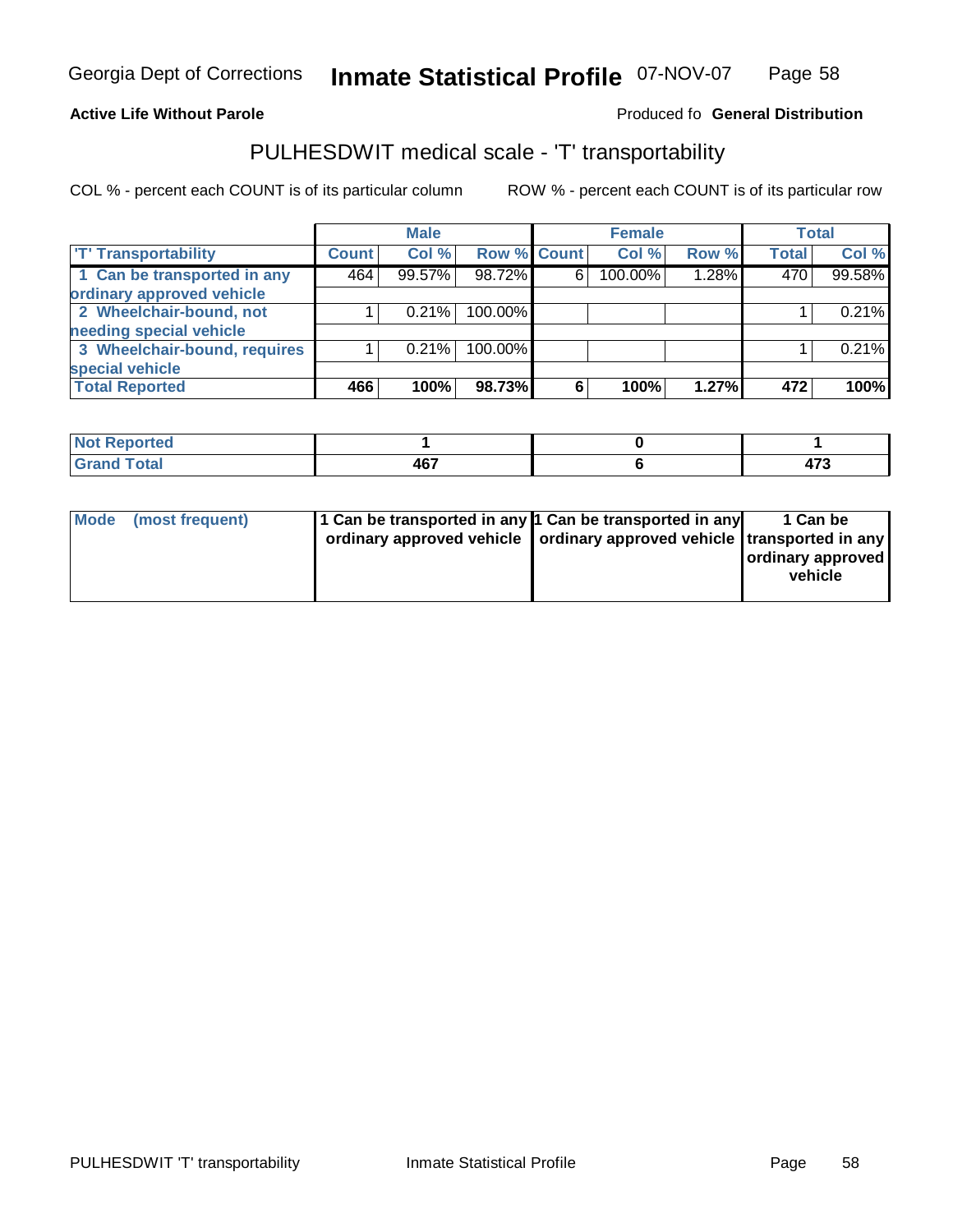Georgia Dept of Corrections **Inmate Statistical Profile** 07-NOV-07

**Active Life Without Parole**

Produced fo **General Distribution**

## PULHESDWIT medical scale - 'T' transportability

COL % - percent each COUNT is of its particular column ROW % - percent each COUNT is of its particular row

| | Male | | | Female | | | Total | |
|---|---|---|---|---|---|---|---|---|
| 'T' Transportability | Count | Col % | Row % | Count | Col % | Row % | Total | Col % |
| 1 Can be transported in any ordinary approved vehicle | 464 | 99.57% | 98.72% | 6 | 100.00% | 1.28% | 470 | 99.58% |
| 2 Wheelchair-bound, not needing special vehicle | 1 | 0.21% | 100.00% | | | | 1 | 0.21% |
| 3 Wheelchair-bound, requires special vehicle | 1 | 0.21% | 100.00% | | | | 1 | 0.21% |
| **Total Reported** | **466** | **100%** | **98.73%** | **6** | **100%** | **1.27%** | **472** | **100%** |

| | Male | Female | Total |
|---|---|---|---|
| Not Reported | 1 | 0 | 1 |
| Grand Total | 467 | 6 | 473 |

| | Male | Female | Total |
|---|---|---|---|
| Mode (most frequent) | 1 Can be transported in any ordinary approved vehicle | 1 Can be transported in any ordinary approved vehicle | 1 Can be transported in any ordinary approved vehicle |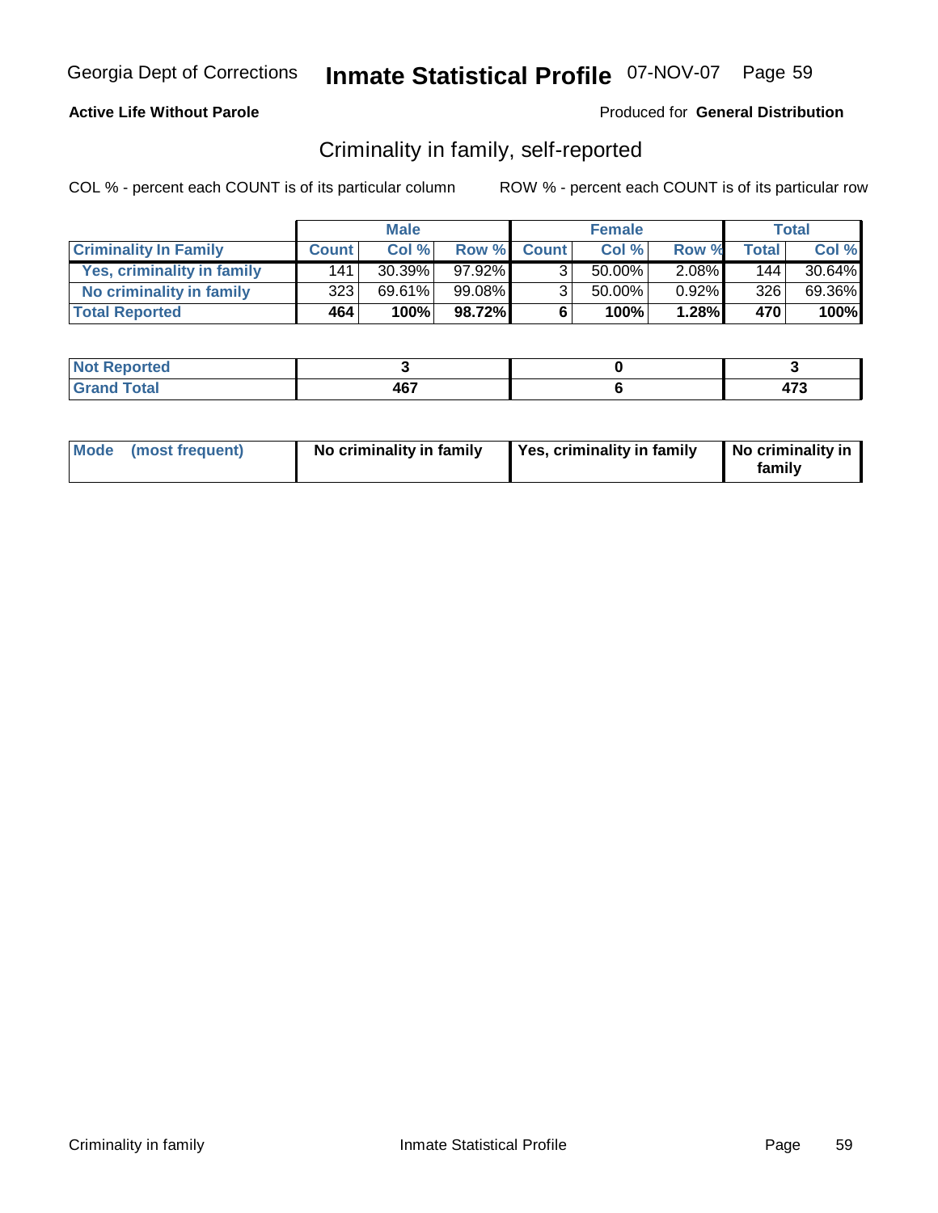**Active Life Without Parole**

Produced for **General Distribution**

## Criminality in family, self-reported

COL % - percent each COUNT is of its particular column

ROW % - percent each COUNT is of its particular row

| | Male | | | Female | | | Total | |
|---|---|---|---|---|---|---|---|---|
| **Criminality In Family** | **Count** | **Col %** | **Row %** | **Count** | **Col %** | **Row %** | **Total** | **Col %** |
| Yes, criminality in family | 141 | 30.39% | 97.92% | 3 | 50.00% | 2.08% | 144 | 30.64% |
| No criminality in family | 323 | 69.61% | 99.08% | 3 | 50.00% | 0.92% | 326 | 69.36% |
| **Total Reported** | **464** | **100%** | **98.72%** | **6** | **100%** | **1.28%** | **470** | **100%** |

| | Male | Female | Total |
|---|---|---|---|
| **Not Reported** | **3** | **0** | **3** |
| **Grand Total** | **467** | **6** | **473** |

| | Male | Female | Total |
|---|---|---|---|
| **Mode (most frequent)** | **No criminality in family** | **Yes, criminality in family** | **No criminality in family** |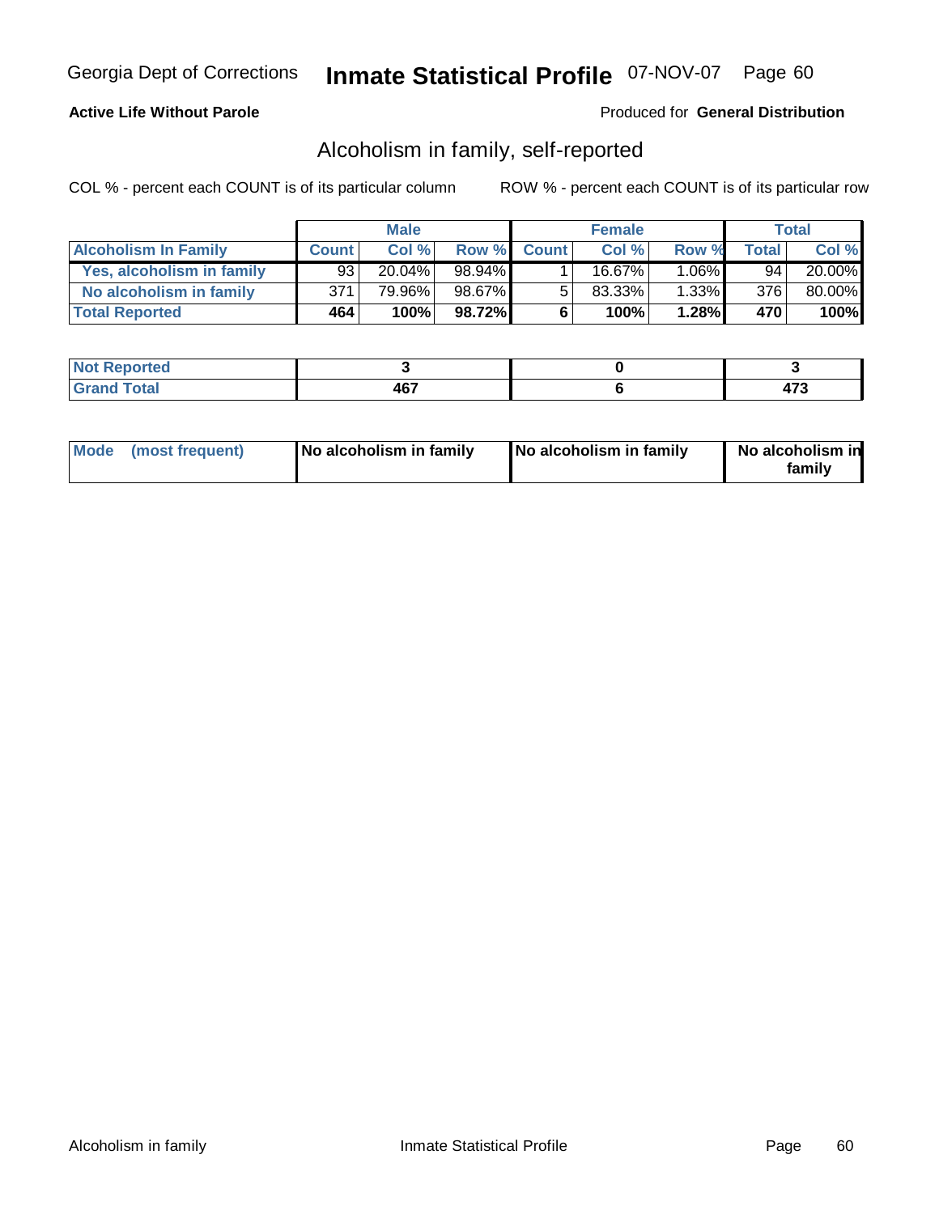**Active Life Without Parole**

Produced for **General Distribution**

## Alcoholism in family, self-reported

COL % - percent each COUNT is of its particular column

ROW % - percent each COUNT is of its particular row

| | Male | | | Female | | | Total | |
|---|---|---|---|---|---|---|---|---|
| **Alcoholism In Family** | **Count** | **Col %** | **Row %** | **Count** | **Col %** | **Row %** | **Total** | **Col %** |
| **Yes, alcoholism in family** | 93 | 20.04% | 98.94% | 1 | 16.67% | 1.06% | 94 | 20.00% |
| **No alcoholism in family** | 371 | 79.96% | 98.67% | 5 | 83.33% | 1.33% | 376 | 80.00% |
| **Total Reported** | **464** | **100%** | **98.72%** | **6** | **100%** | **1.28%** | **470** | **100%** |

| | Male | Female | Total |
|---|---|---|---|
| **Not Reported** | **3** | **0** | **3** |
| **Grand Total** | **467** | **6** | **473** |

| | Male | Female | Total |
|---|---|---|---|
| **Mode (most frequent)** | **No alcoholism in family** | **No alcoholism in family** | **No alcoholism in family** |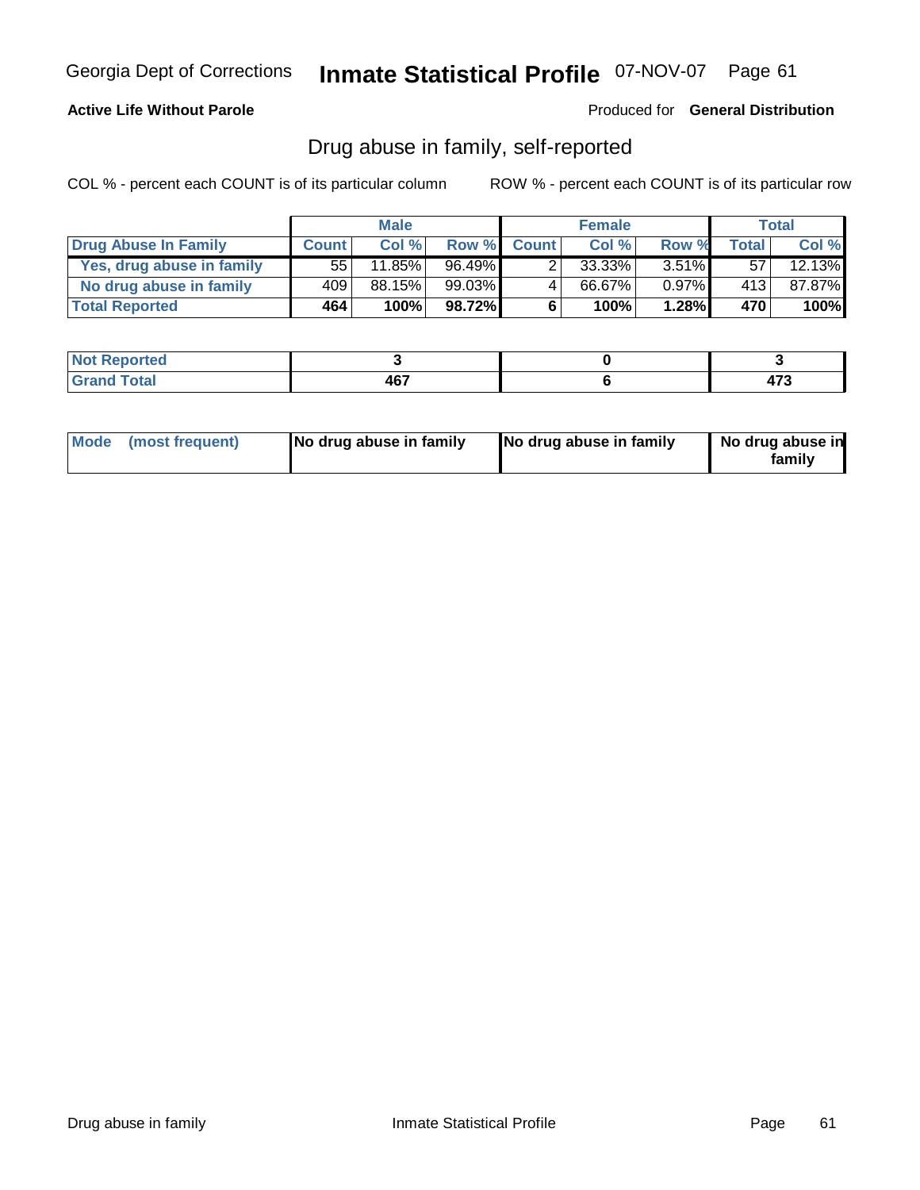Georgia Dept of Corrections **Inmate Statistical Profile** 07-NOV-07

**Active Life Without Parole**

Produced for **General Distribution**

## Drug abuse in family, self-reported

COL % - percent each COUNT is of its particular column

ROW % - percent each COUNT is of its particular row

| | Male | | | Female | | | Total | |
|---|---|---|---|---|---|---|---|---|
| **Drug Abuse In Family** | **Count** | **Col %** | **Row %** | **Count** | **Col %** | **Row %** | **Total** | **Col %** |
| **Yes, drug abuse in family** | 55 | 11.85% | 96.49% | 2 | 33.33% | 3.51% | 57 | 12.13% |
| **No drug abuse in family** | 409 | 88.15% | 99.03% | 4 | 66.67% | 0.97% | 413 | 87.87% |
| **Total Reported** | **464** | **100%** | **98.72%** | **6** | **100%** | **1.28%** | **470** | **100%** |

| | Male | Female | Total |
|---|---|---|---|
| **Not Reported** | **3** | **0** | **3** |
| **Grand Total** | **467** | **6** | **473** |

| | Male | Female | Total |
|---|---|---|---|
| **Mode (most frequent)** | **No drug abuse in family** | **No drug abuse in family** | **No drug abuse in family** |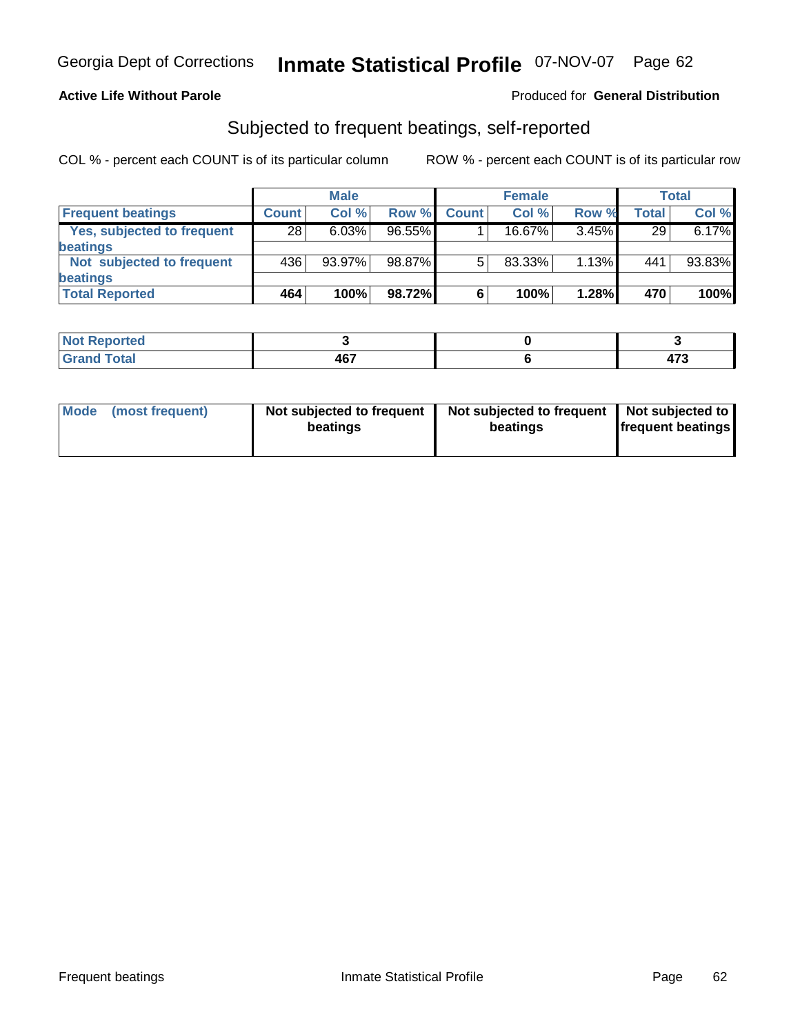Georgia Dept of Corrections **Inmate Statistical Profile** 07-NOV-07

**Active Life Without Parole**

Produced for **General Distribution**

## Subjected to frequent beatings, self-reported

COL % - percent each COUNT is of its particular column    ROW % - percent each COUNT is of its particular row

| | Male | | | Female | | | Total | |
|---|---|---|---|---|---|---|---|---|
| **Frequent beatings** | **Count** | **Col %** | **Row %** | **Count** | **Col %** | **Row %** | **Total** | **Col %** |
| **Yes, subjected to frequent beatings** | 28 | 6.03% | 96.55% | 1 | 16.67% | 3.45% | 29 | 6.17% |
| **Not subjected to frequent beatings** | 436 | 93.97% | 98.87% | 5 | 83.33% | 1.13% | 441 | 93.83% |
| **Total Reported** | **464** | **100%** | **98.72%** | **6** | **100%** | **1.28%** | **470** | **100%** |

| | Male | Female | Total |
|---|---|---|---|
| **Not Reported** | **3** | **0** | **3** |
| **Grand Total** | **467** | **6** | **473** |

| | Male | Female | Total |
|---|---|---|---|
| **Mode (most frequent)** | **Not subjected to frequent beatings** | **Not subjected to frequent beatings** | **Not subjected to frequent beatings** |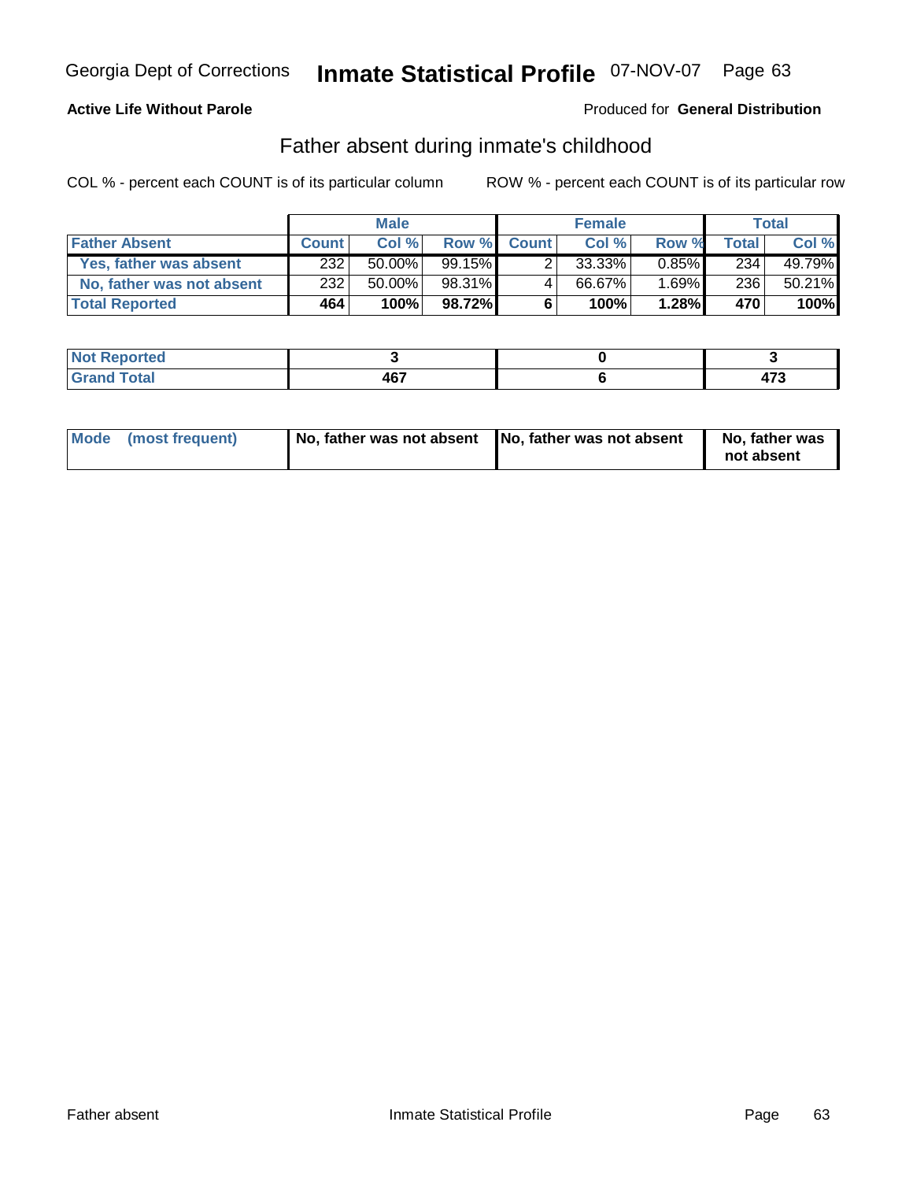Georgia Dept of Corrections **Inmate Statistical Profile** 07-NOV-07

**Active Life Without Parole**

Produced for **General Distribution**

## Father absent during inmate's childhood

COL % - percent each COUNT is of its particular column ROW % - percent each COUNT is of its particular row

| | Male | | | Female | | | Total | |
|---|---|---|---|---|---|---|---|---|
| **Father Absent** | **Count** | **Col %** | **Row %** | **Count** | **Col %** | **Row %** | **Total** | **Col %** |
| Yes, father was absent | 232 | 50.00% | 99.15% | 2 | 33.33% | 0.85% | 234 | 49.79% |
| No, father was not absent | 232 | 50.00% | 98.31% | 4 | 66.67% | 1.69% | 236 | 50.21% |
| **Total Reported** | **464** | **100%** | **98.72%** | **6** | **100%** | **1.28%** | **470** | **100%** |

| | Male | Female | Total |
|---|---|---|---|
| **Not Reported** | **3** | **0** | **3** |
| **Grand Total** | **467** | **6** | **473** |

| | Male | Female | Total |
|---|---|---|---|
| **Mode (most frequent)** | **No, father was not absent** | **No, father was not absent** | **No, father was not absent** |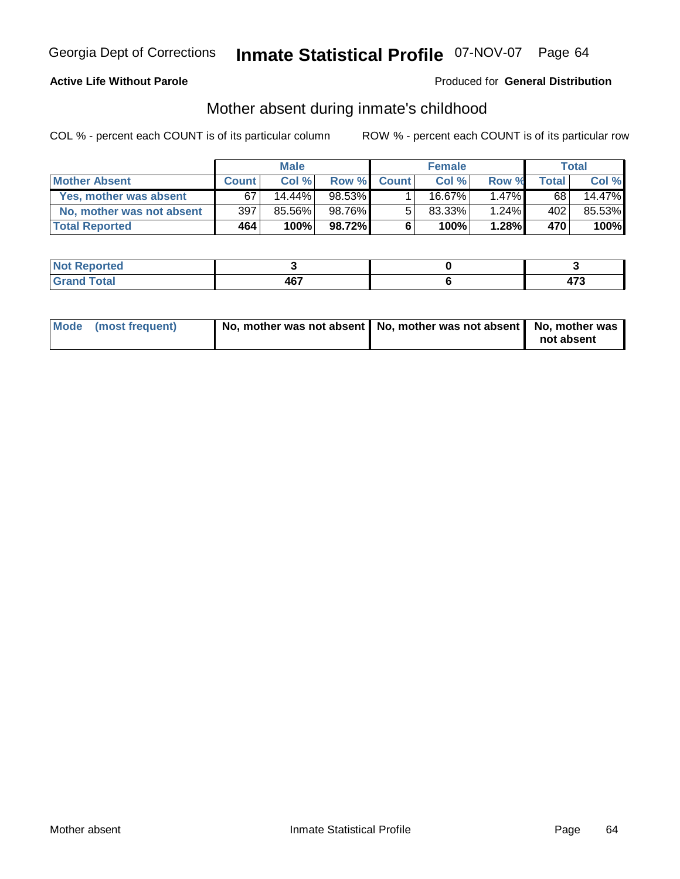**Active Life Without Parole**

Produced for **General Distribution**

## Mother absent during inmate's childhood

COL % - percent each COUNT is of its particular column

ROW % - percent each COUNT is of its particular row

| | Male | | | Female | | | Total | |
|---|---|---|---|---|---|---|---|---|
| **Mother Absent** | **Count** | **Col %** | **Row %** | **Count** | **Col %** | **Row %** | **Total** | **Col %** |
| Yes, mother was absent | 67 | 14.44% | 98.53% | 1 | 16.67% | 1.47% | 68 | 14.47% |
| No, mother was not absent | 397 | 85.56% | 98.76% | 5 | 83.33% | 1.24% | 402 | 85.53% |
| **Total Reported** | **464** | **100%** | **98.72%** | **6** | **100%** | **1.28%** | **470** | **100%** |

| | Male | Female | Total |
|---|---|---|---|
| **Not Reported** | **3** | **0** | **3** |
| **Grand Total** | **467** | **6** | **473** |

| | Male | Female | Total |
|---|---|---|---|
| **Mode (most frequent)** | **No, mother was not absent** | **No, mother was not absent** | **No, mother was not absent** |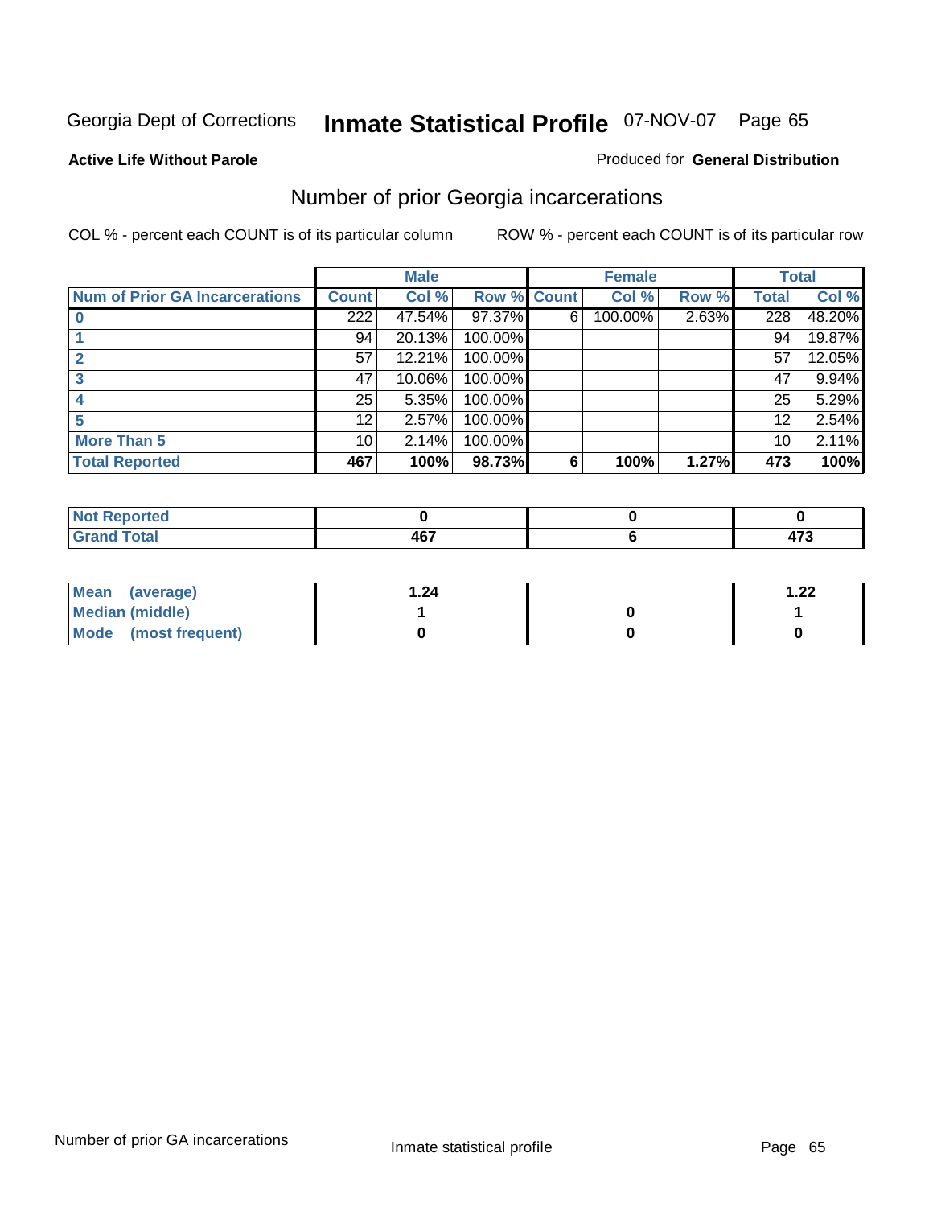Georgia Dept of Corrections **Inmate Statistical Profile** 07-NOV-07

**Active Life Without Parole**

Produced for **General Distribution**

## Number of prior Georgia incarcerations

COL % - percent each COUNT is of its particular column

ROW % - percent each COUNT is of its particular row

| | Male | | | Female | | | Total | |
|---|---|---|---|---|---|---|---|---|
| **Num of Prior GA Incarcerations** | **Count** | **Col %** | **Row %** | **Count** | **Col %** | **Row %** | **Total** | **Col %** |
| **0** | 222 | 47.54% | 97.37% | 6 | 100.00% | 2.63% | 228 | 48.20% |
| **1** | 94 | 20.13% | 100.00% | | | | 94 | 19.87% |
| **2** | 57 | 12.21% | 100.00% | | | | 57 | 12.05% |
| **3** | 47 | 10.06% | 100.00% | | | | 47 | 9.94% |
| **4** | 25 | 5.35% | 100.00% | | | | 25 | 5.29% |
| **5** | 12 | 2.57% | 100.00% | | | | 12 | 2.54% |
| **More Than 5** | 10 | 2.14% | 100.00% | | | | 10 | 2.11% |
| **Total Reported** | **467** | **100%** | **98.73%** | **6** | **100%** | **1.27%** | **473** | **100%** |

| | Male | Female | Total |
|---|---|---|---|
| **Not Reported** | **0** | **0** | **0** |
| **Grand Total** | **467** | **6** | **473** |

| | Male | Female | Total |
|---|---|---|---|
| **Mean (average)** | **1.24** | | **1.22** |
| **Median (middle)** | **1** | **0** | **1** |
| **Mode (most frequent)** | **0** | **0** | **0** |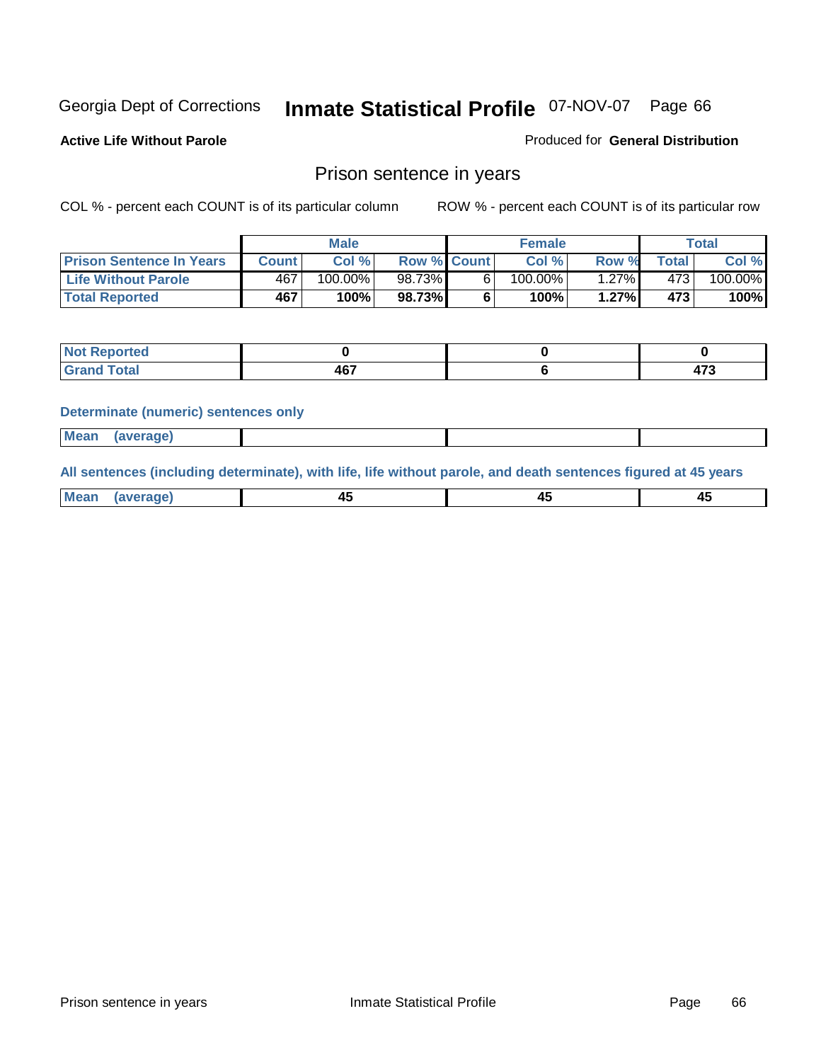**Active Life Without Parole**

Produced for **General Distribution**

## Prison sentence in years

COL % - percent each COUNT is of its particular column

ROW % - percent each COUNT is of its particular row

| | Male | | | Female | | | Total | |
|---|---|---|---|---|---|---|---|---|
| **Prison Sentence In Years** | **Count** | **Col %** | **Row %** | **Count** | **Col %** | **Row %** | **Total** | **Col %** |
| **Life Without Parole** | 467 | 100.00% | 98.73% | 6 | 100.00% | 1.27% | 473 | 100.00% |
| **Total Reported** | **467** | **100%** | **98.73%** | **6** | **100%** | **1.27%** | **473** | **100%** |

| | Male | Female | Total |
|---|---|---|---|
| **Not Reported** | **0** | **0** | **0** |
| **Grand Total** | **467** | **6** | **473** |

**Determinate (numeric) sentences only**

| | Male | Female | Total |
|---|---|---|---|
| **Mean (average)** | | | |

**All sentences (including determinate), with life, life without parole, and death sentences figured at 45 years**

| | Male | Female | Total |
|---|---|---|---|
| **Mean (average)** | **45** | **45** | **45** |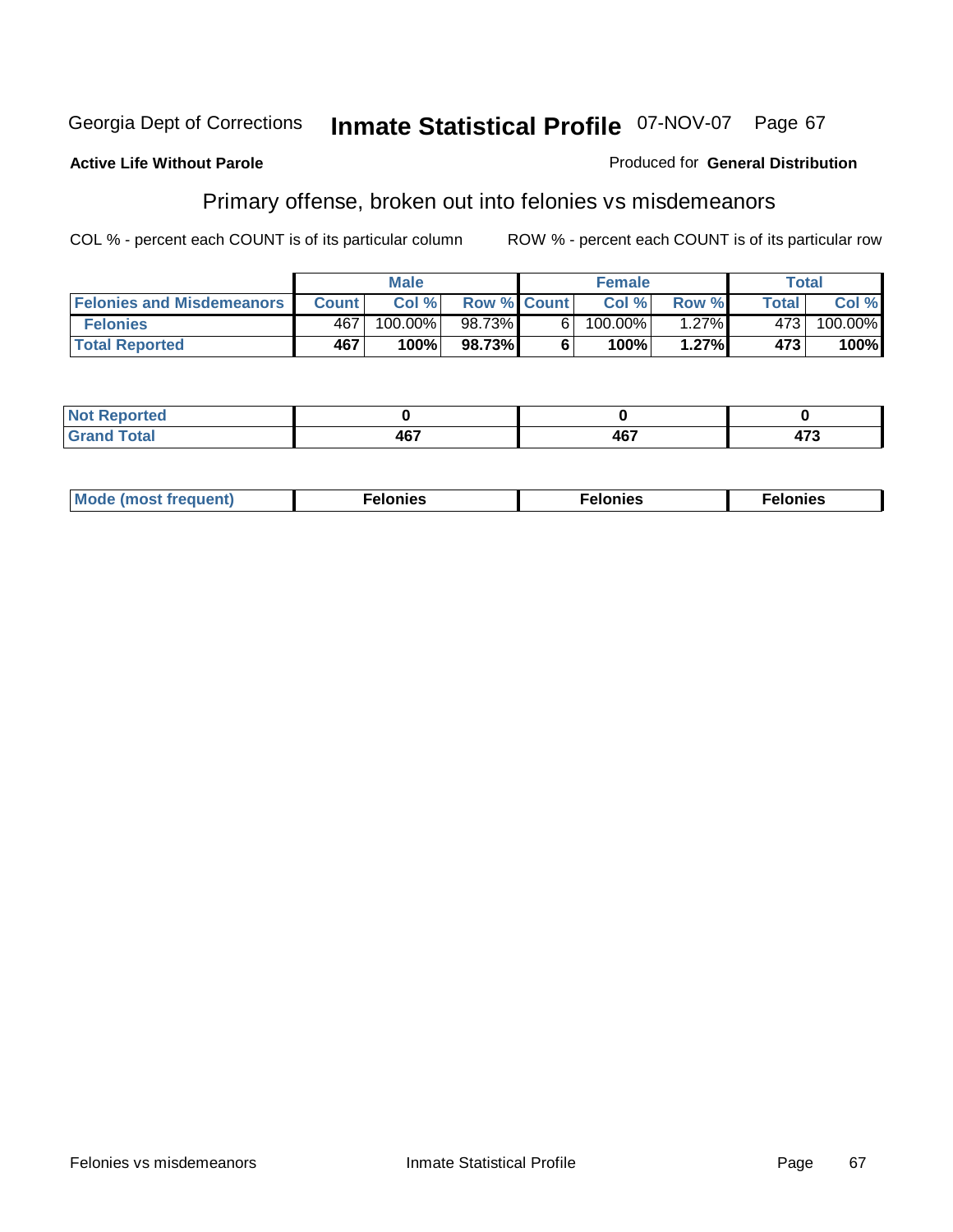Georgia Dept of Corrections **Inmate Statistical Profile** 07-NOV-07

**Active Life Without Parole**

Produced for **General Distribution**

## Primary offense, broken out into felonies vs misdemeanors

COL % - percent each COUNT is of its particular column

ROW % - percent each COUNT is of its particular row

| | Male | | | Female | | | Total | |
|---|---|---|---|---|---|---|---|---|
| Felonies and Misdemeanors | Count | Col % | Row % | Count | Col % | Row % | Total | Col % |
| Felonies | 467 | 100.00% | 98.73% | 6 | 100.00% | 1.27% | 473 | 100.00% |
| **Total Reported** | **467** | **100%** | **98.73%** | **6** | **100%** | **1.27%** | **473** | **100%** |

| | Male | Female | Total |
|---|---|---|---|
| Not Reported | **0** | **0** | **0** |
| Grand Total | **467** | **467** | **473** |

| | Male | Female | Total |
|---|---|---|---|
| Mode (most frequent) | **Felonies** | **Felonies** | **Felonies** |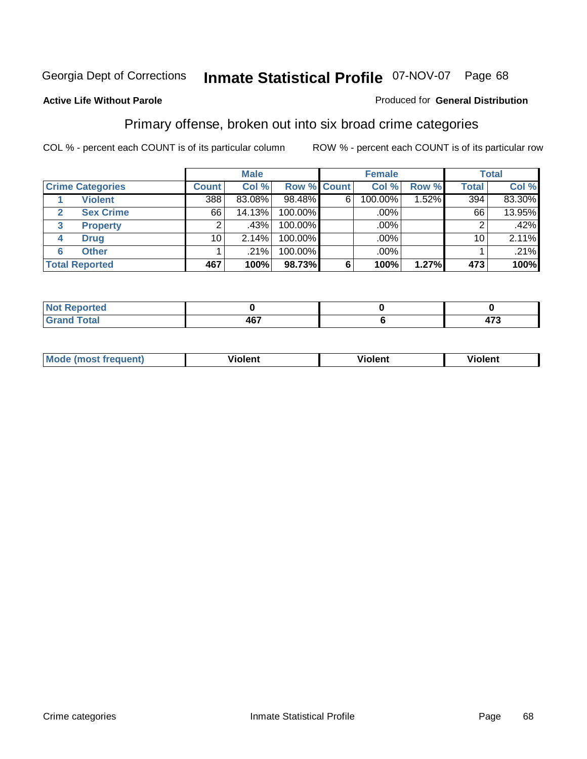Georgia Dept of Corrections **Inmate Statistical Profile** 07-NOV-07

**Active Life Without Parole**

Produced for **General Distribution**

## Primary offense, broken out into six broad crime categories

COL % - percent each COUNT is of its particular column

ROW % - percent each COUNT is of its particular row

| Crime Categories | | Male | | | Female | | | Total | |
|---|---|---|---|---|---|---|---|---|---|
| | | Count | Col % | Row % | Count | Col % | Row % | Total | Col % |
| 1 | Violent | 388 | 83.08% | 98.48% | 6 | 100.00% | 1.52% | 394 | 83.30% |
| 2 | Sex Crime | 66 | 14.13% | 100.00% | | .00% | | 66 | 13.95% |
| 3 | Property | 2 | .43% | 100.00% | | .00% | | 2 | .42% |
| 4 | Drug | 10 | 2.14% | 100.00% | | .00% | | 10 | 2.11% |
| 6 | Other | 1 | .21% | 100.00% | | .00% | | 1 | .21% |
| **Total Reported** | | **467** | **100%** | **98.73%** | **6** | **100%** | **1.27%** | **473** | **100%** |

| | Male | Female | Total |
|---|---|---|---|
| Not Reported | 0 | 0 | 0 |
| Grand Total | 467 | 6 | 473 |

| | Male | Female | Total |
|---|---|---|---|
| Mode (most frequent) | Violent | Violent | Violent |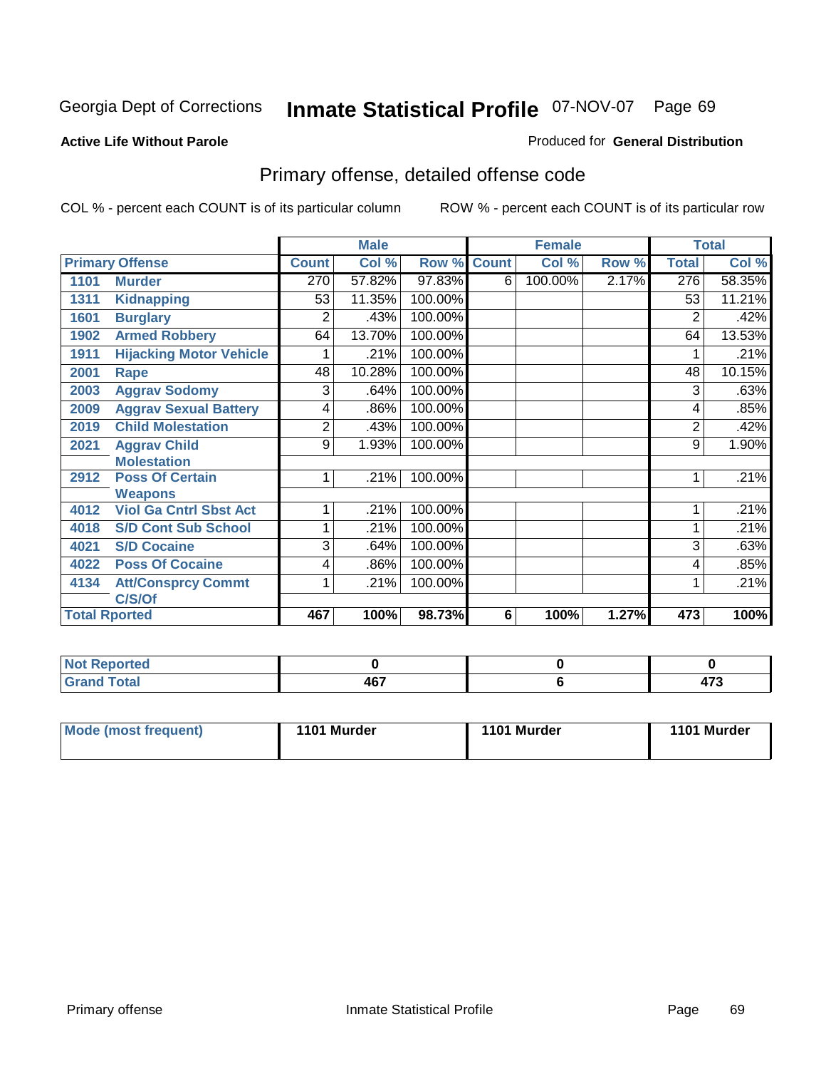Georgia Dept of Corrections **Inmate Statistical Profile** 07-NOV-07 Page 69

**Active Life Without Parole**

Produced for **General Distribution**

## Primary offense, detailed offense code

COL % - percent each COUNT is of its particular column     ROW % - percent each COUNT is of its particular row

| Primary Offense | | Male | | | Female | | | Total | |
|---|---|---|---|---|---|---|---|---|---|
| | | Count | Col % | Row % | Count | Col % | Row % | Total | Col % |
| 1101 | Murder | 270 | 57.82% | 97.83% | 6 | 100.00% | 2.17% | 276 | 58.35% |
| 1311 | Kidnapping | 53 | 11.35% | 100.00% | | | | 53 | 11.21% |
| 1601 | Burglary | 2 | .43% | 100.00% | | | | 2 | .42% |
| 1902 | Armed Robbery | 64 | 13.70% | 100.00% | | | | 64 | 13.53% |
| 1911 | Hijacking Motor Vehicle | 1 | .21% | 100.00% | | | | 1 | .21% |
| 2001 | Rape | 48 | 10.28% | 100.00% | | | | 48 | 10.15% |
| 2003 | Aggrav Sodomy | 3 | .64% | 100.00% | | | | 3 | .63% |
| 2009 | Aggrav Sexual Battery | 4 | .86% | 100.00% | | | | 4 | .85% |
| 2019 | Child Molestation | 2 | .43% | 100.00% | | | | 2 | .42% |
| 2021 | Aggrav Child Molestation | 9 | 1.93% | 100.00% | | | | 9 | 1.90% |
| 2912 | Poss Of Certain Weapons | 1 | .21% | 100.00% | | | | 1 | .21% |
| 4012 | Viol Ga Cntrl Sbst Act | 1 | .21% | 100.00% | | | | 1 | .21% |
| 4018 | S/D Cont Sub School | 1 | .21% | 100.00% | | | | 1 | .21% |
| 4021 | S/D Cocaine | 3 | .64% | 100.00% | | | | 3 | .63% |
| 4022 | Poss Of Cocaine | 4 | .86% | 100.00% | | | | 4 | .85% |
| 4134 | Att/Consprcy Commt C/S/Of | 1 | .21% | 100.00% | | | | 1 | .21% |
| **Total Rported** | | **467** | **100%** | **98.73%** | **6** | **100%** | **1.27%** | **473** | **100%** |

| | Male | Female | Total |
|---|---|---|---|
| Not Reported | 0 | 0 | 0 |
| Grand Total | 467 | 6 | 473 |

| | Male | Female | Total |
|---|---|---|---|
| Mode (most frequent) | 1101 Murder | 1101 Murder | 1101 Murder |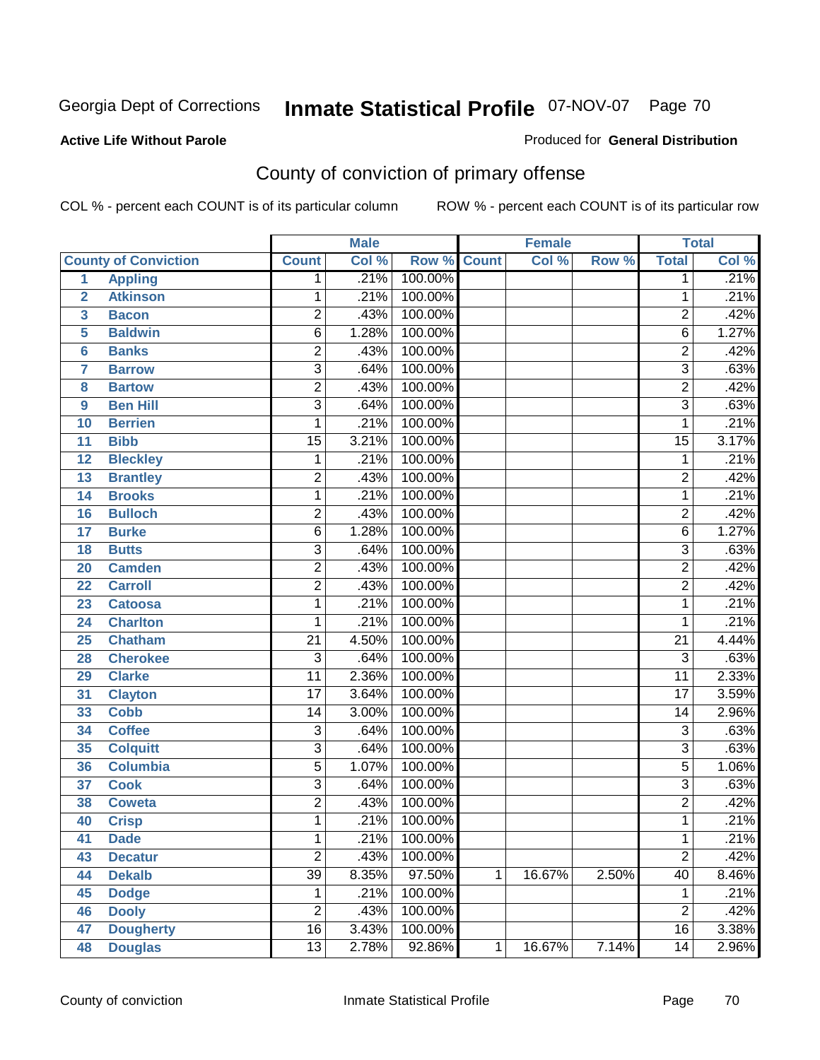Georgia Dept of Corrections **Inmate Statistical Profile** 07-NOV-07

**Active Life Without Parole**

Produced for **General Distribution**

## County of conviction of primary offense

COL % - percent each COUNT is of its particular column ROW % - percent each COUNT is of its particular row

| County of Conviction | | Male | | | Female | | | Total | |
|---|---|---|---|---|---|---|---|---|---|
| | | Count | Col % | Row % | Count | Col % | Row % | Total | Col % |
| 1 | Appling | 1 | .21% | 100.00% | | | | 1 | .21% |
| 2 | Atkinson | 1 | .21% | 100.00% | | | | 1 | .21% |
| 3 | Bacon | 2 | .43% | 100.00% | | | | 2 | .42% |
| 5 | Baldwin | 6 | 1.28% | 100.00% | | | | 6 | 1.27% |
| 6 | Banks | 2 | .43% | 100.00% | | | | 2 | .42% |
| 7 | Barrow | 3 | .64% | 100.00% | | | | 3 | .63% |
| 8 | Bartow | 2 | .43% | 100.00% | | | | 2 | .42% |
| 9 | Ben Hill | 3 | .64% | 100.00% | | | | 3 | .63% |
| 10 | Berrien | 1 | .21% | 100.00% | | | | 1 | .21% |
| 11 | Bibb | 15 | 3.21% | 100.00% | | | | 15 | 3.17% |
| 12 | Bleckley | 1 | .21% | 100.00% | | | | 1 | .21% |
| 13 | Brantley | 2 | .43% | 100.00% | | | | 2 | .42% |
| 14 | Brooks | 1 | .21% | 100.00% | | | | 1 | .21% |
| 16 | Bulloch | 2 | .43% | 100.00% | | | | 2 | .42% |
| 17 | Burke | 6 | 1.28% | 100.00% | | | | 6 | 1.27% |
| 18 | Butts | 3 | .64% | 100.00% | | | | 3 | .63% |
| 20 | Camden | 2 | .43% | 100.00% | | | | 2 | .42% |
| 22 | Carroll | 2 | .43% | 100.00% | | | | 2 | .42% |
| 23 | Catoosa | 1 | .21% | 100.00% | | | | 1 | .21% |
| 24 | Charlton | 1 | .21% | 100.00% | | | | 1 | .21% |
| 25 | Chatham | 21 | 4.50% | 100.00% | | | | 21 | 4.44% |
| 28 | Cherokee | 3 | .64% | 100.00% | | | | 3 | .63% |
| 29 | Clarke | 11 | 2.36% | 100.00% | | | | 11 | 2.33% |
| 31 | Clayton | 17 | 3.64% | 100.00% | | | | 17 | 3.59% |
| 33 | Cobb | 14 | 3.00% | 100.00% | | | | 14 | 2.96% |
| 34 | Coffee | 3 | .64% | 100.00% | | | | 3 | .63% |
| 35 | Colquitt | 3 | .64% | 100.00% | | | | 3 | .63% |
| 36 | Columbia | 5 | 1.07% | 100.00% | | | | 5 | 1.06% |
| 37 | Cook | 3 | .64% | 100.00% | | | | 3 | .63% |
| 38 | Coweta | 2 | .43% | 100.00% | | | | 2 | .42% |
| 40 | Crisp | 1 | .21% | 100.00% | | | | 1 | .21% |
| 41 | Dade | 1 | .21% | 100.00% | | | | 1 | .21% |
| 43 | Decatur | 2 | .43% | 100.00% | | | | 2 | .42% |
| 44 | Dekalb | 39 | 8.35% | 97.50% | 1 | 16.67% | 2.50% | 40 | 8.46% |
| 45 | Dodge | 1 | .21% | 100.00% | | | | 1 | .21% |
| 46 | Dooly | 2 | .43% | 100.00% | | | | 2 | .42% |
| 47 | Dougherty | 16 | 3.43% | 100.00% | | | | 16 | 3.38% |
| 48 | Douglas | 13 | 2.78% | 92.86% | 1 | 16.67% | 7.14% | 14 | 2.96% |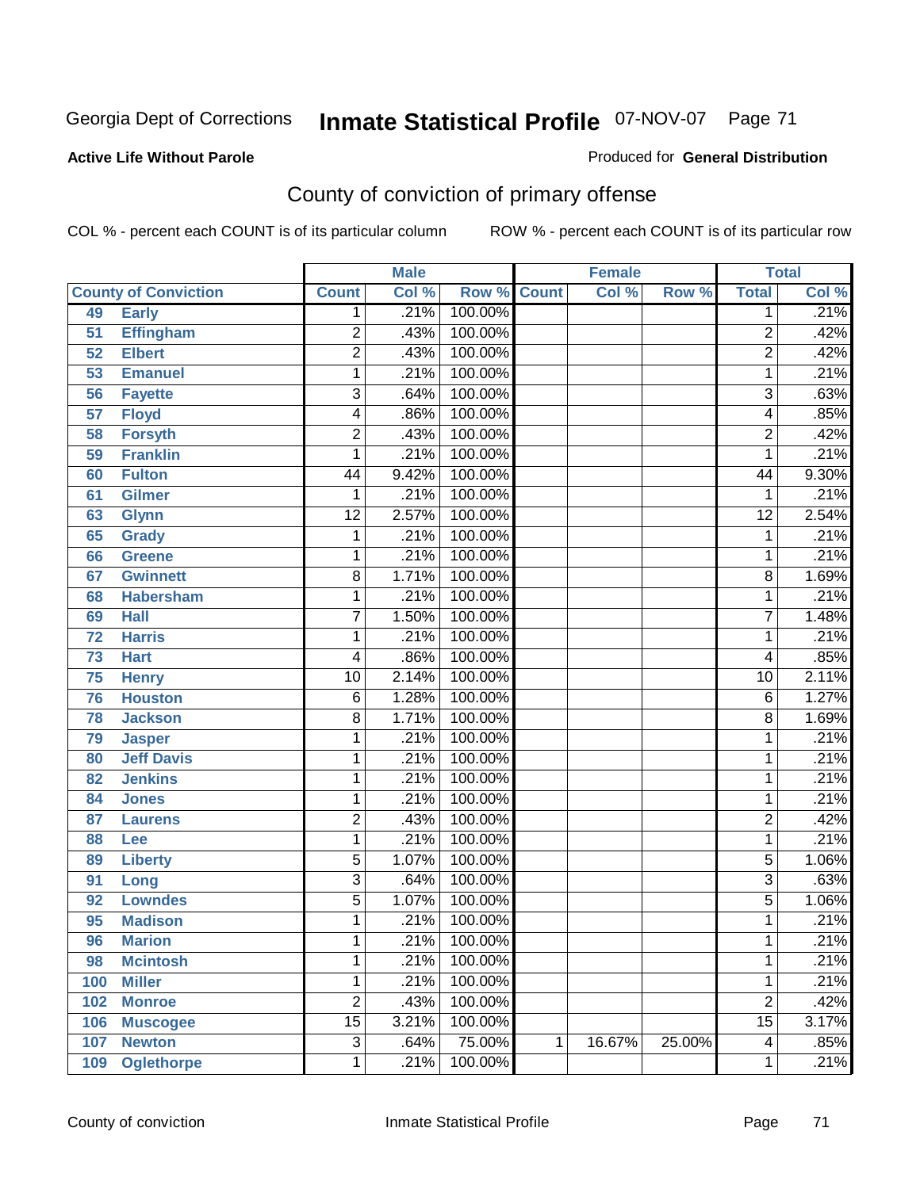Georgia Dept of Corrections **Inmate Statistical Profile** 07-NOV-07

**Active Life Without Parole**

Produced for **General Distribution**

## County of conviction of primary offense

COL % - percent each COUNT is of its particular column

ROW % - percent each COUNT is of its particular row

| County of Conviction | | Male | | | Female | | | Total | |
|---|---|---|---|---|---|---|---|---|---|
| | | Count | Col % | Row % | Count | Col % | Row % | Total | Col % |
| 49 | Early | 1 | .21% | 100.00% | | | | 1 | .21% |
| 51 | Effingham | 2 | .43% | 100.00% | | | | 2 | .42% |
| 52 | Elbert | 2 | .43% | 100.00% | | | | 2 | .42% |
| 53 | Emanuel | 1 | .21% | 100.00% | | | | 1 | .21% |
| 56 | Fayette | 3 | .64% | 100.00% | | | | 3 | .63% |
| 57 | Floyd | 4 | .86% | 100.00% | | | | 4 | .85% |
| 58 | Forsyth | 2 | .43% | 100.00% | | | | 2 | .42% |
| 59 | Franklin | 1 | .21% | 100.00% | | | | 1 | .21% |
| 60 | Fulton | 44 | 9.42% | 100.00% | | | | 44 | 9.30% |
| 61 | Gilmer | 1 | .21% | 100.00% | | | | 1 | .21% |
| 63 | Glynn | 12 | 2.57% | 100.00% | | | | 12 | 2.54% |
| 65 | Grady | 1 | .21% | 100.00% | | | | 1 | .21% |
| 66 | Greene | 1 | .21% | 100.00% | | | | 1 | .21% |
| 67 | Gwinnett | 8 | 1.71% | 100.00% | | | | 8 | 1.69% |
| 68 | Habersham | 1 | .21% | 100.00% | | | | 1 | .21% |
| 69 | Hall | 7 | 1.50% | 100.00% | | | | 7 | 1.48% |
| 72 | Harris | 1 | .21% | 100.00% | | | | 1 | .21% |
| 73 | Hart | 4 | .86% | 100.00% | | | | 4 | .85% |
| 75 | Henry | 10 | 2.14% | 100.00% | | | | 10 | 2.11% |
| 76 | Houston | 6 | 1.28% | 100.00% | | | | 6 | 1.27% |
| 78 | Jackson | 8 | 1.71% | 100.00% | | | | 8 | 1.69% |
| 79 | Jasper | 1 | .21% | 100.00% | | | | 1 | .21% |
| 80 | Jeff Davis | 1 | .21% | 100.00% | | | | 1 | .21% |
| 82 | Jenkins | 1 | .21% | 100.00% | | | | 1 | .21% |
| 84 | Jones | 1 | .21% | 100.00% | | | | 1 | .21% |
| 87 | Laurens | 2 | .43% | 100.00% | | | | 2 | .42% |
| 88 | Lee | 1 | .21% | 100.00% | | | | 1 | .21% |
| 89 | Liberty | 5 | 1.07% | 100.00% | | | | 5 | 1.06% |
| 91 | Long | 3 | .64% | 100.00% | | | | 3 | .63% |
| 92 | Lowndes | 5 | 1.07% | 100.00% | | | | 5 | 1.06% |
| 95 | Madison | 1 | .21% | 100.00% | | | | 1 | .21% |
| 96 | Marion | 1 | .21% | 100.00% | | | | 1 | .21% |
| 98 | Mcintosh | 1 | .21% | 100.00% | | | | 1 | .21% |
| 100 | Miller | 1 | .21% | 100.00% | | | | 1 | .21% |
| 102 | Monroe | 2 | .43% | 100.00% | | | | 2 | .42% |
| 106 | Muscogee | 15 | 3.21% | 100.00% | | | | 15 | 3.17% |
| 107 | Newton | 3 | .64% | 75.00% | 1 | 16.67% | 25.00% | 4 | .85% |
| 109 | Oglethorpe | 1 | .21% | 100.00% | | | | 1 | .21% |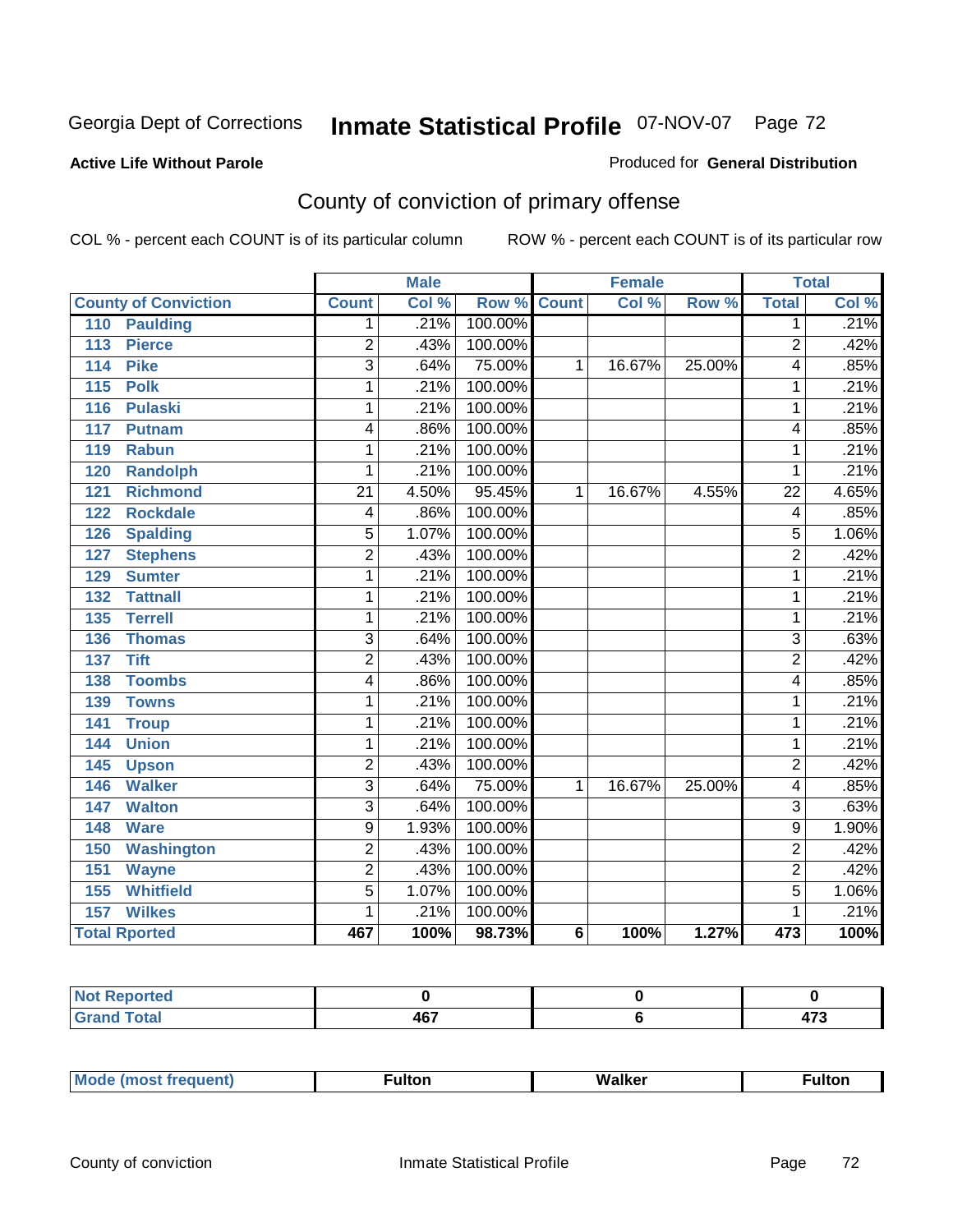Georgia Dept of Corrections **Inmate Statistical Profile** 07-NOV-07

**Active Life Without Parole**

Produced for **General Distribution**

## County of conviction of primary offense

COL % - percent each COUNT is of its particular column ROW % - percent each COUNT is of its particular row

| County of Conviction | Male | | | Female | | | Total | |
|---|---|---|---|---|---|---|---|---|
| | Count | Col % | Row % | Count | Col % | Row % | Total | Col % |
| 110 Paulding | 1 | .21% | 100.00% | | | | 1 | .21% |
| 113 Pierce | 2 | .43% | 100.00% | | | | 2 | .42% |
| 114 Pike | 3 | .64% | 75.00% | 1 | 16.67% | 25.00% | 4 | .85% |
| 115 Polk | 1 | .21% | 100.00% | | | | 1 | .21% |
| 116 Pulaski | 1 | .21% | 100.00% | | | | 1 | .21% |
| 117 Putnam | 4 | .86% | 100.00% | | | | 4 | .85% |
| 119 Rabun | 1 | .21% | 100.00% | | | | 1 | .21% |
| 120 Randolph | 1 | .21% | 100.00% | | | | 1 | .21% |
| 121 Richmond | 21 | 4.50% | 95.45% | 1 | 16.67% | 4.55% | 22 | 4.65% |
| 122 Rockdale | 4 | .86% | 100.00% | | | | 4 | .85% |
| 126 Spalding | 5 | 1.07% | 100.00% | | | | 5 | 1.06% |
| 127 Stephens | 2 | .43% | 100.00% | | | | 2 | .42% |
| 129 Sumter | 1 | .21% | 100.00% | | | | 1 | .21% |
| 132 Tattnall | 1 | .21% | 100.00% | | | | 1 | .21% |
| 135 Terrell | 1 | .21% | 100.00% | | | | 1 | .21% |
| 136 Thomas | 3 | .64% | 100.00% | | | | 3 | .63% |
| 137 Tift | 2 | .43% | 100.00% | | | | 2 | .42% |
| 138 Toombs | 4 | .86% | 100.00% | | | | 4 | .85% |
| 139 Towns | 1 | .21% | 100.00% | | | | 1 | .21% |
| 141 Troup | 1 | .21% | 100.00% | | | | 1 | .21% |
| 144 Union | 1 | .21% | 100.00% | | | | 1 | .21% |
| 145 Upson | 2 | .43% | 100.00% | | | | 2 | .42% |
| 146 Walker | 3 | .64% | 75.00% | 1 | 16.67% | 25.00% | 4 | .85% |
| 147 Walton | 3 | .64% | 100.00% | | | | 3 | .63% |
| 148 Ware | 9 | 1.93% | 100.00% | | | | 9 | 1.90% |
| 150 Washington | 2 | .43% | 100.00% | | | | 2 | .42% |
| 151 Wayne | 2 | .43% | 100.00% | | | | 2 | .42% |
| 155 Whitfield | 5 | 1.07% | 100.00% | | | | 5 | 1.06% |
| 157 Wilkes | 1 | .21% | 100.00% | | | | 1 | .21% |
| **Total Rported** | **467** | **100%** | **98.73%** | **6** | **100%** | **1.27%** | **473** | **100%** |

| | Male | Female | Total |
|---|---|---|---|
| Not Reported | 0 | 0 | 0 |
| Grand Total | 467 | 6 | 473 |

| | Male | Female | Total |
|---|---|---|---|
| Mode (most frequent) | Fulton | Walker | Fulton |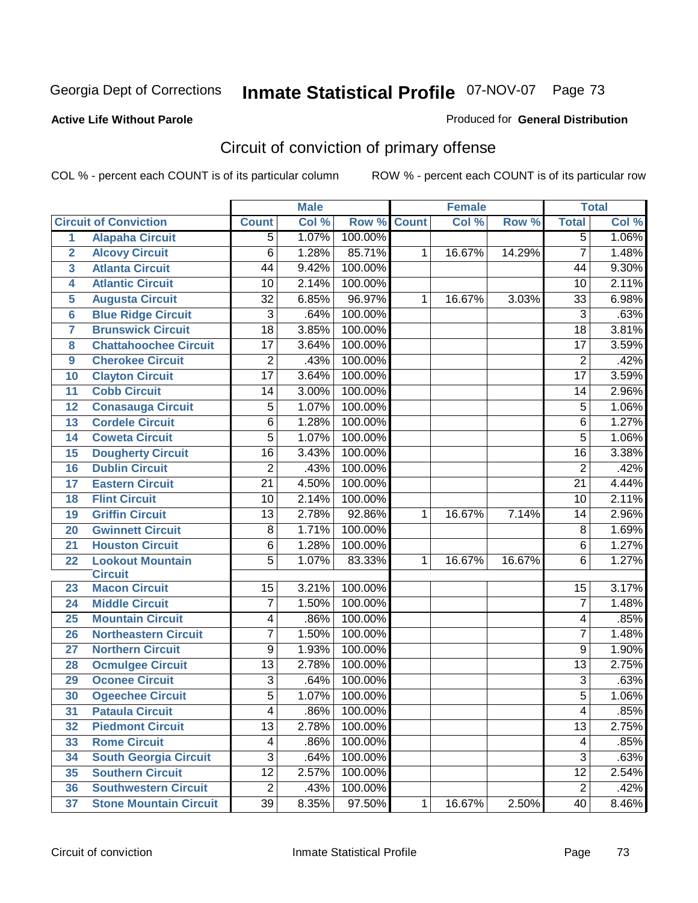Georgia Dept of Corrections **Inmate Statistical Profile** 07-NOV-07

**Active Life Without Parole**

Produced for **General Distribution**

## Circuit of conviction of primary offense

COL % - percent each COUNT is of its particular column    ROW % - percent each COUNT is of its particular row

| | | Male | | | Female | | | Total | |
|---|---|---|---|---|---|---|---|---|---|
| **Circuit of Conviction** | | **Count** | **Col %** | **Row %** | **Count** | **Col %** | **Row %** | **Total** | **Col %** |
| 1 | Alapaha Circuit | 5 | 1.07% | 100.00% | | | | 5 | 1.06% |
| 2 | Alcovy Circuit | 6 | 1.28% | 85.71% | 1 | 16.67% | 14.29% | 7 | 1.48% |
| 3 | Atlanta Circuit | 44 | 9.42% | 100.00% | | | | 44 | 9.30% |
| 4 | Atlantic Circuit | 10 | 2.14% | 100.00% | | | | 10 | 2.11% |
| 5 | Augusta Circuit | 32 | 6.85% | 96.97% | 1 | 16.67% | 3.03% | 33 | 6.98% |
| 6 | Blue Ridge Circuit | 3 | .64% | 100.00% | | | | 3 | .63% |
| 7 | Brunswick Circuit | 18 | 3.85% | 100.00% | | | | 18 | 3.81% |
| 8 | Chattahoochee Circuit | 17 | 3.64% | 100.00% | | | | 17 | 3.59% |
| 9 | Cherokee Circuit | 2 | .43% | 100.00% | | | | 2 | .42% |
| 10 | Clayton Circuit | 17 | 3.64% | 100.00% | | | | 17 | 3.59% |
| 11 | Cobb Circuit | 14 | 3.00% | 100.00% | | | | 14 | 2.96% |
| 12 | Conasauga Circuit | 5 | 1.07% | 100.00% | | | | 5 | 1.06% |
| 13 | Cordele Circuit | 6 | 1.28% | 100.00% | | | | 6 | 1.27% |
| 14 | Coweta Circuit | 5 | 1.07% | 100.00% | | | | 5 | 1.06% |
| 15 | Dougherty Circuit | 16 | 3.43% | 100.00% | | | | 16 | 3.38% |
| 16 | Dublin Circuit | 2 | .43% | 100.00% | | | | 2 | .42% |
| 17 | Eastern Circuit | 21 | 4.50% | 100.00% | | | | 21 | 4.44% |
| 18 | Flint Circuit | 10 | 2.14% | 100.00% | | | | 10 | 2.11% |
| 19 | Griffin Circuit | 13 | 2.78% | 92.86% | 1 | 16.67% | 7.14% | 14 | 2.96% |
| 20 | Gwinnett Circuit | 8 | 1.71% | 100.00% | | | | 8 | 1.69% |
| 21 | Houston Circuit | 6 | 1.28% | 100.00% | | | | 6 | 1.27% |
| 22 | Lookout Mountain Circuit | 5 | 1.07% | 83.33% | 1 | 16.67% | 16.67% | 6 | 1.27% |
| 23 | Macon Circuit | 15 | 3.21% | 100.00% | | | | 15 | 3.17% |
| 24 | Middle Circuit | 7 | 1.50% | 100.00% | | | | 7 | 1.48% |
| 25 | Mountain Circuit | 4 | .86% | 100.00% | | | | 4 | .85% |
| 26 | Northeastern Circuit | 7 | 1.50% | 100.00% | | | | 7 | 1.48% |
| 27 | Northern Circuit | 9 | 1.93% | 100.00% | | | | 9 | 1.90% |
| 28 | Ocmulgee Circuit | 13 | 2.78% | 100.00% | | | | 13 | 2.75% |
| 29 | Oconee Circuit | 3 | .64% | 100.00% | | | | 3 | .63% |
| 30 | Ogeechee Circuit | 5 | 1.07% | 100.00% | | | | 5 | 1.06% |
| 31 | Pataula Circuit | 4 | .86% | 100.00% | | | | 4 | .85% |
| 32 | Piedmont Circuit | 13 | 2.78% | 100.00% | | | | 13 | 2.75% |
| 33 | Rome Circuit | 4 | .86% | 100.00% | | | | 4 | .85% |
| 34 | South Georgia Circuit | 3 | .64% | 100.00% | | | | 3 | .63% |
| 35 | Southern Circuit | 12 | 2.57% | 100.00% | | | | 12 | 2.54% |
| 36 | Southwestern Circuit | 2 | .43% | 100.00% | | | | 2 | .42% |
| 37 | Stone Mountain Circuit | 39 | 8.35% | 97.50% | 1 | 16.67% | 2.50% | 40 | 8.46% |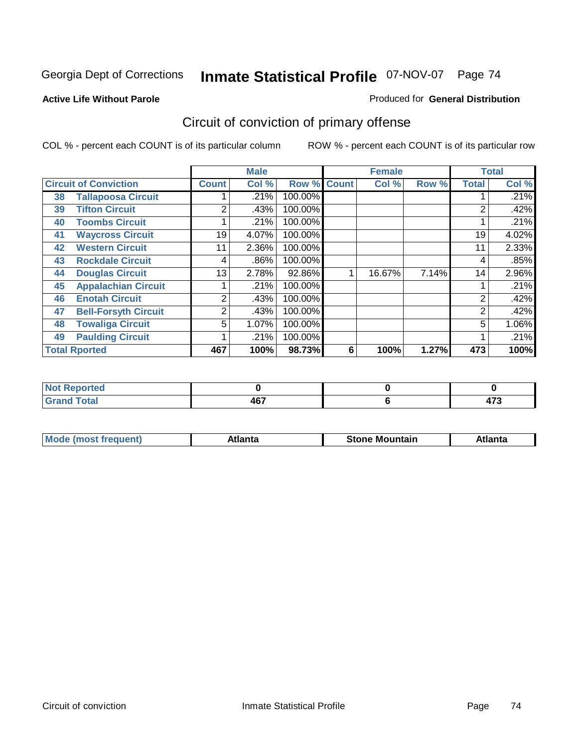Georgia Dept of Corrections **Inmate Statistical Profile** 07-NOV-07

**Active Life Without Parole**

Produced for **General Distribution**

## Circuit of conviction of primary offense

COL % - percent each COUNT is of its particular column

ROW % - percent each COUNT is of its particular row

| Circuit of Conviction | | Male | | | Female | | | Total | |
|---|---|---|---|---|---|---|---|---|---|
| | | Count | Col % | Row % | Count | Col % | Row % | Total | Col % |
| 38 | Tallapoosa Circuit | 1 | .21% | 100.00% | | | | 1 | .21% |
| 39 | Tifton Circuit | 2 | .43% | 100.00% | | | | 2 | .42% |
| 40 | Toombs Circuit | 1 | .21% | 100.00% | | | | 1 | .21% |
| 41 | Waycross Circuit | 19 | 4.07% | 100.00% | | | | 19 | 4.02% |
| 42 | Western Circuit | 11 | 2.36% | 100.00% | | | | 11 | 2.33% |
| 43 | Rockdale Circuit | 4 | .86% | 100.00% | | | | 4 | .85% |
| 44 | Douglas Circuit | 13 | 2.78% | 92.86% | 1 | 16.67% | 7.14% | 14 | 2.96% |
| 45 | Appalachian Circuit | 1 | .21% | 100.00% | | | | 1 | .21% |
| 46 | Enotah Circuit | 2 | .43% | 100.00% | | | | 2 | .42% |
| 47 | Bell-Forsyth Circuit | 2 | .43% | 100.00% | | | | 2 | .42% |
| 48 | Towaliga Circuit | 5 | 1.07% | 100.00% | | | | 5 | 1.06% |
| 49 | Paulding Circuit | 1 | .21% | 100.00% | | | | 1 | .21% |
| **Total Rported** | | **467** | **100%** | **98.73%** | **6** | **100%** | **1.27%** | **473** | **100%** |

| | Male | Female | Total |
|---|---|---|---|
| Not Reported | **0** | **0** | **0** |
| Grand Total | **467** | **6** | **473** |

| | Male | Female | Total |
|---|---|---|---|
| Mode (most frequent) | **Atlanta** | **Stone Mountain** | **Atlanta** |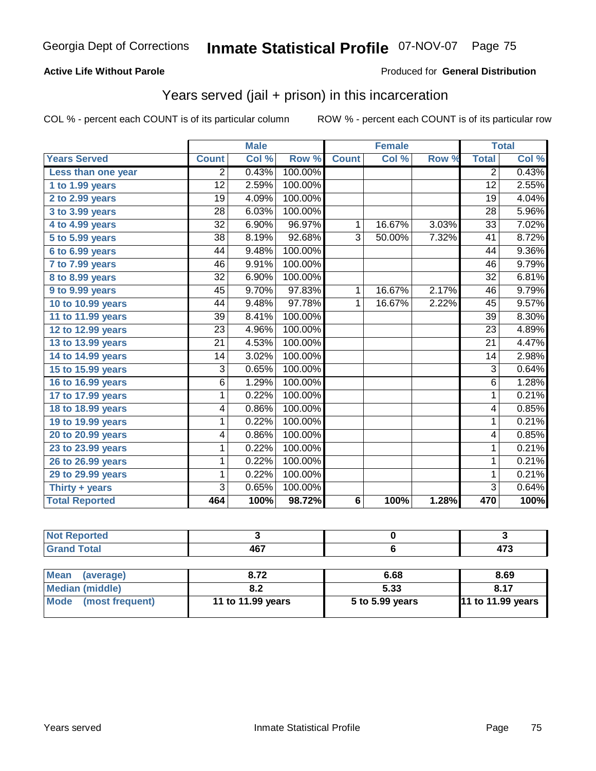Georgia Dept of Corrections **Inmate Statistical Profile** 07-NOV-07

**Active Life Without Parole**

Produced for **General Distribution**

## Years served (jail + prison) in this incarceration

COL % - percent each COUNT is of its particular column ROW % - percent each COUNT is of its particular row

| | Male | | | Female | | | Total | |
|---|---|---|---|---|---|---|---|---|
| **Years Served** | **Count** | **Col %** | **Row %** | **Count** | **Col %** | **Row %** | **Total** | **Col %** |
| Less than one year | 2 | 0.43% | 100.00% | | | | 2 | 0.43% |
| 1 to 1.99 years | 12 | 2.59% | 100.00% | | | | 12 | 2.55% |
| 2 to 2.99 years | 19 | 4.09% | 100.00% | | | | 19 | 4.04% |
| 3 to 3.99 years | 28 | 6.03% | 100.00% | | | | 28 | 5.96% |
| 4 to 4.99 years | 32 | 6.90% | 96.97% | 1 | 16.67% | 3.03% | 33 | 7.02% |
| 5 to 5.99 years | 38 | 8.19% | 92.68% | 3 | 50.00% | 7.32% | 41 | 8.72% |
| 6 to 6.99 years | 44 | 9.48% | 100.00% | | | | 44 | 9.36% |
| 7 to 7.99 years | 46 | 9.91% | 100.00% | | | | 46 | 9.79% |
| 8 to 8.99 years | 32 | 6.90% | 100.00% | | | | 32 | 6.81% |
| 9 to 9.99 years | 45 | 9.70% | 97.83% | 1 | 16.67% | 2.17% | 46 | 9.79% |
| 10 to 10.99 years | 44 | 9.48% | 97.78% | 1 | 16.67% | 2.22% | 45 | 9.57% |
| 11 to 11.99 years | 39 | 8.41% | 100.00% | | | | 39 | 8.30% |
| 12 to 12.99 years | 23 | 4.96% | 100.00% | | | | 23 | 4.89% |
| 13 to 13.99 years | 21 | 4.53% | 100.00% | | | | 21 | 4.47% |
| 14 to 14.99 years | 14 | 3.02% | 100.00% | | | | 14 | 2.98% |
| 15 to 15.99 years | 3 | 0.65% | 100.00% | | | | 3 | 0.64% |
| 16 to 16.99 years | 6 | 1.29% | 100.00% | | | | 6 | 1.28% |
| 17 to 17.99 years | 1 | 0.22% | 100.00% | | | | 1 | 0.21% |
| 18 to 18.99 years | 4 | 0.86% | 100.00% | | | | 4 | 0.85% |
| 19 to 19.99 years | 1 | 0.22% | 100.00% | | | | 1 | 0.21% |
| 20 to 20.99 years | 4 | 0.86% | 100.00% | | | | 4 | 0.85% |
| 23 to 23.99 years | 1 | 0.22% | 100.00% | | | | 1 | 0.21% |
| 26 to 26.99 years | 1 | 0.22% | 100.00% | | | | 1 | 0.21% |
| 29 to 29.99 years | 1 | 0.22% | 100.00% | | | | 1 | 0.21% |
| Thirty + years | 3 | 0.65% | 100.00% | | | | 3 | 0.64% |
| **Total Reported** | **464** | **100%** | **98.72%** | **6** | **100%** | **1.28%** | **470** | **100%** |

| | Male | Female | Total |
|---|---|---|---|
| Not Reported | 3 | 0 | 3 |
| Grand Total | 467 | 6 | 473 |

| | Male | Female | Total |
|---|---|---|---|
| Mean (average) | 8.72 | 6.68 | 8.69 |
| Median (middle) | 8.2 | 5.33 | 8.17 |
| Mode (most frequent) | 11 to 11.99 years | 5 to 5.99 years | 11 to 11.99 years |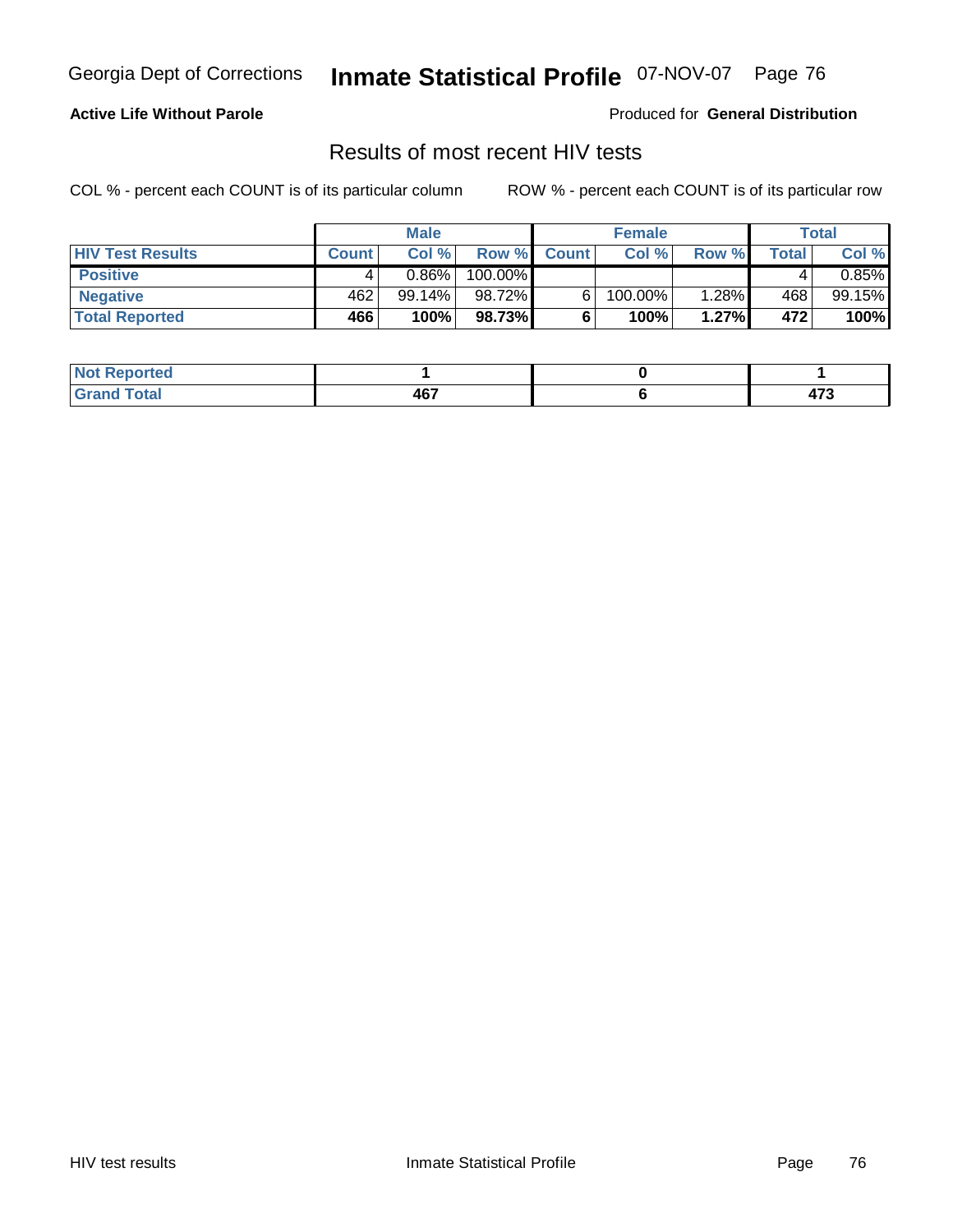Georgia Dept of Corrections **Inmate Statistical Profile** 07-NOV-07

**Active Life Without Parole**

Produced for **General Distribution**

## Results of most recent HIV tests

COL % - percent each COUNT is of its particular column

ROW % - percent each COUNT is of its particular row

| | Male | | | Female | | | Total | |
|---|---|---|---|---|---|---|---|---|
| **HIV Test Results** | **Count** | **Col %** | **Row %** | **Count** | **Col %** | **Row %** | **Total** | **Col %** |
| **Positive** | 4 | 0.86% | 100.00% | | | | 4 | 0.85% |
| **Negative** | 462 | 99.14% | 98.72% | 6 | 100.00% | 1.28% | 468 | 99.15% |
| **Total Reported** | **466** | **100%** | **98.73%** | **6** | **100%** | **1.27%** | **472** | **100%** |

| | Male | Female | Total |
|---|---|---|---|
| **Not Reported** | **1** | **0** | **1** |
| **Grand Total** | **467** | **6** | **473** |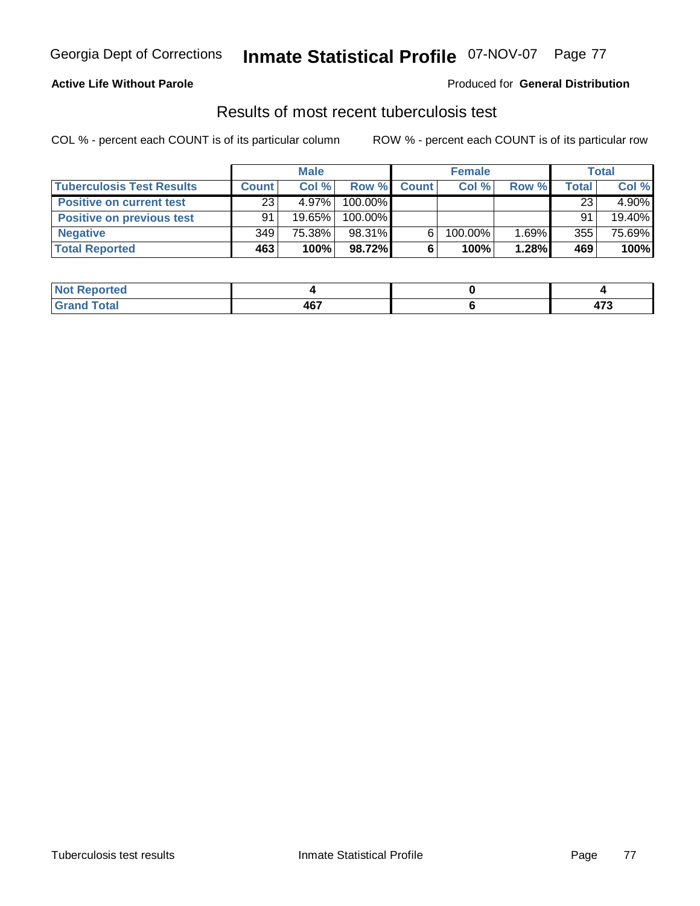**Active Life Without Parole**

Produced for **General Distribution**

## Results of most recent tuberculosis test

COL % - percent each COUNT is of its particular column

ROW % - percent each COUNT is of its particular row

| | Male | | | Female | | | Total | |
|---|---|---|---|---|---|---|---|---|
| **Tuberculosis Test Results** | **Count** | **Col %** | **Row %** | **Count** | **Col %** | **Row %** | **Total** | **Col %** |
| **Positive on current test** | 23 | 4.97% | 100.00% | | | | 23 | 4.90% |
| **Positive on previous test** | 91 | 19.65% | 100.00% | | | | 91 | 19.40% |
| **Negative** | 349 | 75.38% | 98.31% | 6 | 100.00% | 1.69% | 355 | 75.69% |
| **Total Reported** | **463** | **100%** | **98.72%** | **6** | **100%** | **1.28%** | **469** | **100%** |

| | Male | Female | Total |
|---|---|---|---|
| **Not Reported** | **4** | **0** | **4** |
| **Grand Total** | **467** | **6** | **473** |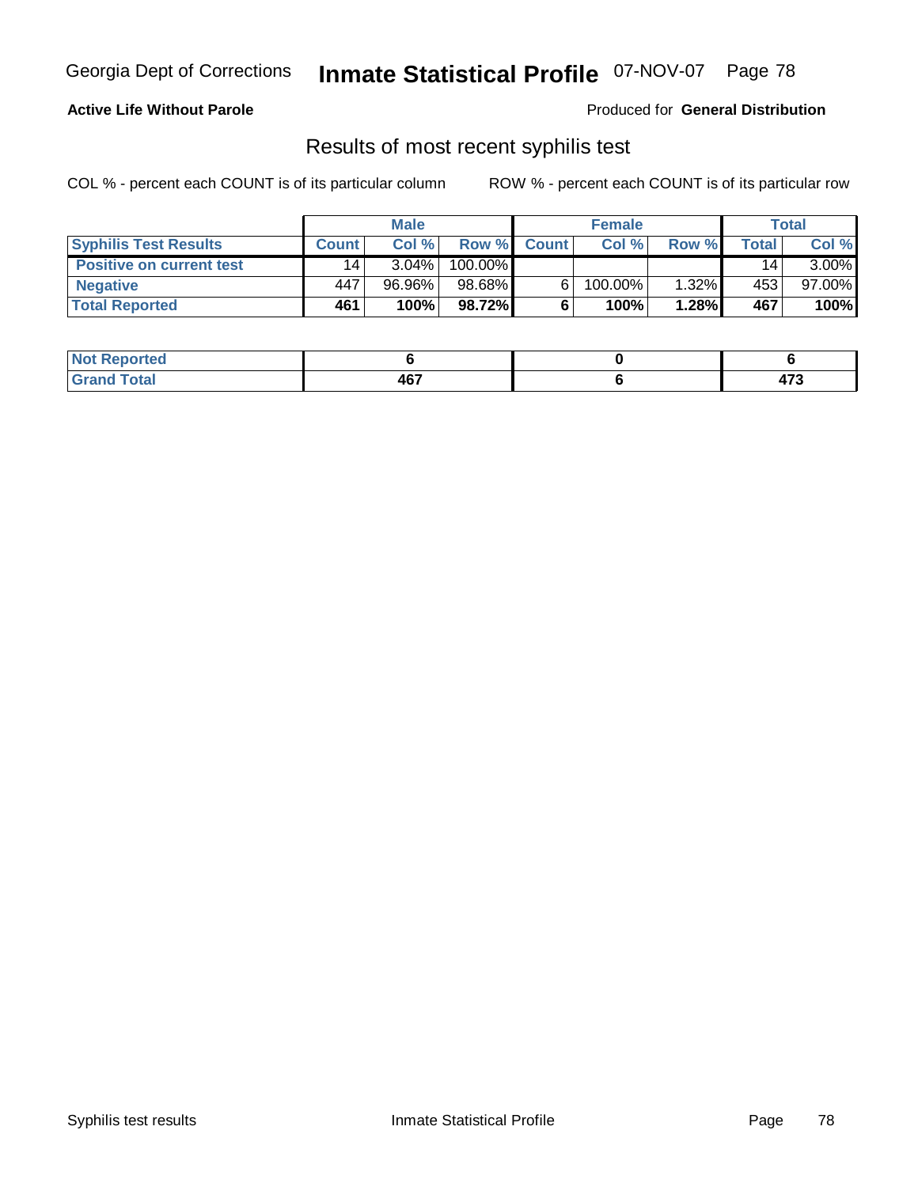**Active Life Without Parole**

Produced for **General Distribution**

## Results of most recent syphilis test

COL % - percent each COUNT is of its particular column

ROW % - percent each COUNT is of its particular row

| | Male | | | Female | | | Total | |
|---|---|---|---|---|---|---|---|---|
| **Syphilis Test Results** | **Count** | **Col %** | **Row %** | **Count** | **Col %** | **Row %** | **Total** | **Col %** |
| **Positive on current test** | 14 | 3.04% | 100.00% | | | | 14 | 3.00% |
| **Negative** | 447 | 96.96% | 98.68% | 6 | 100.00% | 1.32% | 453 | 97.00% |
| **Total Reported** | **461** | **100%** | **98.72%** | **6** | **100%** | **1.28%** | **467** | **100%** |

| | Male | Female | Total |
|---|---|---|---|
| **Not Reported** | **6** | **0** | **6** |
| **Grand Total** | **467** | **6** | **473** |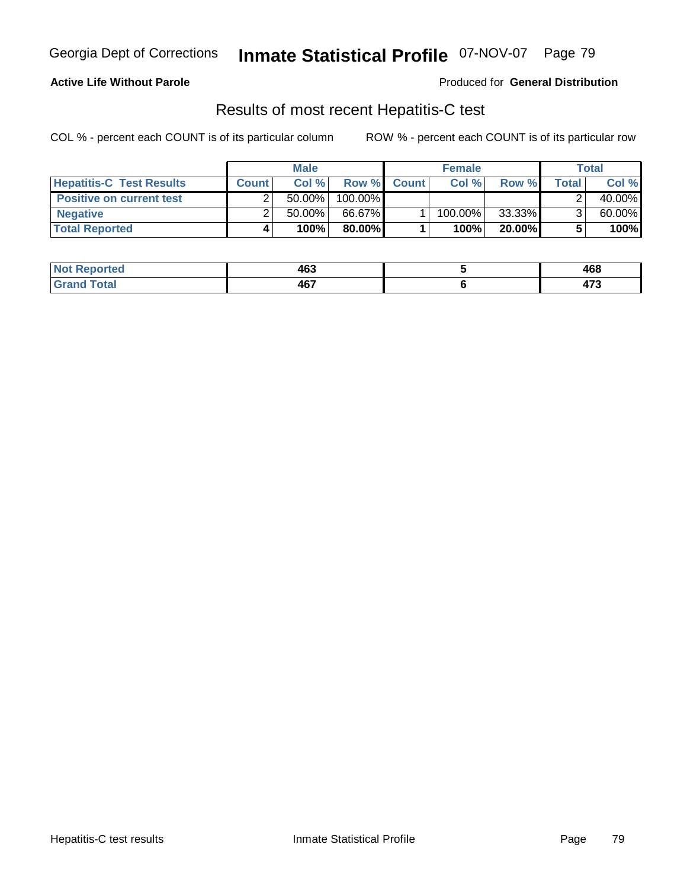**Active Life Without Parole**

Produced for **General Distribution**

## Results of most recent Hepatitis-C test

COL % - percent each COUNT is of its particular column

ROW % - percent each COUNT is of its particular row

| | Male | | | Female | | | Total | |
|---|---|---|---|---|---|---|---|---|
| **Hepatitis-C Test Results** | **Count** | **Col %** | **Row %** | **Count** | **Col %** | **Row %** | **Total** | **Col %** |
| **Positive on current test** | 2 | 50.00% | 100.00% | | | | 2 | 40.00% |
| **Negative** | 2 | 50.00% | 66.67% | 1 | 100.00% | 33.33% | 3 | 60.00% |
| **Total Reported** | **4** | **100%** | **80.00%** | **1** | **100%** | **20.00%** | **5** | **100%** |

| | Male | Female | Total |
|---|---|---|---|
| **Not Reported** | **463** | **5** | **468** |
| **Grand Total** | **467** | **6** | **473** |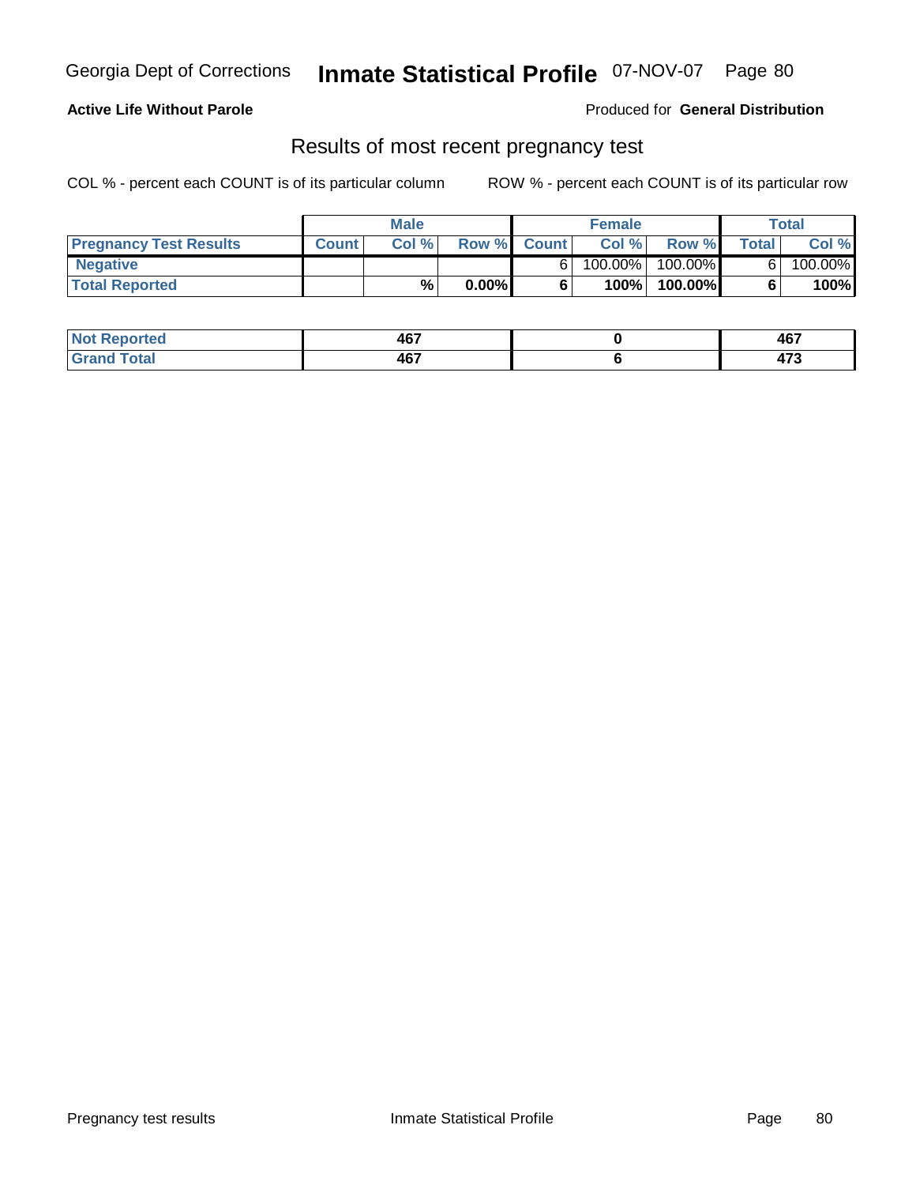**Active Life Without Parole** Produced for **General Distribution**

## Results of most recent pregnancy test

COL % - percent each COUNT is of its particular column ROW % - percent each COUNT is of its particular row

| | Male | | | Female | | | Total | |
|---|---|---|---|---|---|---|---|---|
| **Pregnancy Test Results** | **Count** | **Col %** | **Row %** | **Count** | **Col %** | **Row %** | **Total** | **Col %** |
| **Negative** | | | | 6 | 100.00% | 100.00% | 6 | 100.00% |
| **Total Reported** | | **%** | **0.00%** | **6** | **100%** | **100.00%** | **6** | **100%** |

| | Male | Female | Total |
|---|---|---|---|
| **Not Reported** | **467** | **0** | **467** |
| **Grand Total** | **467** | **6** | **473** |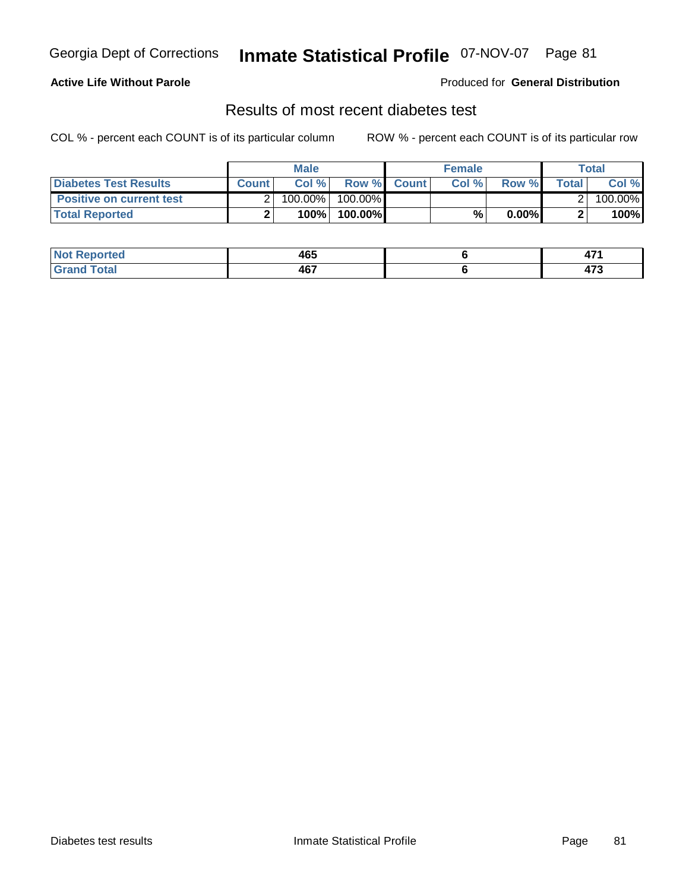Georgia Dept of Corrections **Inmate Statistical Profile** 07-NOV-07

**Active Life Without Parole**

Produced for **General Distribution**

## Results of most recent diabetes test

COL % - percent each COUNT is of its particular column

ROW % - percent each COUNT is of its particular row

| | Male | | | Female | | | Total | |
|---|---|---|---|---|---|---|---|---|
| **Diabetes Test Results** | **Count** | **Col %** | **Row %** | **Count** | **Col %** | **Row %** | **Total** | **Col %** |
| **Positive on current test** | 2 | 100.00% | 100.00% | | | | 2 | 100.00% |
| **Total Reported** | **2** | **100%** | **100.00%** | | **%** | **0.00%** | **2** | **100%** |

| | Male | Female | Total |
|---|---|---|---|
| **Not Reported** | **465** | **6** | **471** |
| **Grand Total** | **467** | **6** | **473** |

Diabetes test results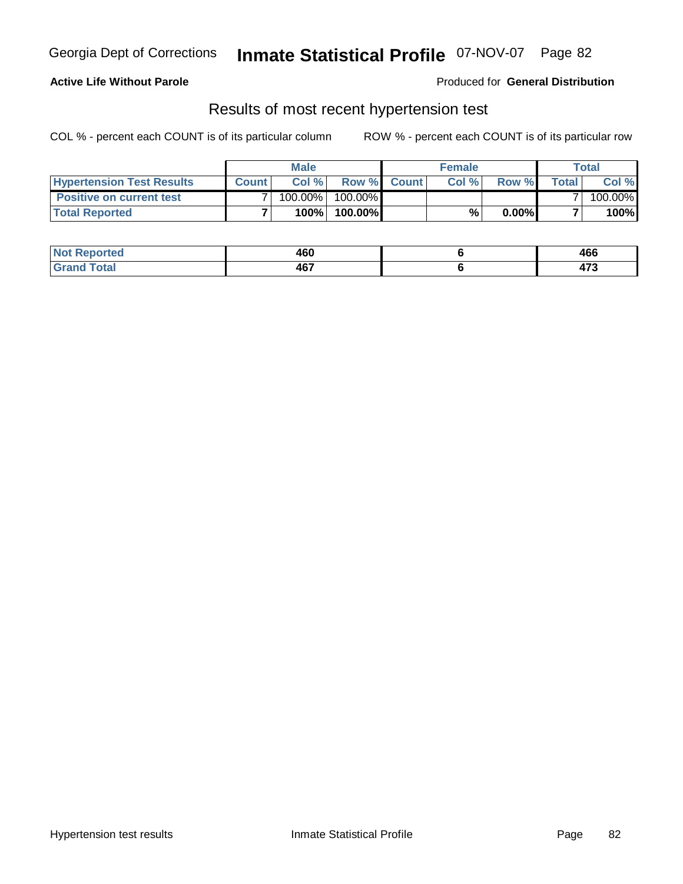## Georgia Dept of Corrections — Inmate Statistical Profile 07-NOV-07

**Active Life Without Parole**

Produced for **General Distribution**

### Results of most recent hypertension test

COL % - percent each COUNT is of its particular column

ROW % - percent each COUNT is of its particular row

| | Male | | | Female | | | Total | |
|---|---|---|---|---|---|---|---|---|
| Hypertension Test Results | Count | Col % | Row % | Count | Col % | Row % | Total | Col % |
| Positive on current test | 7 | 100.00% | 100.00% | | | | 7 | 100.00% |
| **Total Reported** | **7** | **100%** | **100.00%** | | **%** | **0.00%** | **7** | **100%** |

| | Male | Female | Total |
|---|---|---|---|
| Not Reported | 460 | 6 | 466 |
| Grand Total | 467 | 6 | 473 |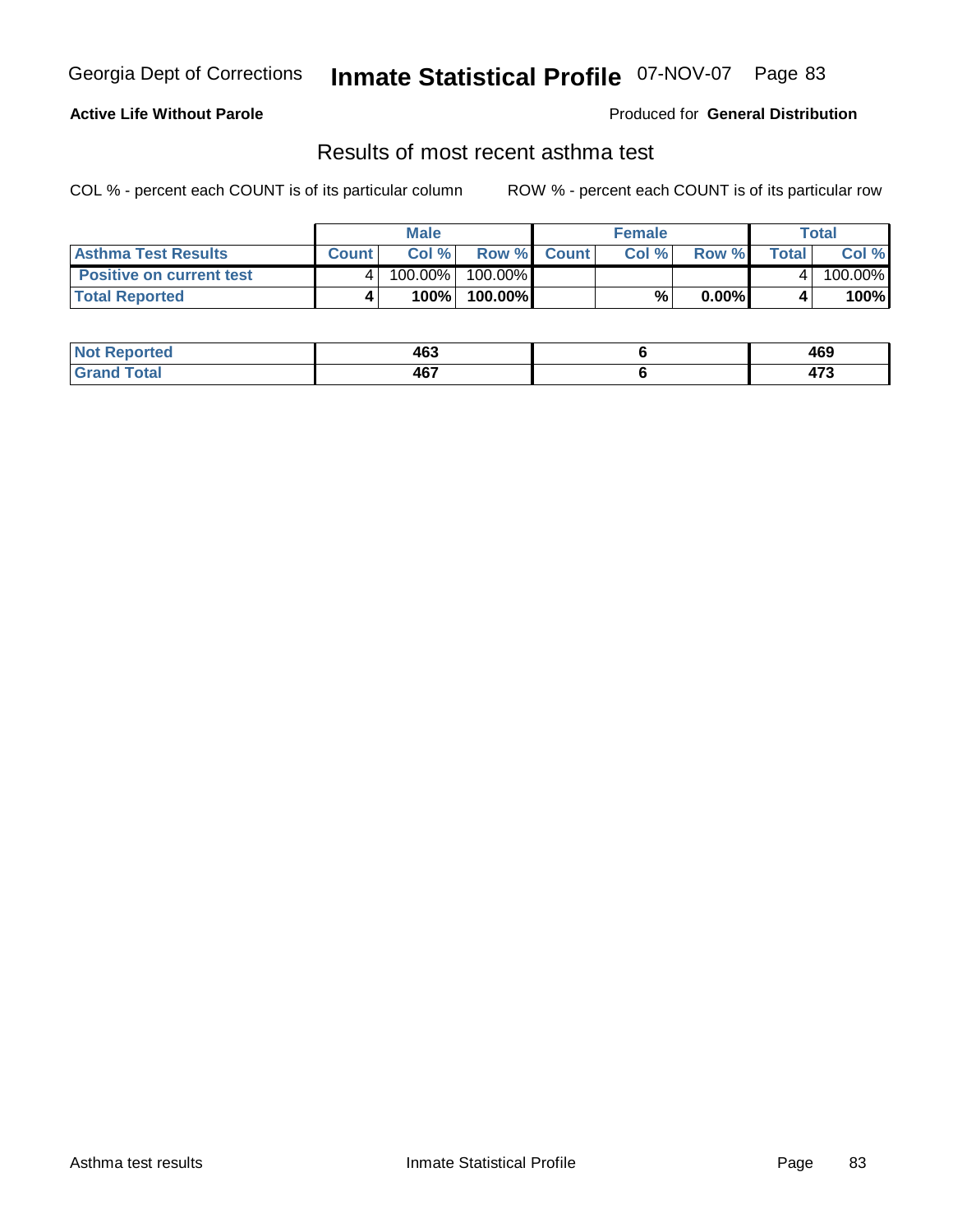Georgia Dept of Corrections **Inmate Statistical Profile** 07-NOV-07

**Active Life Without Parole**

Produced for **General Distribution**

## Results of most recent asthma test

COL % - percent each COUNT is of its particular column ROW % - percent each COUNT is of its particular row

| | Male | | | Female | | | Total | |
|---|---|---|---|---|---|---|---|---|
| **Asthma Test Results** | **Count** | **Col %** | **Row %** | **Count** | **Col %** | **Row %** | **Total** | **Col %** |
| **Positive on current test** | 4 | 100.00% | 100.00% | | | | 4 | 100.00% |
| **Total Reported** | **4** | **100%** | **100.00%** | | **%** | **0.00%** | **4** | **100%** |

| | Male | Female | Total |
|---|---|---|---|
| **Not Reported** | **463** | **6** | **469** |
| **Grand Total** | **467** | **6** | **473** |